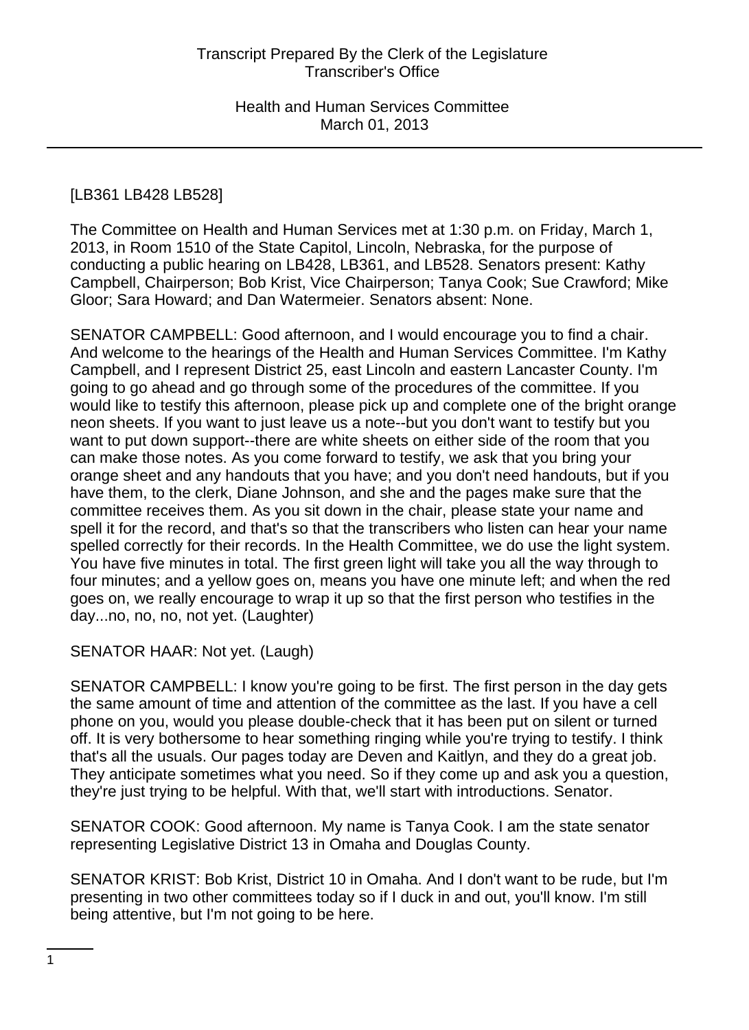[LB361 LB428 LB528]

The Committee on Health and Human Services met at 1:30 p.m. on Friday, March 1, 2013, in Room 1510 of the State Capitol, Lincoln, Nebraska, for the purpose of conducting a public hearing on LB428, LB361, and LB528. Senators present: Kathy Campbell, Chairperson; Bob Krist, Vice Chairperson; Tanya Cook; Sue Crawford; Mike Gloor; Sara Howard; and Dan Watermeier. Senators absent: None.

SENATOR CAMPBELL: Good afternoon, and I would encourage you to find a chair. And welcome to the hearings of the Health and Human Services Committee. I'm Kathy Campbell, and I represent District 25, east Lincoln and eastern Lancaster County. I'm going to go ahead and go through some of the procedures of the committee. If you would like to testify this afternoon, please pick up and complete one of the bright orange neon sheets. If you want to just leave us a note--but you don't want to testify but you want to put down support--there are white sheets on either side of the room that you can make those notes. As you come forward to testify, we ask that you bring your orange sheet and any handouts that you have; and you don't need handouts, but if you have them, to the clerk, Diane Johnson, and she and the pages make sure that the committee receives them. As you sit down in the chair, please state your name and spell it for the record, and that's so that the transcribers who listen can hear your name spelled correctly for their records. In the Health Committee, we do use the light system. You have five minutes in total. The first green light will take you all the way through to four minutes; and a yellow goes on, means you have one minute left; and when the red goes on, we really encourage to wrap it up so that the first person who testifies in the day...no, no, no, not yet. (Laughter)

SENATOR HAAR: Not yet. (Laugh)

SENATOR CAMPBELL: I know you're going to be first. The first person in the day gets the same amount of time and attention of the committee as the last. If you have a cell phone on you, would you please double-check that it has been put on silent or turned off. It is very bothersome to hear something ringing while you're trying to testify. I think that's all the usuals. Our pages today are Deven and Kaitlyn, and they do a great job. They anticipate sometimes what you need. So if they come up and ask you a question, they're just trying to be helpful. With that, we'll start with introductions. Senator.

SENATOR COOK: Good afternoon. My name is Tanya Cook. I am the state senator representing Legislative District 13 in Omaha and Douglas County.

SENATOR KRIST: Bob Krist, District 10 in Omaha. And I don't want to be rude, but I'm presenting in two other committees today so if I duck in and out, you'll know. I'm still being attentive, but I'm not going to be here.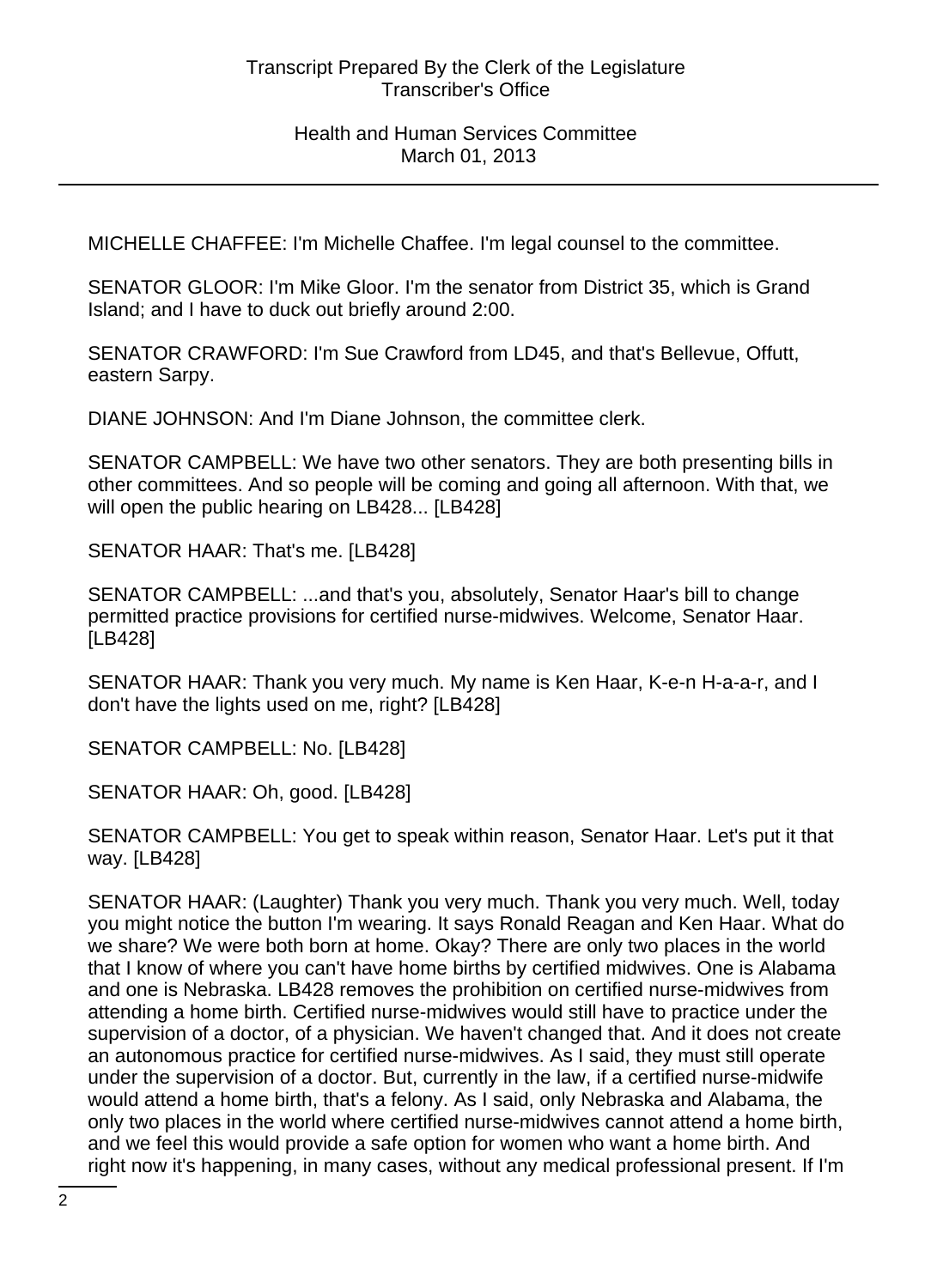MICHELLE CHAFFEE: I'm Michelle Chaffee. I'm legal counsel to the committee.

SENATOR GLOOR: I'm Mike Gloor. I'm the senator from District 35, which is Grand Island; and I have to duck out briefly around 2:00.

SENATOR CRAWFORD: I'm Sue Crawford from LD45, and that's Bellevue, Offutt, eastern Sarpy.

DIANE JOHNSON: And I'm Diane Johnson, the committee clerk.

SENATOR CAMPBELL: We have two other senators. They are both presenting bills in other committees. And so people will be coming and going all afternoon. With that, we will open the public hearing on LB428... [LB428]

SENATOR HAAR: That's me. [LB428]

SENATOR CAMPBELL: ...and that's you, absolutely, Senator Haar's bill to change permitted practice provisions for certified nurse-midwives. Welcome, Senator Haar. [LB428]

SENATOR HAAR: Thank you very much. My name is Ken Haar, K-e-n H-a-a-r, and I don't have the lights used on me, right? [LB428]

SENATOR CAMPBELL: No. [LB428]

SENATOR HAAR: Oh, good. [LB428]

SENATOR CAMPBELL: You get to speak within reason, Senator Haar. Let's put it that way. [LB428]

SENATOR HAAR: (Laughter) Thank you very much. Thank you very much. Well, today you might notice the button I'm wearing. It says Ronald Reagan and Ken Haar. What do we share? We were both born at home. Okay? There are only two places in the world that I know of where you can't have home births by certified midwives. One is Alabama and one is Nebraska. LB428 removes the prohibition on certified nurse-midwives from attending a home birth. Certified nurse-midwives would still have to practice under the supervision of a doctor, of a physician. We haven't changed that. And it does not create an autonomous practice for certified nurse-midwives. As I said, they must still operate under the supervision of a doctor. But, currently in the law, if a certified nurse-midwife would attend a home birth, that's a felony. As I said, only Nebraska and Alabama, the only two places in the world where certified nurse-midwives cannot attend a home birth, and we feel this would provide a safe option for women who want a home birth. And right now it's happening, in many cases, without any medical professional present. If I'm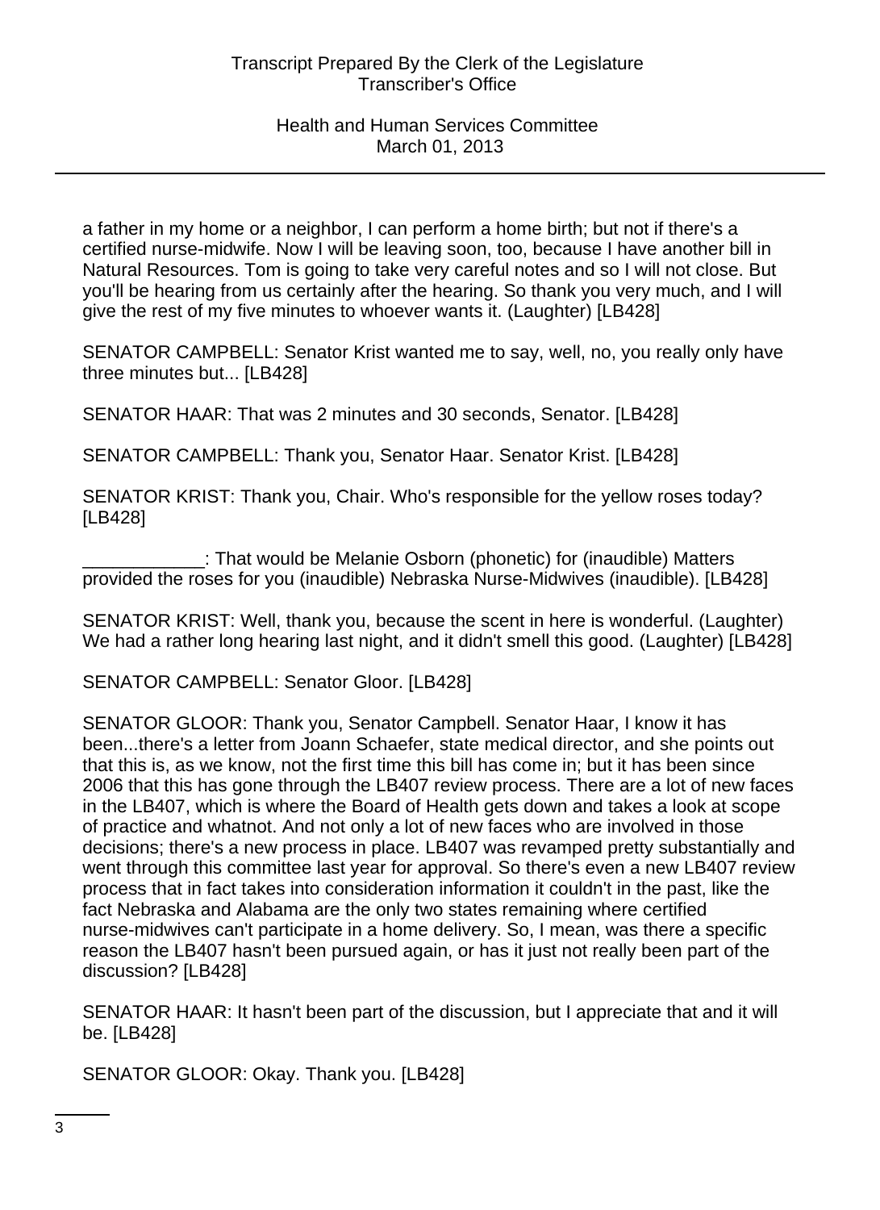a father in my home or a neighbor, I can perform a home birth; but not if there's a certified nurse-midwife. Now I will be leaving soon, too, because I have another bill in Natural Resources. Tom is going to take very careful notes and so I will not close. But you'll be hearing from us certainly after the hearing. So thank you very much, and I will give the rest of my five minutes to whoever wants it. (Laughter) [LB428]

SENATOR CAMPBELL: Senator Krist wanted me to say, well, no, you really only have three minutes but... [LB428]

SENATOR HAAR: That was 2 minutes and 30 seconds, Senator. [LB428]

SENATOR CAMPBELL: Thank you, Senator Haar. Senator Krist. [LB428]

SENATOR KRIST: Thank you, Chair. Who's responsible for the yellow roses today? [LB428]

____________: That would be Melanie Osborn (phonetic) for (inaudible) Matters provided the roses for you (inaudible) Nebraska Nurse-Midwives (inaudible). [LB428]

SENATOR KRIST: Well, thank you, because the scent in here is wonderful. (Laughter) We had a rather long hearing last night, and it didn't smell this good. (Laughter) [LB428]

SENATOR CAMPBELL: Senator Gloor. [LB428]

SENATOR GLOOR: Thank you, Senator Campbell. Senator Haar, I know it has been...there's a letter from Joann Schaefer, state medical director, and she points out that this is, as we know, not the first time this bill has come in; but it has been since 2006 that this has gone through the LB407 review process. There are a lot of new faces in the LB407, which is where the Board of Health gets down and takes a look at scope of practice and whatnot. And not only a lot of new faces who are involved in those decisions; there's a new process in place. LB407 was revamped pretty substantially and went through this committee last year for approval. So there's even a new LB407 review process that in fact takes into consideration information it couldn't in the past, like the fact Nebraska and Alabama are the only two states remaining where certified nurse-midwives can't participate in a home delivery. So, I mean, was there a specific reason the LB407 hasn't been pursued again, or has it just not really been part of the discussion? [LB428]

SENATOR HAAR: It hasn't been part of the discussion, but I appreciate that and it will be. [LB428]

SENATOR GLOOR: Okay. Thank you. [LB428]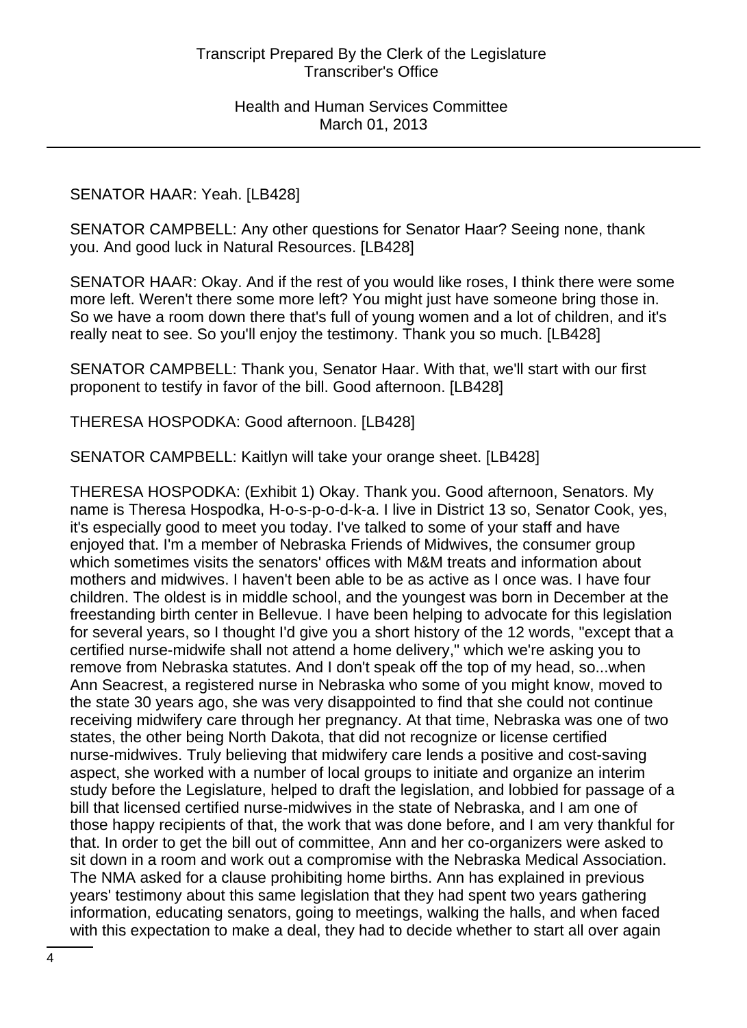SENATOR HAAR: Yeah. [LB428]

SENATOR CAMPBELL: Any other questions for Senator Haar? Seeing none, thank you. And good luck in Natural Resources. [LB428]

SENATOR HAAR: Okay. And if the rest of you would like roses, I think there were some more left. Weren't there some more left? You might just have someone bring those in. So we have a room down there that's full of young women and a lot of children, and it's really neat to see. So you'll enjoy the testimony. Thank you so much. [LB428]

SENATOR CAMPBELL: Thank you, Senator Haar. With that, we'll start with our first proponent to testify in favor of the bill. Good afternoon. [LB428]

THERESA HOSPODKA: Good afternoon. [LB428]

SENATOR CAMPBELL: Kaitlyn will take your orange sheet. [LB428]

THERESA HOSPODKA: (Exhibit 1) Okay. Thank you. Good afternoon, Senators. My name is Theresa Hospodka, H-o-s-p-o-d-k-a. I live in District 13 so, Senator Cook, yes, it's especially good to meet you today. I've talked to some of your staff and have enjoyed that. I'm a member of Nebraska Friends of Midwives, the consumer group which sometimes visits the senators' offices with M&M treats and information about mothers and midwives. I haven't been able to be as active as I once was. I have four children. The oldest is in middle school, and the youngest was born in December at the freestanding birth center in Bellevue. I have been helping to advocate for this legislation for several years, so I thought I'd give you a short history of the 12 words, "except that a certified nurse-midwife shall not attend a home delivery," which we're asking you to remove from Nebraska statutes. And I don't speak off the top of my head, so...when Ann Seacrest, a registered nurse in Nebraska who some of you might know, moved to the state 30 years ago, she was very disappointed to find that she could not continue receiving midwifery care through her pregnancy. At that time, Nebraska was one of two states, the other being North Dakota, that did not recognize or license certified nurse-midwives. Truly believing that midwifery care lends a positive and cost-saving aspect, she worked with a number of local groups to initiate and organize an interim study before the Legislature, helped to draft the legislation, and lobbied for passage of a bill that licensed certified nurse-midwives in the state of Nebraska, and I am one of those happy recipients of that, the work that was done before, and I am very thankful for that. In order to get the bill out of committee, Ann and her co-organizers were asked to sit down in a room and work out a compromise with the Nebraska Medical Association. The NMA asked for a clause prohibiting home births. Ann has explained in previous years' testimony about this same legislation that they had spent two years gathering information, educating senators, going to meetings, walking the halls, and when faced with this expectation to make a deal, they had to decide whether to start all over again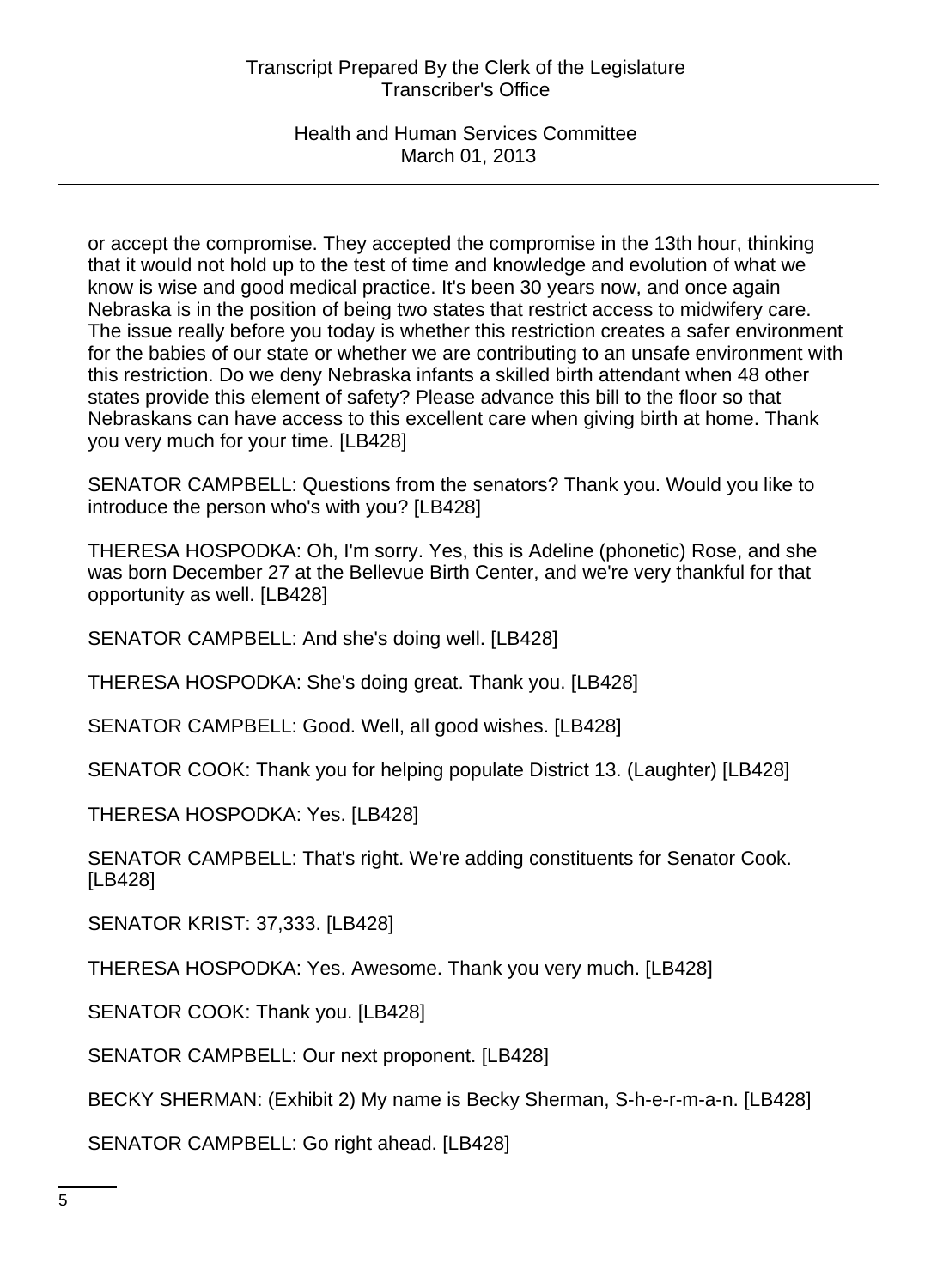or accept the compromise. They accepted the compromise in the 13th hour, thinking that it would not hold up to the test of time and knowledge and evolution of what we know is wise and good medical practice. It's been 30 years now, and once again Nebraska is in the position of being two states that restrict access to midwifery care. The issue really before you today is whether this restriction creates a safer environment for the babies of our state or whether we are contributing to an unsafe environment with this restriction. Do we deny Nebraska infants a skilled birth attendant when 48 other states provide this element of safety? Please advance this bill to the floor so that Nebraskans can have access to this excellent care when giving birth at home. Thank you very much for your time. [LB428]

SENATOR CAMPBELL: Questions from the senators? Thank you. Would you like to introduce the person who's with you? [LB428]

THERESA HOSPODKA: Oh, I'm sorry. Yes, this is Adeline (phonetic) Rose, and she was born December 27 at the Bellevue Birth Center, and we're very thankful for that opportunity as well. [LB428]

SENATOR CAMPBELL: And she's doing well. [LB428]

THERESA HOSPODKA: She's doing great. Thank you. [LB428]

SENATOR CAMPBELL: Good. Well, all good wishes. [LB428]

SENATOR COOK: Thank you for helping populate District 13. (Laughter) [LB428]

THERESA HOSPODKA: Yes. [LB428]

SENATOR CAMPBELL: That's right. We're adding constituents for Senator Cook. [LB428]

SENATOR KRIST: 37,333. [LB428]

THERESA HOSPODKA: Yes. Awesome. Thank you very much. [LB428]

SENATOR COOK: Thank you. [LB428]

SENATOR CAMPBELL: Our next proponent. [LB428]

BECKY SHERMAN: (Exhibit 2) My name is Becky Sherman, S-h-e-r-m-a-n. [LB428]

SENATOR CAMPBELL: Go right ahead. [LB428]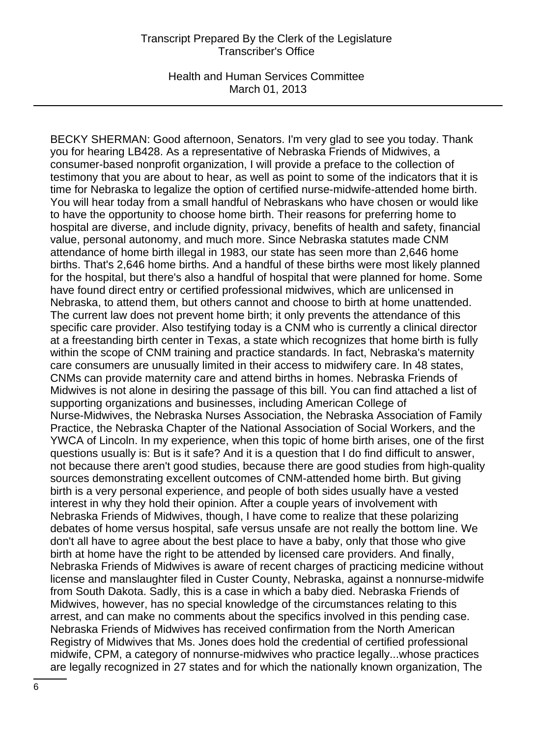BECKY SHERMAN: Good afternoon, Senators. I'm very glad to see you today. Thank you for hearing LB428. As a representative of Nebraska Friends of Midwives, a consumer-based nonprofit organization, I will provide a preface to the collection of testimony that you are about to hear, as well as point to some of the indicators that it is time for Nebraska to legalize the option of certified nurse-midwife-attended home birth. You will hear today from a small handful of Nebraskans who have chosen or would like to have the opportunity to choose home birth. Their reasons for preferring home to hospital are diverse, and include dignity, privacy, benefits of health and safety, financial value, personal autonomy, and much more. Since Nebraska statutes made CNM attendance of home birth illegal in 1983, our state has seen more than 2,646 home births. That's 2,646 home births. And a handful of these births were most likely planned for the hospital, but there's also a handful of hospital that were planned for home. Some have found direct entry or certified professional midwives, which are unlicensed in Nebraska, to attend them, but others cannot and choose to birth at home unattended. The current law does not prevent home birth; it only prevents the attendance of this specific care provider. Also testifying today is a CNM who is currently a clinical director at a freestanding birth center in Texas, a state which recognizes that home birth is fully within the scope of CNM training and practice standards. In fact, Nebraska's maternity care consumers are unusually limited in their access to midwifery care. In 48 states, CNMs can provide maternity care and attend births in homes. Nebraska Friends of Midwives is not alone in desiring the passage of this bill. You can find attached a list of supporting organizations and businesses, including American College of Nurse-Midwives, the Nebraska Nurses Association, the Nebraska Association of Family Practice, the Nebraska Chapter of the National Association of Social Workers, and the YWCA of Lincoln. In my experience, when this topic of home birth arises, one of the first questions usually is: But is it safe? And it is a question that I do find difficult to answer, not because there aren't good studies, because there are good studies from high-quality sources demonstrating excellent outcomes of CNM-attended home birth. But giving birth is a very personal experience, and people of both sides usually have a vested interest in why they hold their opinion. After a couple years of involvement with Nebraska Friends of Midwives, though, I have come to realize that these polarizing debates of home versus hospital, safe versus unsafe are not really the bottom line. We don't all have to agree about the best place to have a baby, only that those who give birth at home have the right to be attended by licensed care providers. And finally, Nebraska Friends of Midwives is aware of recent charges of practicing medicine without license and manslaughter filed in Custer County, Nebraska, against a nonnurse-midwife from South Dakota. Sadly, this is a case in which a baby died. Nebraska Friends of Midwives, however, has no special knowledge of the circumstances relating to this arrest, and can make no comments about the specifics involved in this pending case. Nebraska Friends of Midwives has received confirmation from the North American Registry of Midwives that Ms. Jones does hold the credential of certified professional midwife, CPM, a category of nonnurse-midwives who practice legally...whose practices are legally recognized in 27 states and for which the nationally known organization, The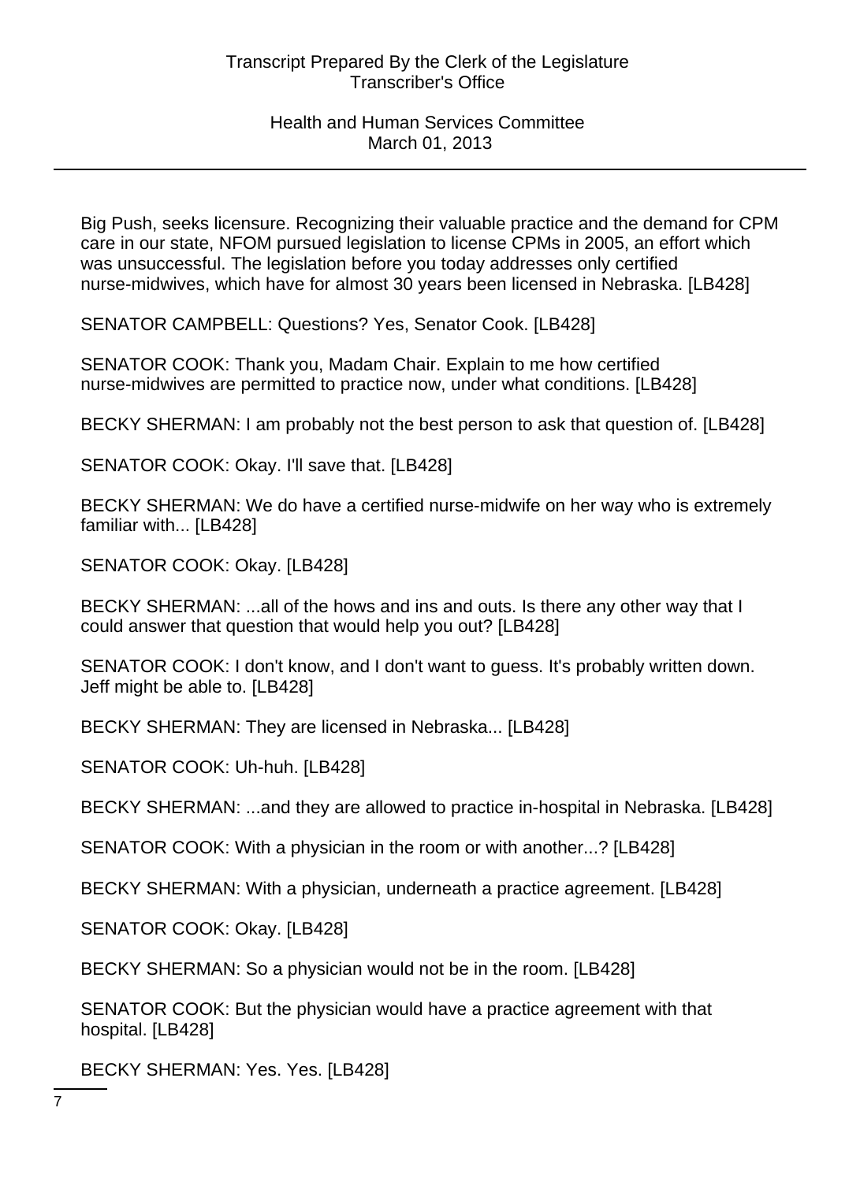Big Push, seeks licensure. Recognizing their valuable practice and the demand for CPM care in our state, NFOM pursued legislation to license CPMs in 2005, an effort which was unsuccessful. The legislation before you today addresses only certified nurse-midwives, which have for almost 30 years been licensed in Nebraska. [LB428]

SENATOR CAMPBELL: Questions? Yes, Senator Cook. [LB428]

SENATOR COOK: Thank you, Madam Chair. Explain to me how certified nurse-midwives are permitted to practice now, under what conditions. [LB428]

BECKY SHERMAN: I am probably not the best person to ask that question of. [LB428]

SENATOR COOK: Okay. I'll save that. [LB428]

BECKY SHERMAN: We do have a certified nurse-midwife on her way who is extremely familiar with... [LB428]

SENATOR COOK: Okay. [LB428]

BECKY SHERMAN: ...all of the hows and ins and outs. Is there any other way that I could answer that question that would help you out? [LB428]

SENATOR COOK: I don't know, and I don't want to guess. It's probably written down. Jeff might be able to. [LB428]

BECKY SHERMAN: They are licensed in Nebraska... [LB428]

SENATOR COOK: Uh-huh. [LB428]

BECKY SHERMAN: ...and they are allowed to practice in-hospital in Nebraska. [LB428]

SENATOR COOK: With a physician in the room or with another...? [LB428]

BECKY SHERMAN: With a physician, underneath a practice agreement. [LB428]

SENATOR COOK: Okay. [LB428]

BECKY SHERMAN: So a physician would not be in the room. [LB428]

SENATOR COOK: But the physician would have a practice agreement with that hospital. [LB428]

BECKY SHERMAN: Yes. Yes. [LB428]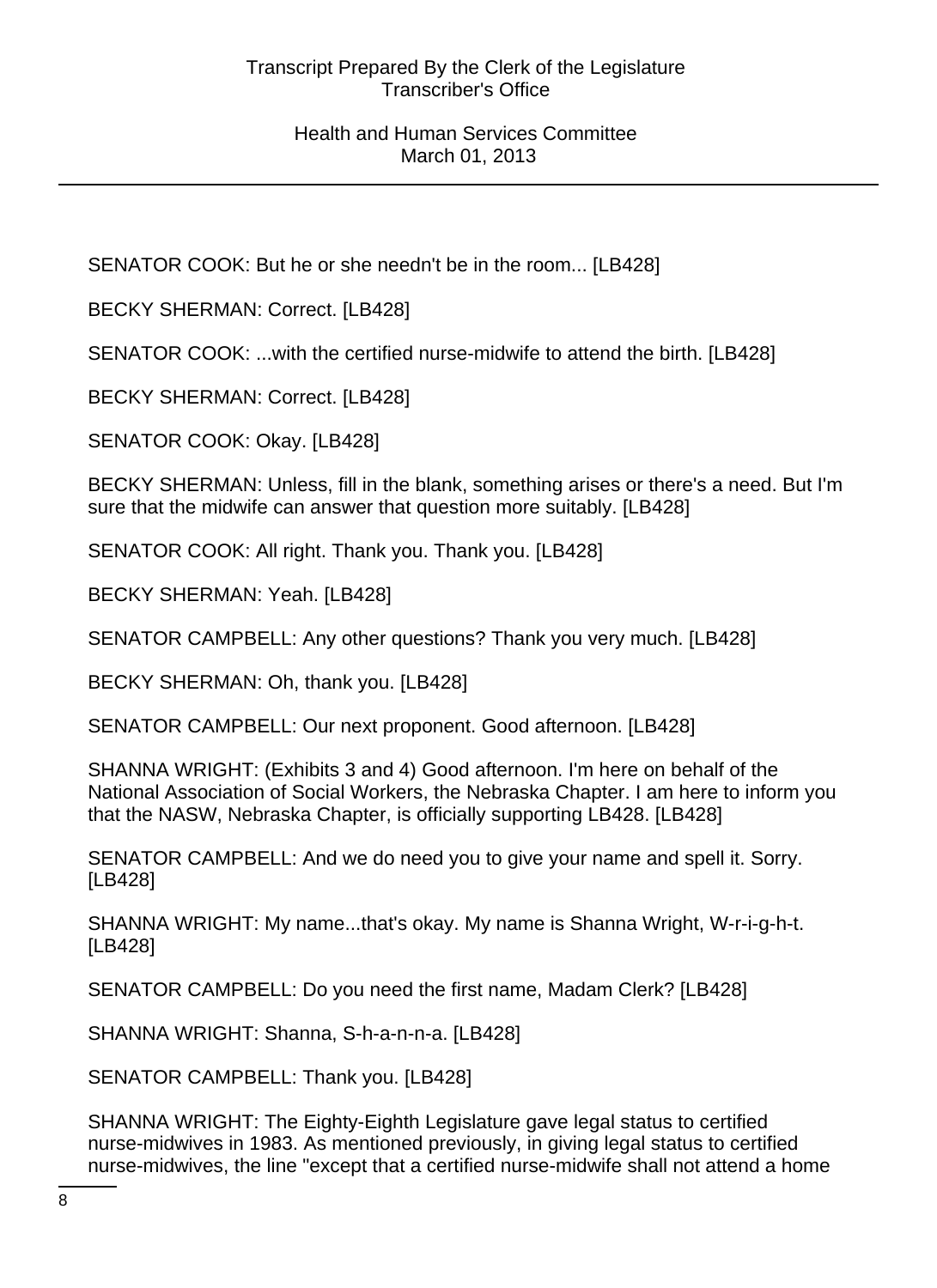SENATOR COOK: But he or she needn't be in the room... [LB428]

BECKY SHERMAN: Correct. [LB428]

SENATOR COOK: ...with the certified nurse-midwife to attend the birth. [LB428]

BECKY SHERMAN: Correct. [LB428]

SENATOR COOK: Okay. [LB428]

BECKY SHERMAN: Unless, fill in the blank, something arises or there's a need. But I'm sure that the midwife can answer that question more suitably. [LB428]

SENATOR COOK: All right. Thank you. Thank you. [LB428]

BECKY SHERMAN: Yeah. [LB428]

SENATOR CAMPBELL: Any other questions? Thank you very much. [LB428]

BECKY SHERMAN: Oh, thank you. [LB428]

SENATOR CAMPBELL: Our next proponent. Good afternoon. [LB428]

SHANNA WRIGHT: (Exhibits 3 and 4) Good afternoon. I'm here on behalf of the National Association of Social Workers, the Nebraska Chapter. I am here to inform you that the NASW, Nebraska Chapter, is officially supporting LB428. [LB428]

SENATOR CAMPBELL: And we do need you to give your name and spell it. Sorry. [LB428]

SHANNA WRIGHT: My name...that's okay. My name is Shanna Wright, W-r-i-g-h-t. [LB428]

SENATOR CAMPBELL: Do you need the first name, Madam Clerk? [LB428]

SHANNA WRIGHT: Shanna, S-h-a-n-n-a. [LB428]

SENATOR CAMPBELL: Thank you. [LB428]

SHANNA WRIGHT: The Eighty-Eighth Legislature gave legal status to certified nurse-midwives in 1983. As mentioned previously, in giving legal status to certified nurse-midwives, the line "except that a certified nurse-midwife shall not attend a home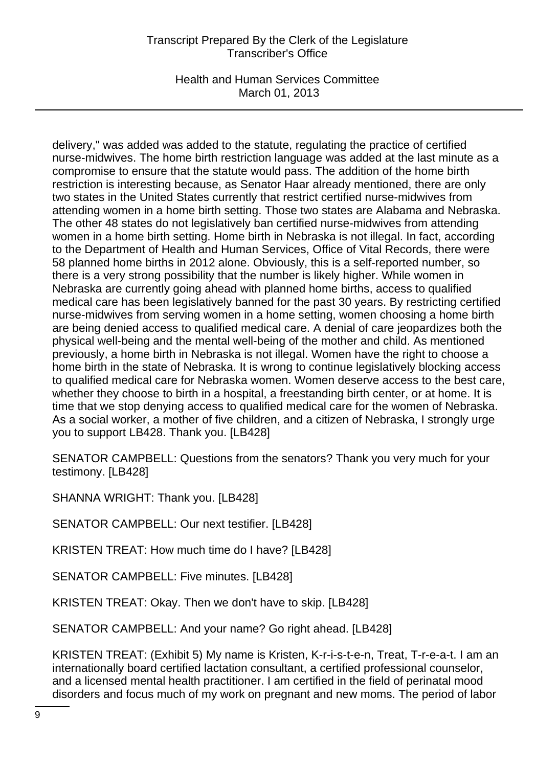delivery," was added was added to the statute, regulating the practice of certified nurse-midwives. The home birth restriction language was added at the last minute as a compromise to ensure that the statute would pass. The addition of the home birth restriction is interesting because, as Senator Haar already mentioned, there are only two states in the United States currently that restrict certified nurse-midwives from attending women in a home birth setting. Those two states are Alabama and Nebraska. The other 48 states do not legislatively ban certified nurse-midwives from attending women in a home birth setting. Home birth in Nebraska is not illegal. In fact, according to the Department of Health and Human Services, Office of Vital Records, there were 58 planned home births in 2012 alone. Obviously, this is a self-reported number, so there is a very strong possibility that the number is likely higher. While women in Nebraska are currently going ahead with planned home births, access to qualified medical care has been legislatively banned for the past 30 years. By restricting certified nurse-midwives from serving women in a home setting, women choosing a home birth are being denied access to qualified medical care. A denial of care jeopardizes both the physical well-being and the mental well-being of the mother and child. As mentioned previously, a home birth in Nebraska is not illegal. Women have the right to choose a home birth in the state of Nebraska. It is wrong to continue legislatively blocking access to qualified medical care for Nebraska women. Women deserve access to the best care, whether they choose to birth in a hospital, a freestanding birth center, or at home. It is time that we stop denying access to qualified medical care for the women of Nebraska. As a social worker, a mother of five children, and a citizen of Nebraska, I strongly urge you to support LB428. Thank you. [LB428]

SENATOR CAMPBELL: Questions from the senators? Thank you very much for your testimony. [LB428]

SHANNA WRIGHT: Thank you. [LB428]

SENATOR CAMPBELL: Our next testifier. [LB428]

KRISTEN TREAT: How much time do I have? [LB428]

SENATOR CAMPBELL: Five minutes. [LB428]

KRISTEN TREAT: Okay. Then we don't have to skip. [LB428]

SENATOR CAMPBELL: And your name? Go right ahead. [LB428]

KRISTEN TREAT: (Exhibit 5) My name is Kristen, K-r-i-s-t-e-n, Treat, T-r-e-a-t. I am an internationally board certified lactation consultant, a certified professional counselor, and a licensed mental health practitioner. I am certified in the field of perinatal mood disorders and focus much of my work on pregnant and new moms. The period of labor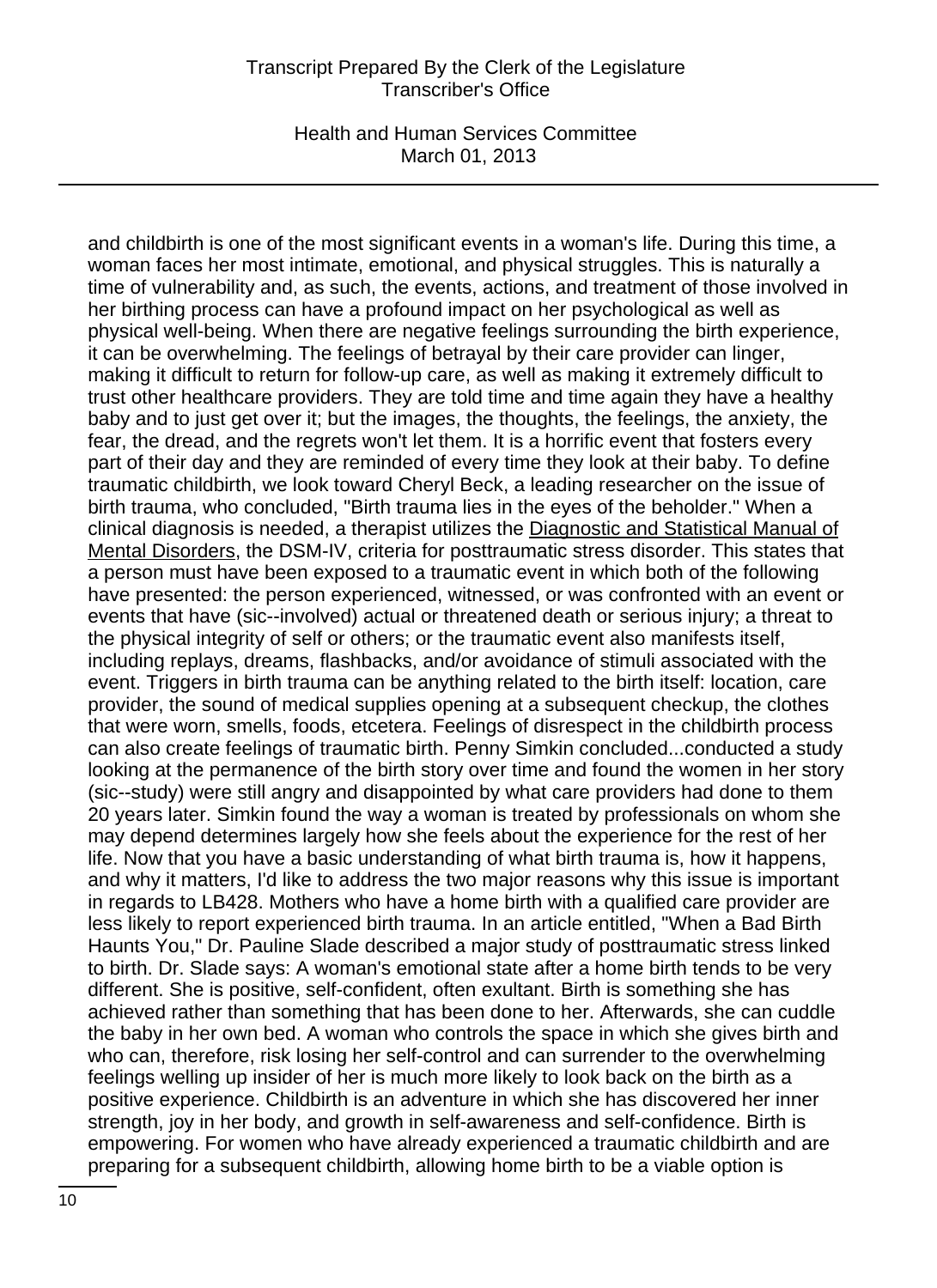and childbirth is one of the most significant events in a woman's life. During this time, a woman faces her most intimate, emotional, and physical struggles. This is naturally a time of vulnerability and, as such, the events, actions, and treatment of those involved in her birthing process can have a profound impact on her psychological as well as physical well-being. When there are negative feelings surrounding the birth experience, it can be overwhelming. The feelings of betrayal by their care provider can linger, making it difficult to return for follow-up care, as well as making it extremely difficult to trust other healthcare providers. They are told time and time again they have a healthy baby and to just get over it; but the images, the thoughts, the feelings, the anxiety, the fear, the dread, and the regrets won't let them. It is a horrific event that fosters every part of their day and they are reminded of every time they look at their baby. To define traumatic childbirth, we look toward Cheryl Beck, a leading researcher on the issue of birth trauma, who concluded, "Birth trauma lies in the eyes of the beholder." When a clinical diagnosis is needed, a therapist utilizes the Diagnostic and Statistical Manual of Mental Disorders, the DSM-IV, criteria for posttraumatic stress disorder. This states that a person must have been exposed to a traumatic event in which both of the following have presented: the person experienced, witnessed, or was confronted with an event or events that have (sic--involved) actual or threatened death or serious injury; a threat to the physical integrity of self or others; or the traumatic event also manifests itself, including replays, dreams, flashbacks, and/or avoidance of stimuli associated with the event. Triggers in birth trauma can be anything related to the birth itself: location, care provider, the sound of medical supplies opening at a subsequent checkup, the clothes that were worn, smells, foods, etcetera. Feelings of disrespect in the childbirth process can also create feelings of traumatic birth. Penny Simkin concluded...conducted a study looking at the permanence of the birth story over time and found the women in her story (sic--study) were still angry and disappointed by what care providers had done to them 20 years later. Simkin found the way a woman is treated by professionals on whom she may depend determines largely how she feels about the experience for the rest of her life. Now that you have a basic understanding of what birth trauma is, how it happens, and why it matters, I'd like to address the two major reasons why this issue is important in regards to LB428. Mothers who have a home birth with a qualified care provider are less likely to report experienced birth trauma. In an article entitled, "When a Bad Birth Haunts You," Dr. Pauline Slade described a major study of posttraumatic stress linked to birth. Dr. Slade says: A woman's emotional state after a home birth tends to be very different. She is positive, self-confident, often exultant. Birth is something she has achieved rather than something that has been done to her. Afterwards, she can cuddle the baby in her own bed. A woman who controls the space in which she gives birth and who can, therefore, risk losing her self-control and can surrender to the overwhelming feelings welling up insider of her is much more likely to look back on the birth as a positive experience. Childbirth is an adventure in which she has discovered her inner strength, joy in her body, and growth in self-awareness and self-confidence. Birth is empowering. For women who have already experienced a traumatic childbirth and are preparing for a subsequent childbirth, allowing home birth to be a viable option is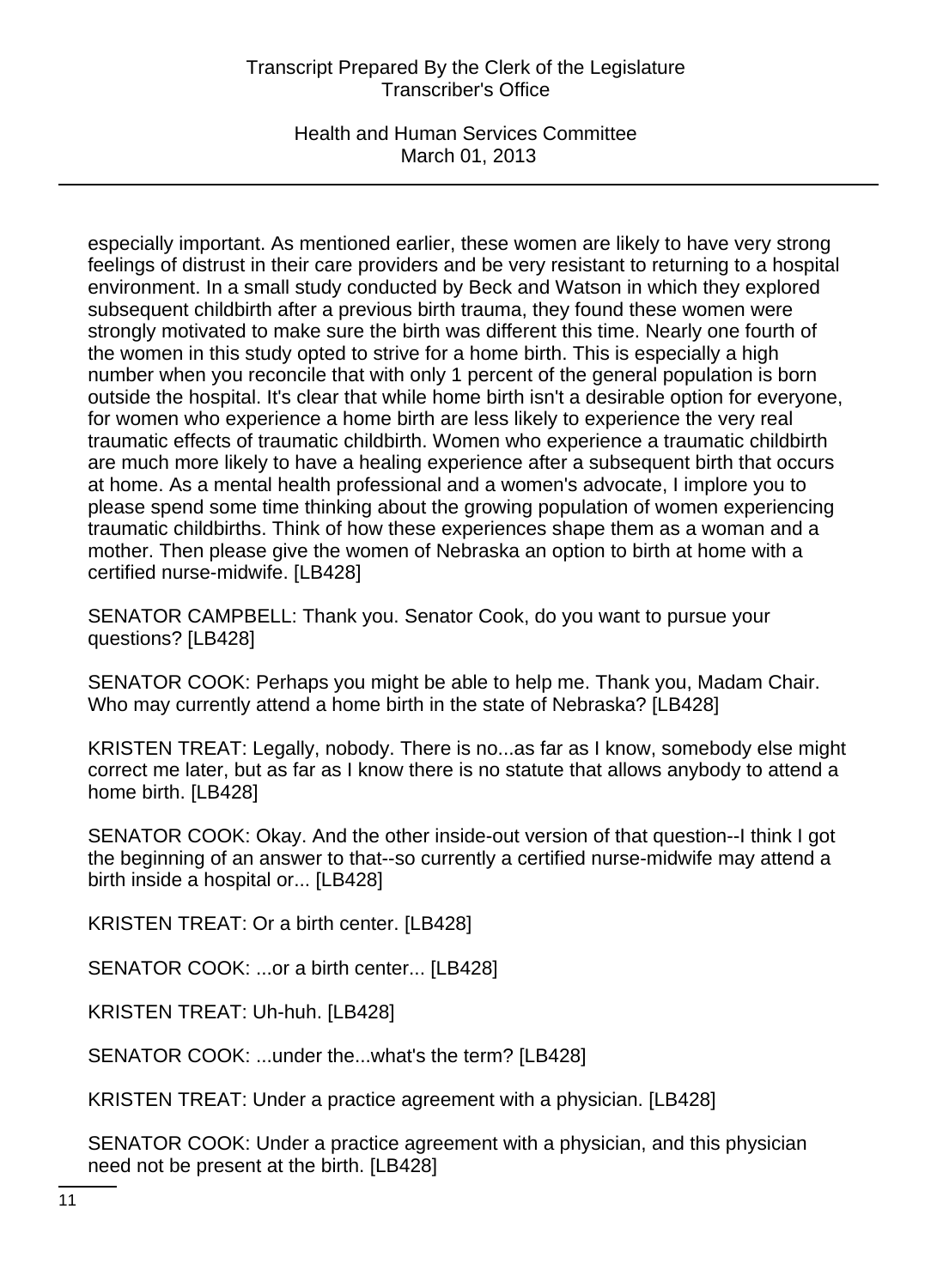especially important. As mentioned earlier, these women are likely to have very strong feelings of distrust in their care providers and be very resistant to returning to a hospital environment. In a small study conducted by Beck and Watson in which they explored subsequent childbirth after a previous birth trauma, they found these women were strongly motivated to make sure the birth was different this time. Nearly one fourth of the women in this study opted to strive for a home birth. This is especially a high number when you reconcile that with only 1 percent of the general population is born outside the hospital. It's clear that while home birth isn't a desirable option for everyone, for women who experience a home birth are less likely to experience the very real traumatic effects of traumatic childbirth. Women who experience a traumatic childbirth are much more likely to have a healing experience after a subsequent birth that occurs at home. As a mental health professional and a women's advocate, I implore you to please spend some time thinking about the growing population of women experiencing traumatic childbirths. Think of how these experiences shape them as a woman and a mother. Then please give the women of Nebraska an option to birth at home with a certified nurse-midwife. [LB428]

SENATOR CAMPBELL: Thank you. Senator Cook, do you want to pursue your questions? [LB428]

SENATOR COOK: Perhaps you might be able to help me. Thank you, Madam Chair. Who may currently attend a home birth in the state of Nebraska? [LB428]

KRISTEN TREAT: Legally, nobody. There is no...as far as I know, somebody else might correct me later, but as far as I know there is no statute that allows anybody to attend a home birth. [LB428]

SENATOR COOK: Okay. And the other inside-out version of that question--I think I got the beginning of an answer to that--so currently a certified nurse-midwife may attend a birth inside a hospital or... [LB428]

KRISTEN TREAT: Or a birth center. [LB428]

SENATOR COOK: ...or a birth center... [LB428]

KRISTEN TREAT: Uh-huh. [LB428]

SENATOR COOK: ...under the...what's the term? [LB428]

KRISTEN TREAT: Under a practice agreement with a physician. [LB428]

SENATOR COOK: Under a practice agreement with a physician, and this physician need not be present at the birth. [LB428]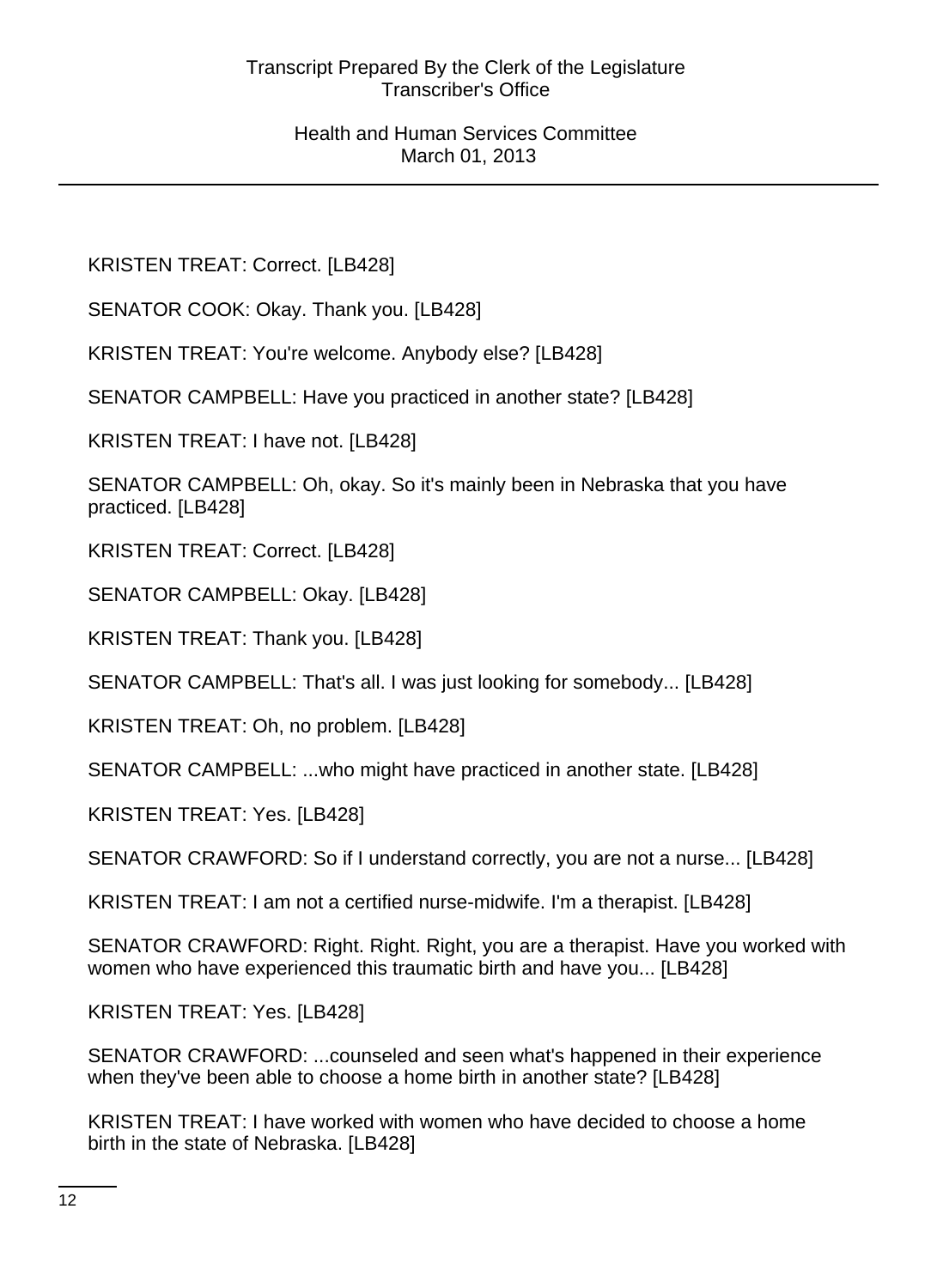KRISTEN TREAT: Correct. [LB428]

SENATOR COOK: Okay. Thank you. [LB428]

KRISTEN TREAT: You're welcome. Anybody else? [LB428]

SENATOR CAMPBELL: Have you practiced in another state? [LB428]

KRISTEN TREAT: I have not. [LB428]

SENATOR CAMPBELL: Oh, okay. So it's mainly been in Nebraska that you have practiced. [LB428]

KRISTEN TREAT: Correct. [LB428]

SENATOR CAMPBELL: Okay. [LB428]

KRISTEN TREAT: Thank you. [LB428]

SENATOR CAMPBELL: That's all. I was just looking for somebody... [LB428]

KRISTEN TREAT: Oh, no problem. [LB428]

SENATOR CAMPBELL: ...who might have practiced in another state. [LB428]

KRISTEN TREAT: Yes. [LB428]

SENATOR CRAWFORD: So if I understand correctly, you are not a nurse... [LB428]

KRISTEN TREAT: I am not a certified nurse-midwife. I'm a therapist. [LB428]

SENATOR CRAWFORD: Right. Right. Right, you are a therapist. Have you worked with women who have experienced this traumatic birth and have you... [LB428]

KRISTEN TREAT: Yes. [LB428]

SENATOR CRAWFORD: ...counseled and seen what's happened in their experience when they've been able to choose a home birth in another state? [LB428]

KRISTEN TREAT: I have worked with women who have decided to choose a home birth in the state of Nebraska. [LB428]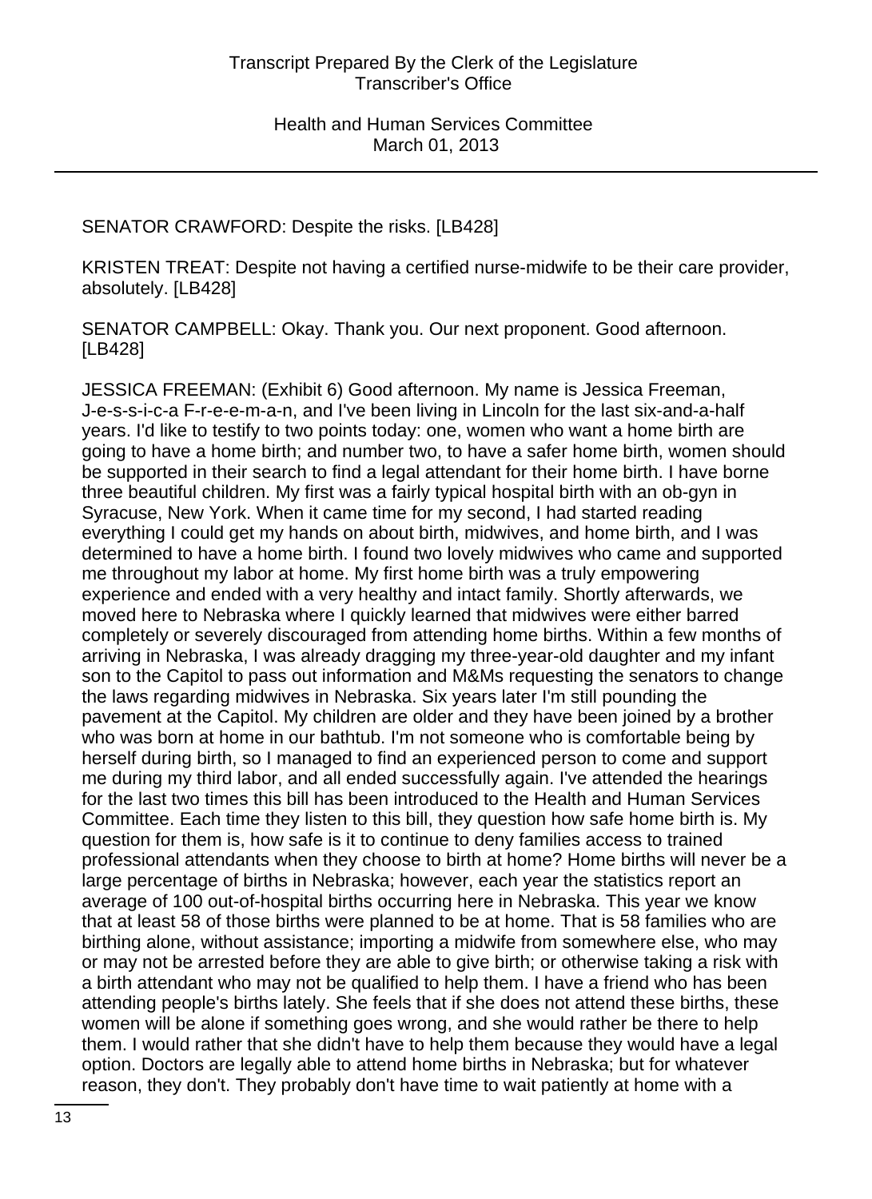SENATOR CRAWFORD: Despite the risks. [LB428]

KRISTEN TREAT: Despite not having a certified nurse-midwife to be their care provider, absolutely. [LB428]

SENATOR CAMPBELL: Okay. Thank you. Our next proponent. Good afternoon. [LB428]

JESSICA FREEMAN: (Exhibit 6) Good afternoon. My name is Jessica Freeman, J-e-s-s-i-c-a F-r-e-e-m-a-n, and I've been living in Lincoln for the last six-and-a-half years. I'd like to testify to two points today: one, women who want a home birth are going to have a home birth; and number two, to have a safer home birth, women should be supported in their search to find a legal attendant for their home birth. I have borne three beautiful children. My first was a fairly typical hospital birth with an ob-gyn in Syracuse, New York. When it came time for my second, I had started reading everything I could get my hands on about birth, midwives, and home birth, and I was determined to have a home birth. I found two lovely midwives who came and supported me throughout my labor at home. My first home birth was a truly empowering experience and ended with a very healthy and intact family. Shortly afterwards, we moved here to Nebraska where I quickly learned that midwives were either barred completely or severely discouraged from attending home births. Within a few months of arriving in Nebraska, I was already dragging my three-year-old daughter and my infant son to the Capitol to pass out information and M&Ms requesting the senators to change the laws regarding midwives in Nebraska. Six years later I'm still pounding the pavement at the Capitol. My children are older and they have been joined by a brother who was born at home in our bathtub. I'm not someone who is comfortable being by herself during birth, so I managed to find an experienced person to come and support me during my third labor, and all ended successfully again. I've attended the hearings for the last two times this bill has been introduced to the Health and Human Services Committee. Each time they listen to this bill, they question how safe home birth is. My question for them is, how safe is it to continue to deny families access to trained professional attendants when they choose to birth at home? Home births will never be a large percentage of births in Nebraska; however, each year the statistics report an average of 100 out-of-hospital births occurring here in Nebraska. This year we know that at least 58 of those births were planned to be at home. That is 58 families who are birthing alone, without assistance; importing a midwife from somewhere else, who may or may not be arrested before they are able to give birth; or otherwise taking a risk with a birth attendant who may not be qualified to help them. I have a friend who has been attending people's births lately. She feels that if she does not attend these births, these women will be alone if something goes wrong, and she would rather be there to help them. I would rather that she didn't have to help them because they would have a legal option. Doctors are legally able to attend home births in Nebraska; but for whatever reason, they don't. They probably don't have time to wait patiently at home with a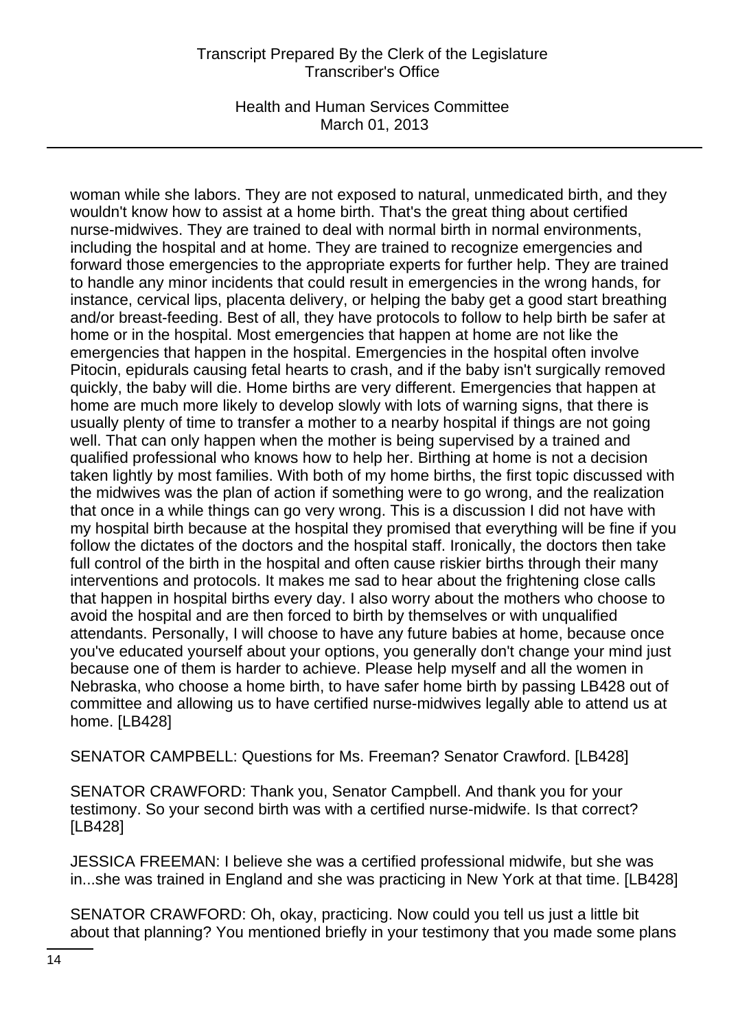woman while she labors. They are not exposed to natural, unmedicated birth, and they wouldn't know how to assist at a home birth. That's the great thing about certified nurse-midwives. They are trained to deal with normal birth in normal environments, including the hospital and at home. They are trained to recognize emergencies and forward those emergencies to the appropriate experts for further help. They are trained to handle any minor incidents that could result in emergencies in the wrong hands, for instance, cervical lips, placenta delivery, or helping the baby get a good start breathing and/or breast-feeding. Best of all, they have protocols to follow to help birth be safer at home or in the hospital. Most emergencies that happen at home are not like the emergencies that happen in the hospital. Emergencies in the hospital often involve Pitocin, epidurals causing fetal hearts to crash, and if the baby isn't surgically removed quickly, the baby will die. Home births are very different. Emergencies that happen at home are much more likely to develop slowly with lots of warning signs, that there is usually plenty of time to transfer a mother to a nearby hospital if things are not going well. That can only happen when the mother is being supervised by a trained and qualified professional who knows how to help her. Birthing at home is not a decision taken lightly by most families. With both of my home births, the first topic discussed with the midwives was the plan of action if something were to go wrong, and the realization that once in a while things can go very wrong. This is a discussion I did not have with my hospital birth because at the hospital they promised that everything will be fine if you follow the dictates of the doctors and the hospital staff. Ironically, the doctors then take full control of the birth in the hospital and often cause riskier births through their many interventions and protocols. It makes me sad to hear about the frightening close calls that happen in hospital births every day. I also worry about the mothers who choose to avoid the hospital and are then forced to birth by themselves or with unqualified attendants. Personally, I will choose to have any future babies at home, because once you've educated yourself about your options, you generally don't change your mind just because one of them is harder to achieve. Please help myself and all the women in Nebraska, who choose a home birth, to have safer home birth by passing LB428 out of committee and allowing us to have certified nurse-midwives legally able to attend us at home. [LB428]

SENATOR CAMPBELL: Questions for Ms. Freeman? Senator Crawford. [LB428]

SENATOR CRAWFORD: Thank you, Senator Campbell. And thank you for your testimony. So your second birth was with a certified nurse-midwife. Is that correct? [LB428]

JESSICA FREEMAN: I believe she was a certified professional midwife, but she was in...she was trained in England and she was practicing in New York at that time. [LB428]

SENATOR CRAWFORD: Oh, okay, practicing. Now could you tell us just a little bit about that planning? You mentioned briefly in your testimony that you made some plans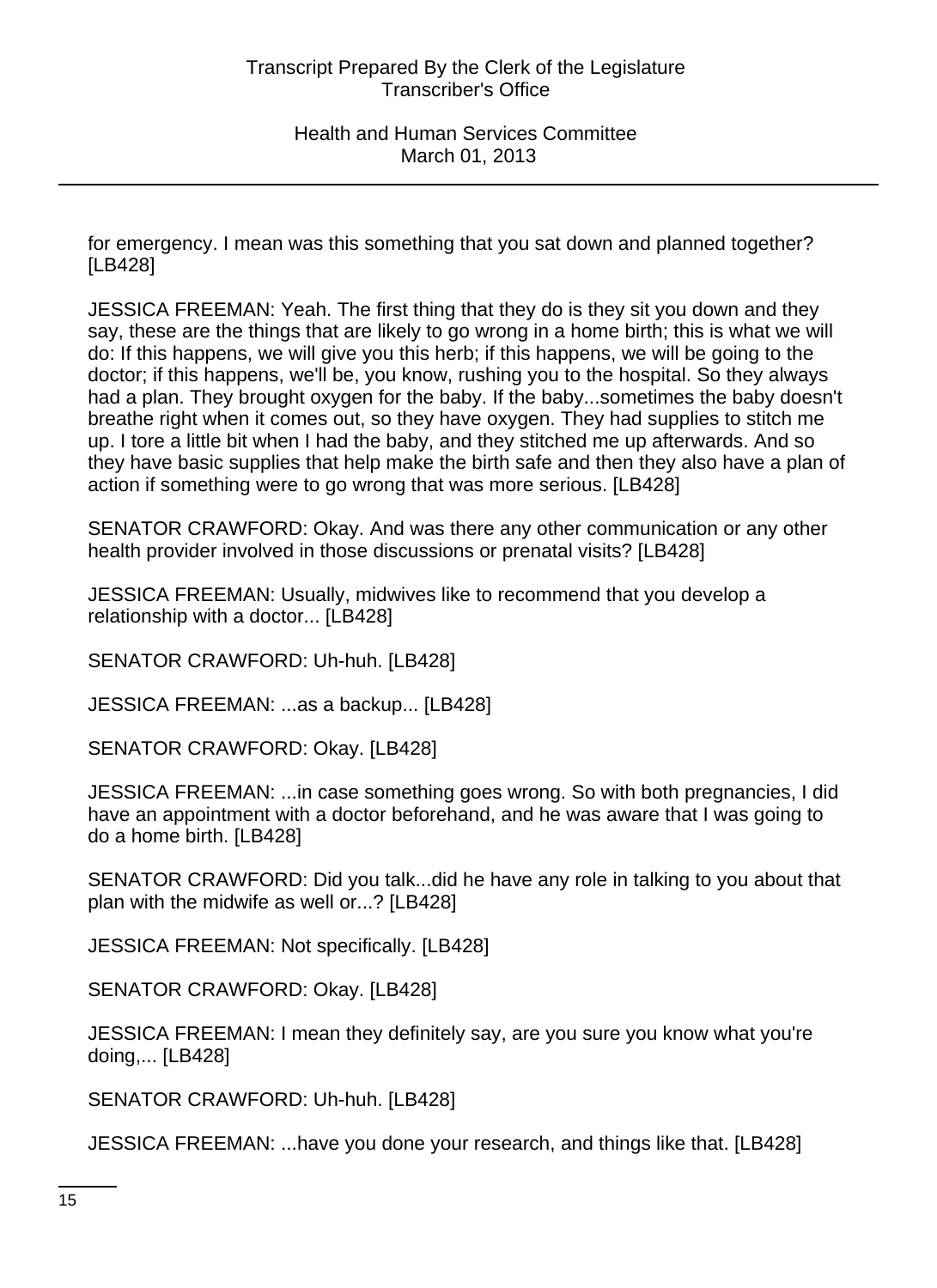for emergency. I mean was this something that you sat down and planned together? [LB428]

JESSICA FREEMAN: Yeah. The first thing that they do is they sit you down and they say, these are the things that are likely to go wrong in a home birth; this is what we will do: If this happens, we will give you this herb; if this happens, we will be going to the doctor; if this happens, we'll be, you know, rushing you to the hospital. So they always had a plan. They brought oxygen for the baby. If the baby...sometimes the baby doesn't breathe right when it comes out, so they have oxygen. They had supplies to stitch me up. I tore a little bit when I had the baby, and they stitched me up afterwards. And so they have basic supplies that help make the birth safe and then they also have a plan of action if something were to go wrong that was more serious. [LB428]

SENATOR CRAWFORD: Okay. And was there any other communication or any other health provider involved in those discussions or prenatal visits? [LB428]

JESSICA FREEMAN: Usually, midwives like to recommend that you develop a relationship with a doctor... [LB428]

SENATOR CRAWFORD: Uh-huh. [LB428]

JESSICA FREEMAN: ...as a backup... [LB428]

SENATOR CRAWFORD: Okay. [LB428]

JESSICA FREEMAN: ...in case something goes wrong. So with both pregnancies, I did have an appointment with a doctor beforehand, and he was aware that I was going to do a home birth. [LB428]

SENATOR CRAWFORD: Did you talk...did he have any role in talking to you about that plan with the midwife as well or...? [LB428]

JESSICA FREEMAN: Not specifically. [LB428]

SENATOR CRAWFORD: Okay. [LB428]

JESSICA FREEMAN: I mean they definitely say, are you sure you know what you're doing,... [LB428]

SENATOR CRAWFORD: Uh-huh. [LB428]

JESSICA FREEMAN: ...have you done your research, and things like that. [LB428]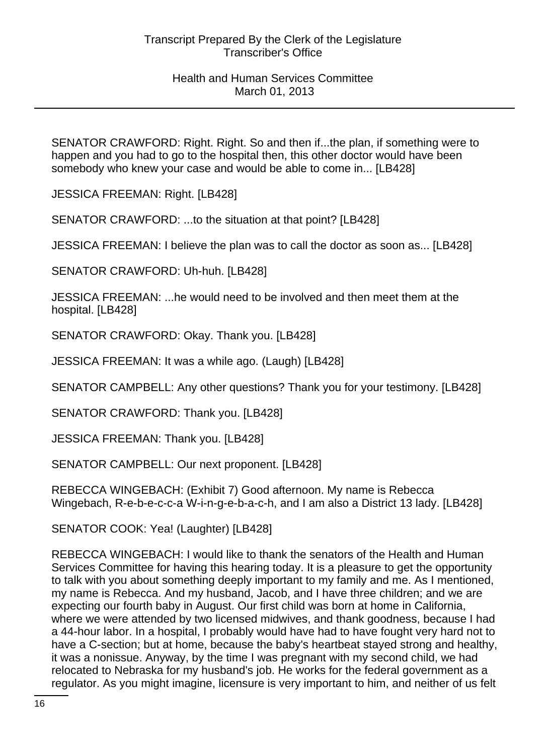SENATOR CRAWFORD: Right. Right. So and then if...the plan, if something were to happen and you had to go to the hospital then, this other doctor would have been somebody who knew your case and would be able to come in... [LB428]

JESSICA FREEMAN: Right. [LB428]

SENATOR CRAWFORD: ...to the situation at that point? [LB428]

JESSICA FREEMAN: I believe the plan was to call the doctor as soon as... [LB428]

SENATOR CRAWFORD: Uh-huh. [LB428]

JESSICA FREEMAN: ...he would need to be involved and then meet them at the hospital. [LB428]

SENATOR CRAWFORD: Okay. Thank you. [LB428]

JESSICA FREEMAN: It was a while ago. (Laugh) [LB428]

SENATOR CAMPBELL: Any other questions? Thank you for your testimony. [LB428]

SENATOR CRAWFORD: Thank you. [LB428]

JESSICA FREEMAN: Thank you. [LB428]

SENATOR CAMPBELL: Our next proponent. [LB428]

REBECCA WINGEBACH: (Exhibit 7) Good afternoon. My name is Rebecca Wingebach, R-e-b-e-c-c-a W-i-n-g-e-b-a-c-h, and I am also a District 13 lady. [LB428]

SENATOR COOK: Yea! (Laughter) [LB428]

REBECCA WINGEBACH: I would like to thank the senators of the Health and Human Services Committee for having this hearing today. It is a pleasure to get the opportunity to talk with you about something deeply important to my family and me. As I mentioned, my name is Rebecca. And my husband, Jacob, and I have three children; and we are expecting our fourth baby in August. Our first child was born at home in California, where we were attended by two licensed midwives, and thank goodness, because I had a 44-hour labor. In a hospital, I probably would have had to have fought very hard not to have a C-section; but at home, because the baby's heartbeat stayed strong and healthy, it was a nonissue. Anyway, by the time I was pregnant with my second child, we had relocated to Nebraska for my husband's job. He works for the federal government as a regulator. As you might imagine, licensure is very important to him, and neither of us felt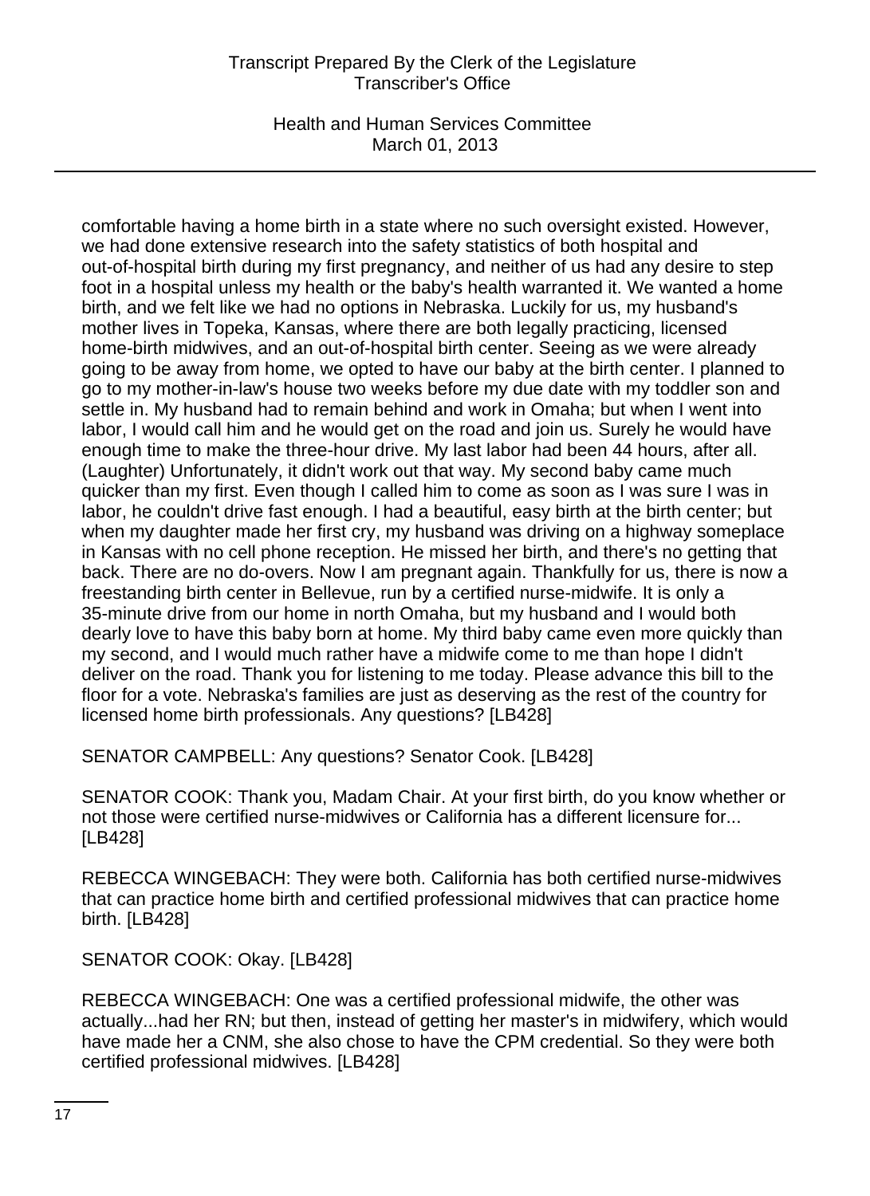comfortable having a home birth in a state where no such oversight existed. However, we had done extensive research into the safety statistics of both hospital and out-of-hospital birth during my first pregnancy, and neither of us had any desire to step foot in a hospital unless my health or the baby's health warranted it. We wanted a home birth, and we felt like we had no options in Nebraska. Luckily for us, my husband's mother lives in Topeka, Kansas, where there are both legally practicing, licensed home-birth midwives, and an out-of-hospital birth center. Seeing as we were already going to be away from home, we opted to have our baby at the birth center. I planned to go to my mother-in-law's house two weeks before my due date with my toddler son and settle in. My husband had to remain behind and work in Omaha; but when I went into labor, I would call him and he would get on the road and join us. Surely he would have enough time to make the three-hour drive. My last labor had been 44 hours, after all. (Laughter) Unfortunately, it didn't work out that way. My second baby came much quicker than my first. Even though I called him to come as soon as I was sure I was in labor, he couldn't drive fast enough. I had a beautiful, easy birth at the birth center; but when my daughter made her first cry, my husband was driving on a highway someplace in Kansas with no cell phone reception. He missed her birth, and there's no getting that back. There are no do-overs. Now I am pregnant again. Thankfully for us, there is now a freestanding birth center in Bellevue, run by a certified nurse-midwife. It is only a 35-minute drive from our home in north Omaha, but my husband and I would both dearly love to have this baby born at home. My third baby came even more quickly than my second, and I would much rather have a midwife come to me than hope I didn't deliver on the road. Thank you for listening to me today. Please advance this bill to the floor for a vote. Nebraska's families are just as deserving as the rest of the country for licensed home birth professionals. Any questions? [LB428]

SENATOR CAMPBELL: Any questions? Senator Cook. [LB428]

SENATOR COOK: Thank you, Madam Chair. At your first birth, do you know whether or not those were certified nurse-midwives or California has a different licensure for... [LB428]

REBECCA WINGEBACH: They were both. California has both certified nurse-midwives that can practice home birth and certified professional midwives that can practice home birth. [LB428]

SENATOR COOK: Okay. [LB428]

REBECCA WINGEBACH: One was a certified professional midwife, the other was actually...had her RN; but then, instead of getting her master's in midwifery, which would have made her a CNM, she also chose to have the CPM credential. So they were both certified professional midwives. [LB428]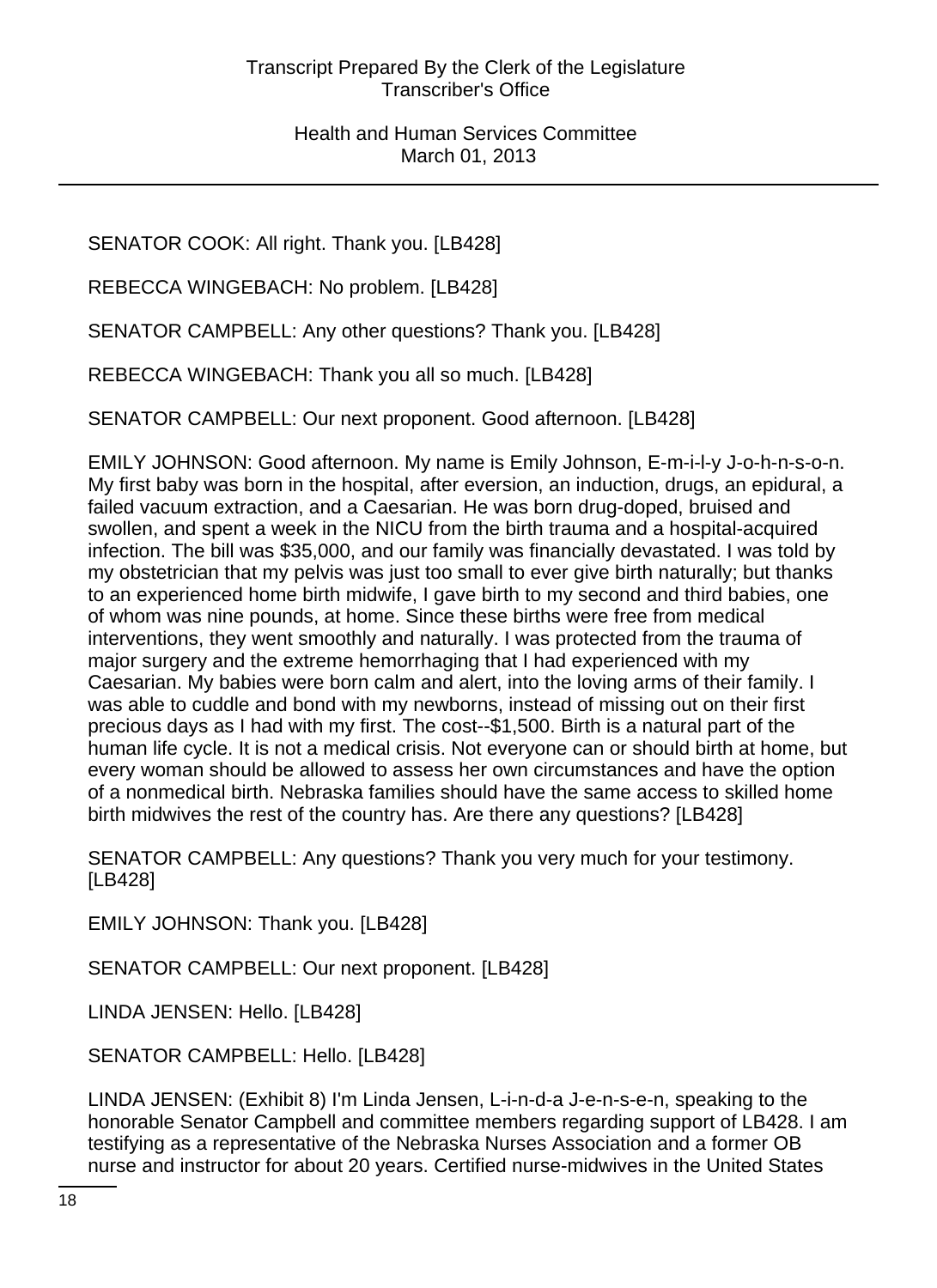SENATOR COOK: All right. Thank you. [LB428]

REBECCA WINGEBACH: No problem. [LB428]

SENATOR CAMPBELL: Any other questions? Thank you. [LB428]

REBECCA WINGEBACH: Thank you all so much. [LB428]

SENATOR CAMPBELL: Our next proponent. Good afternoon. [LB428]

EMILY JOHNSON: Good afternoon. My name is Emily Johnson, E-m-i-l-y J-o-h-n-s-o-n. My first baby was born in the hospital, after eversion, an induction, drugs, an epidural, a failed vacuum extraction, and a Caesarian. He was born drug-doped, bruised and swollen, and spent a week in the NICU from the birth trauma and a hospital-acquired infection. The bill was $35,000, and our family was financially devastated. I was told by my obstetrician that my pelvis was just too small to ever give birth naturally; but thanks to an experienced home birth midwife, I gave birth to my second and third babies, one of whom was nine pounds, at home. Since these births were free from medical interventions, they went smoothly and naturally. I was protected from the trauma of major surgery and the extreme hemorrhaging that I had experienced with my Caesarian. My babies were born calm and alert, into the loving arms of their family. I was able to cuddle and bond with my newborns, instead of missing out on their first precious days as I had with my first. The cost--$1,500. Birth is a natural part of the human life cycle. It is not a medical crisis. Not everyone can or should birth at home, but every woman should be allowed to assess her own circumstances and have the option of a nonmedical birth. Nebraska families should have the same access to skilled home birth midwives the rest of the country has. Are there any questions? [LB428]

SENATOR CAMPBELL: Any questions? Thank you very much for your testimony. [LB428]

EMILY JOHNSON: Thank you. [LB428]

SENATOR CAMPBELL: Our next proponent. [LB428]

LINDA JENSEN: Hello. [LB428]

SENATOR CAMPBELL: Hello. [LB428]

LINDA JENSEN: (Exhibit 8) I'm Linda Jensen, L-i-n-d-a J-e-n-s-e-n, speaking to the honorable Senator Campbell and committee members regarding support of LB428. I am testifying as a representative of the Nebraska Nurses Association and a former OB nurse and instructor for about 20 years. Certified nurse-midwives in the United States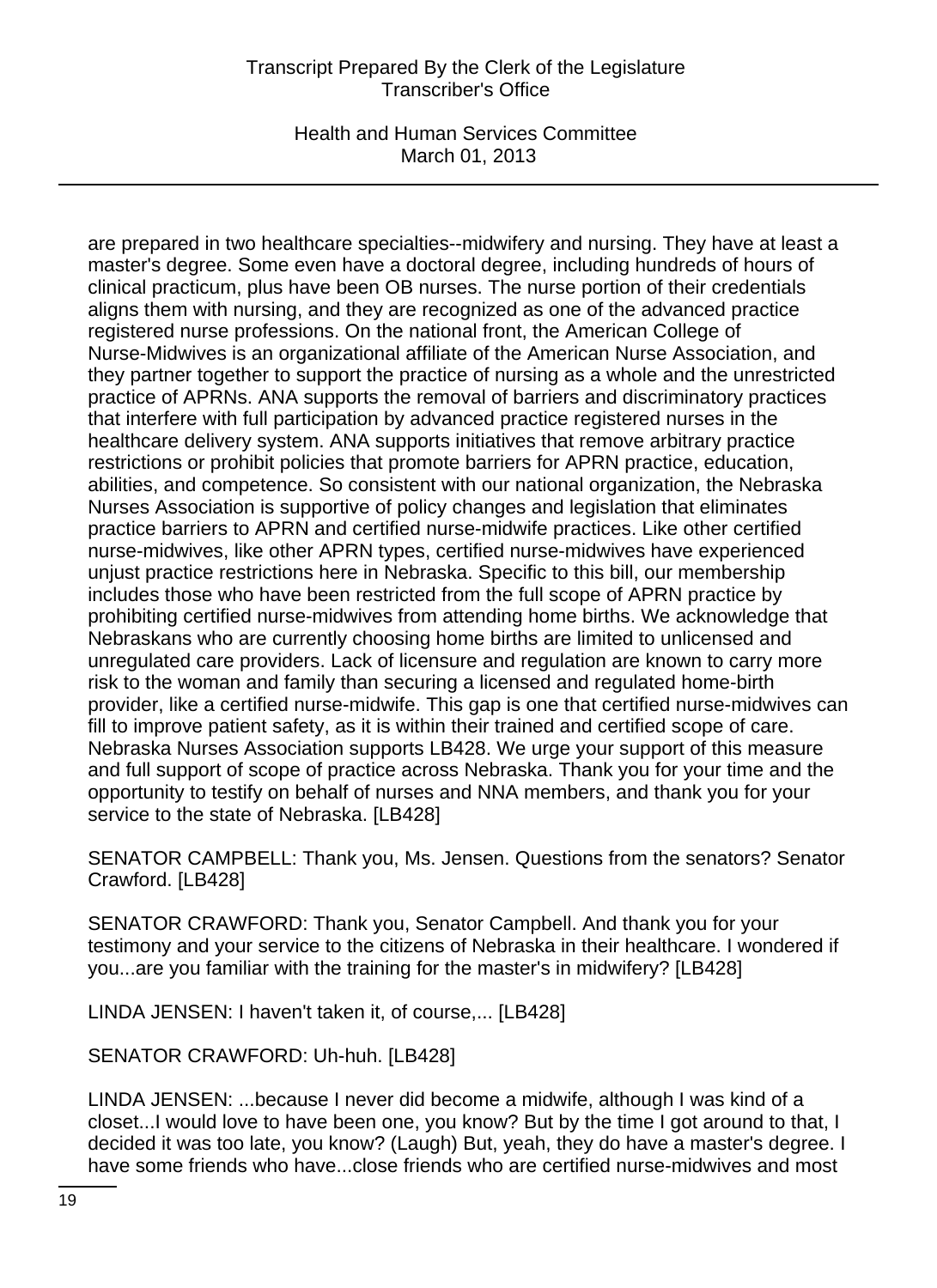are prepared in two healthcare specialties--midwifery and nursing. They have at least a master's degree. Some even have a doctoral degree, including hundreds of hours of clinical practicum, plus have been OB nurses. The nurse portion of their credentials aligns them with nursing, and they are recognized as one of the advanced practice registered nurse professions. On the national front, the American College of Nurse-Midwives is an organizational affiliate of the American Nurse Association, and they partner together to support the practice of nursing as a whole and the unrestricted practice of APRNs. ANA supports the removal of barriers and discriminatory practices that interfere with full participation by advanced practice registered nurses in the healthcare delivery system. ANA supports initiatives that remove arbitrary practice restrictions or prohibit policies that promote barriers for APRN practice, education, abilities, and competence. So consistent with our national organization, the Nebraska Nurses Association is supportive of policy changes and legislation that eliminates practice barriers to APRN and certified nurse-midwife practices. Like other certified nurse-midwives, like other APRN types, certified nurse-midwives have experienced unjust practice restrictions here in Nebraska. Specific to this bill, our membership includes those who have been restricted from the full scope of APRN practice by prohibiting certified nurse-midwives from attending home births. We acknowledge that Nebraskans who are currently choosing home births are limited to unlicensed and unregulated care providers. Lack of licensure and regulation are known to carry more risk to the woman and family than securing a licensed and regulated home-birth provider, like a certified nurse-midwife. This gap is one that certified nurse-midwives can fill to improve patient safety, as it is within their trained and certified scope of care. Nebraska Nurses Association supports LB428. We urge your support of this measure and full support of scope of practice across Nebraska. Thank you for your time and the opportunity to testify on behalf of nurses and NNA members, and thank you for your service to the state of Nebraska. [LB428]

SENATOR CAMPBELL: Thank you, Ms. Jensen. Questions from the senators? Senator Crawford. [LB428]

SENATOR CRAWFORD: Thank you, Senator Campbell. And thank you for your testimony and your service to the citizens of Nebraska in their healthcare. I wondered if you...are you familiar with the training for the master's in midwifery? [LB428]

LINDA JENSEN: I haven't taken it, of course,... [LB428]

SENATOR CRAWFORD: Uh-huh. [LB428]

LINDA JENSEN: ...because I never did become a midwife, although I was kind of a closet...I would love to have been one, you know? But by the time I got around to that, I decided it was too late, you know? (Laugh) But, yeah, they do have a master's degree. I have some friends who have...close friends who are certified nurse-midwives and most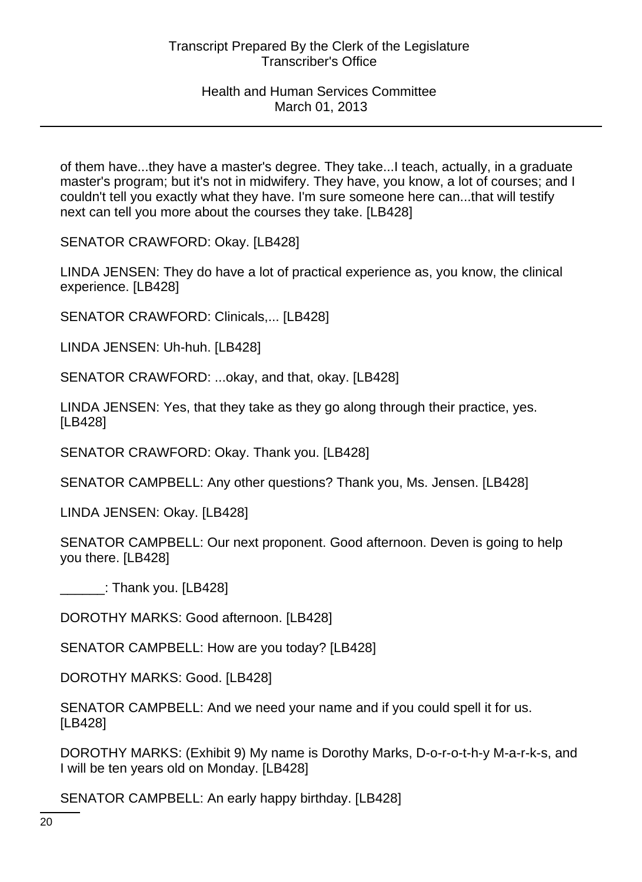of them have...they have a master's degree. They take...I teach, actually, in a graduate master's program; but it's not in midwifery. They have, you know, a lot of courses; and I couldn't tell you exactly what they have. I'm sure someone here can...that will testify next can tell you more about the courses they take. [LB428]

SENATOR CRAWFORD: Okay. [LB428]

LINDA JENSEN: They do have a lot of practical experience as, you know, the clinical experience. [LB428]

SENATOR CRAWFORD: Clinicals,... [LB428]

LINDA JENSEN: Uh-huh. [LB428]

SENATOR CRAWFORD: ...okay, and that, okay. [LB428]

LINDA JENSEN: Yes, that they take as they go along through their practice, yes. [LB428]

SENATOR CRAWFORD: Okay. Thank you. [LB428]

SENATOR CAMPBELL: Any other questions? Thank you, Ms. Jensen. [LB428]

LINDA JENSEN: Okay. [LB428]

SENATOR CAMPBELL: Our next proponent. Good afternoon. Deven is going to help you there. [LB428]

______: Thank you. [LB428]

DOROTHY MARKS: Good afternoon. [LB428]

SENATOR CAMPBELL: How are you today? [LB428]

DOROTHY MARKS: Good. [LB428]

SENATOR CAMPBELL: And we need your name and if you could spell it for us. [LB428]

DOROTHY MARKS: (Exhibit 9) My name is Dorothy Marks, D-o-r-o-t-h-y M-a-r-k-s, and I will be ten years old on Monday. [LB428]

SENATOR CAMPBELL: An early happy birthday. [LB428]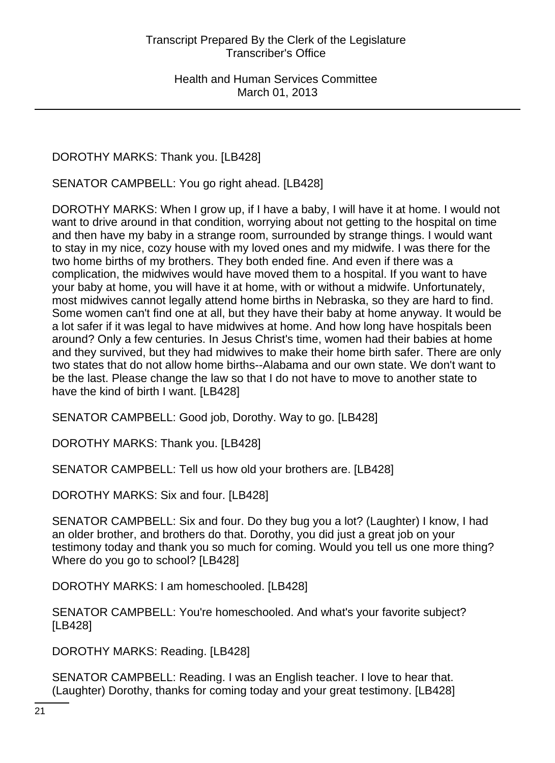DOROTHY MARKS: Thank you. [LB428]

SENATOR CAMPBELL: You go right ahead. [LB428]

DOROTHY MARKS: When I grow up, if I have a baby, I will have it at home. I would not want to drive around in that condition, worrying about not getting to the hospital on time and then have my baby in a strange room, surrounded by strange things. I would want to stay in my nice, cozy house with my loved ones and my midwife. I was there for the two home births of my brothers. They both ended fine. And even if there was a complication, the midwives would have moved them to a hospital. If you want to have your baby at home, you will have it at home, with or without a midwife. Unfortunately, most midwives cannot legally attend home births in Nebraska, so they are hard to find. Some women can't find one at all, but they have their baby at home anyway. It would be a lot safer if it was legal to have midwives at home. And how long have hospitals been around? Only a few centuries. In Jesus Christ's time, women had their babies at home and they survived, but they had midwives to make their home birth safer. There are only two states that do not allow home births--Alabama and our own state. We don't want to be the last. Please change the law so that I do not have to move to another state to have the kind of birth I want. [LB428]

SENATOR CAMPBELL: Good job, Dorothy. Way to go. [LB428]

DOROTHY MARKS: Thank you. [LB428]

SENATOR CAMPBELL: Tell us how old your brothers are. [LB428]

DOROTHY MARKS: Six and four. [LB428]

SENATOR CAMPBELL: Six and four. Do they bug you a lot? (Laughter) I know, I had an older brother, and brothers do that. Dorothy, you did just a great job on your testimony today and thank you so much for coming. Would you tell us one more thing? Where do you go to school? [LB428]

DOROTHY MARKS: I am homeschooled. [LB428]

SENATOR CAMPBELL: You're homeschooled. And what's your favorite subject? [LB428]

DOROTHY MARKS: Reading. [LB428]

SENATOR CAMPBELL: Reading. I was an English teacher. I love to hear that. (Laughter) Dorothy, thanks for coming today and your great testimony. [LB428]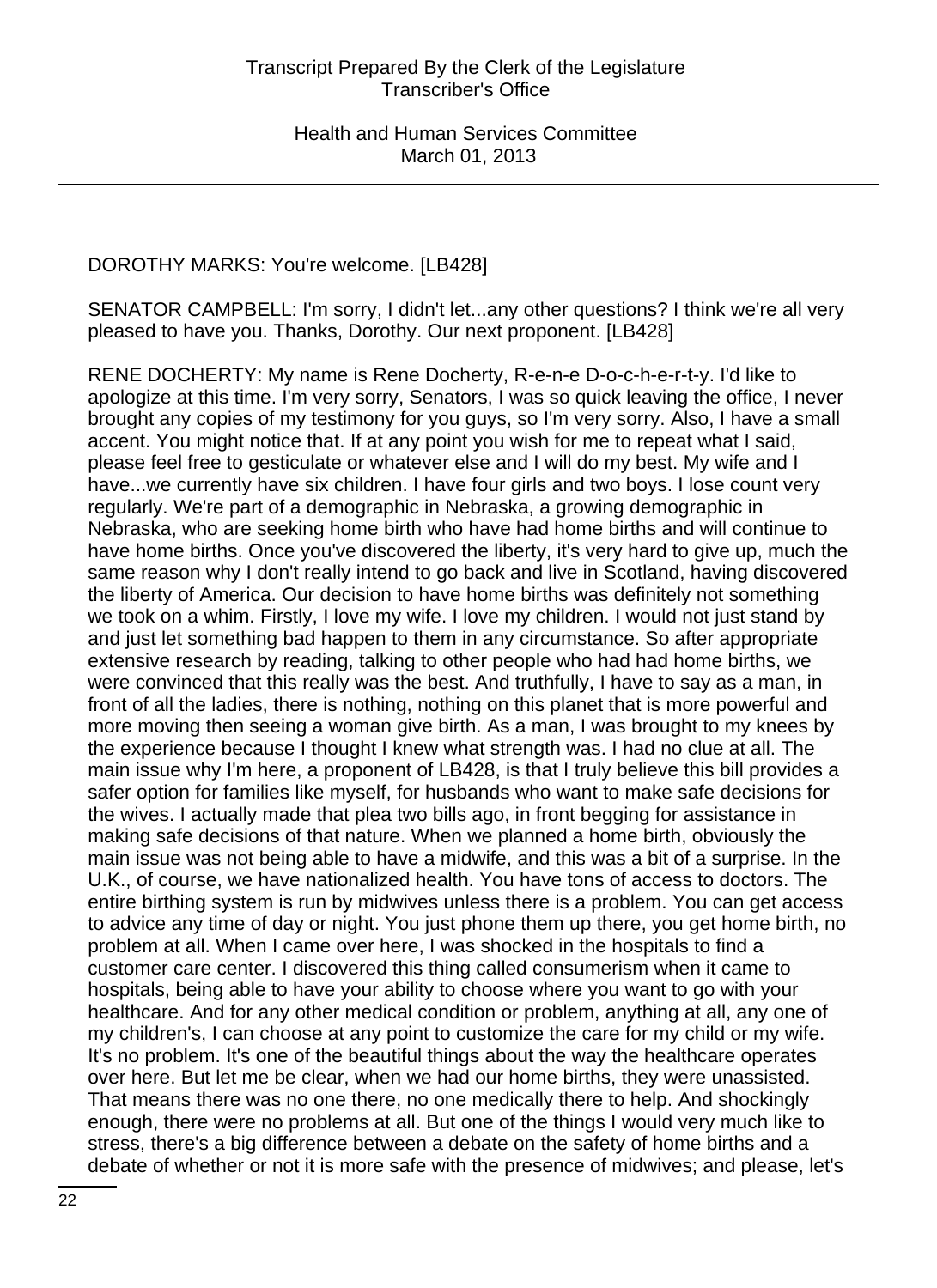DOROTHY MARKS: You're welcome. [LB428]

SENATOR CAMPBELL: I'm sorry, I didn't let...any other questions? I think we're all very pleased to have you. Thanks, Dorothy. Our next proponent. [LB428]

RENE DOCHERTY: My name is Rene Docherty, R-e-n-e D-o-c-h-e-r-t-y. I'd like to apologize at this time. I'm very sorry, Senators, I was so quick leaving the office, I never brought any copies of my testimony for you guys, so I'm very sorry. Also, I have a small accent. You might notice that. If at any point you wish for me to repeat what I said, please feel free to gesticulate or whatever else and I will do my best. My wife and I have...we currently have six children. I have four girls and two boys. I lose count very regularly. We're part of a demographic in Nebraska, a growing demographic in Nebraska, who are seeking home birth who have had home births and will continue to have home births. Once you've discovered the liberty, it's very hard to give up, much the same reason why I don't really intend to go back and live in Scotland, having discovered the liberty of America. Our decision to have home births was definitely not something we took on a whim. Firstly, I love my wife. I love my children. I would not just stand by and just let something bad happen to them in any circumstance. So after appropriate extensive research by reading, talking to other people who had had home births, we were convinced that this really was the best. And truthfully, I have to say as a man, in front of all the ladies, there is nothing, nothing on this planet that is more powerful and more moving then seeing a woman give birth. As a man, I was brought to my knees by the experience because I thought I knew what strength was. I had no clue at all. The main issue why I'm here, a proponent of LB428, is that I truly believe this bill provides a safer option for families like myself, for husbands who want to make safe decisions for the wives. I actually made that plea two bills ago, in front begging for assistance in making safe decisions of that nature. When we planned a home birth, obviously the main issue was not being able to have a midwife, and this was a bit of a surprise. In the U.K., of course, we have nationalized health. You have tons of access to doctors. The entire birthing system is run by midwives unless there is a problem. You can get access to advice any time of day or night. You just phone them up there, you get home birth, no problem at all. When I came over here, I was shocked in the hospitals to find a customer care center. I discovered this thing called consumerism when it came to hospitals, being able to have your ability to choose where you want to go with your healthcare. And for any other medical condition or problem, anything at all, any one of my children's, I can choose at any point to customize the care for my child or my wife. It's no problem. It's one of the beautiful things about the way the healthcare operates over here. But let me be clear, when we had our home births, they were unassisted. That means there was no one there, no one medically there to help. And shockingly enough, there were no problems at all. But one of the things I would very much like to stress, there's a big difference between a debate on the safety of home births and a debate of whether or not it is more safe with the presence of midwives; and please, let's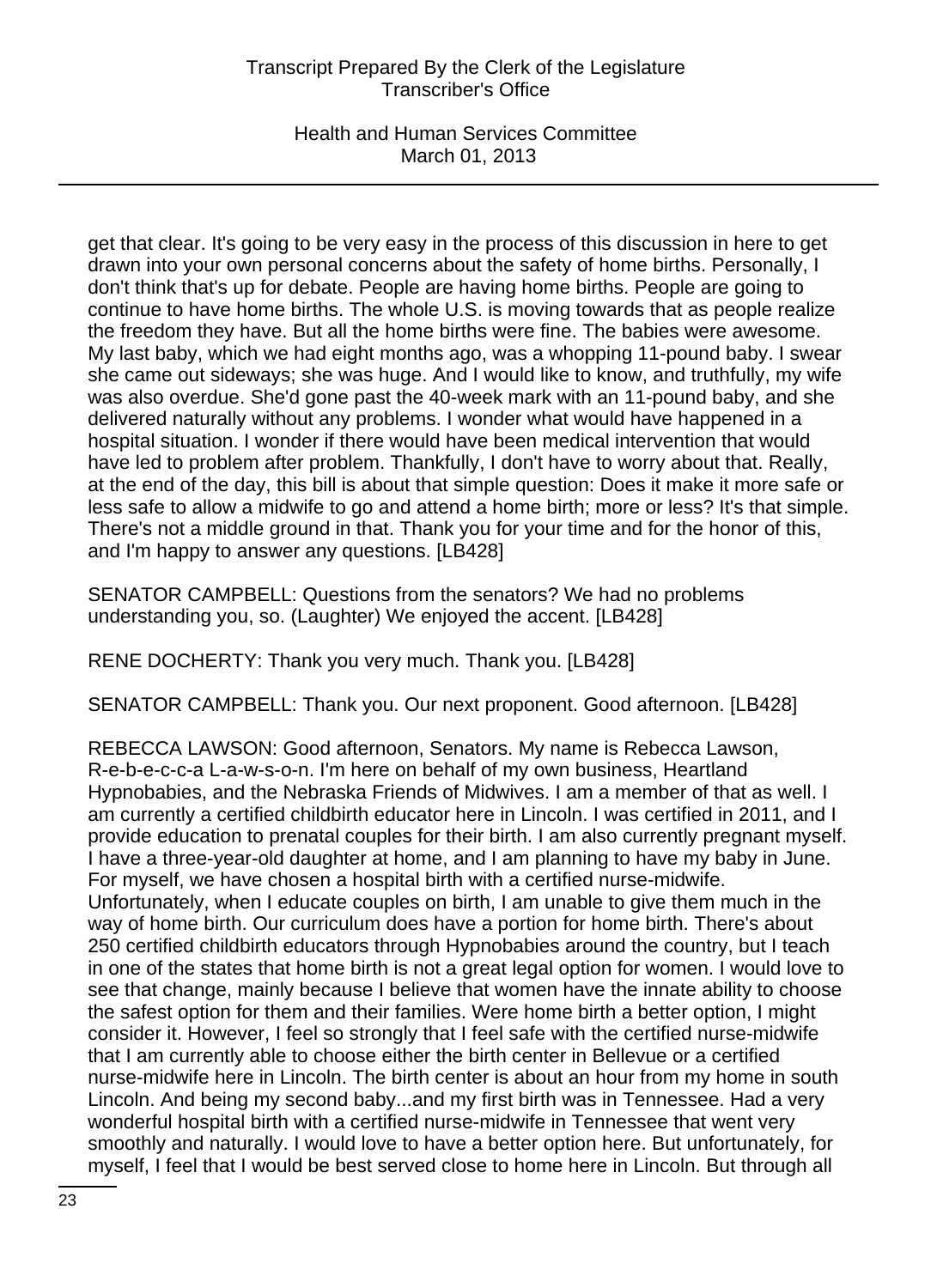get that clear. It's going to be very easy in the process of this discussion in here to get drawn into your own personal concerns about the safety of home births. Personally, I don't think that's up for debate. People are having home births. People are going to continue to have home births. The whole U.S. is moving towards that as people realize the freedom they have. But all the home births were fine. The babies were awesome. My last baby, which we had eight months ago, was a whopping 11-pound baby. I swear she came out sideways; she was huge. And I would like to know, and truthfully, my wife was also overdue. She'd gone past the 40-week mark with an 11-pound baby, and she delivered naturally without any problems. I wonder what would have happened in a hospital situation. I wonder if there would have been medical intervention that would have led to problem after problem. Thankfully, I don't have to worry about that. Really, at the end of the day, this bill is about that simple question: Does it make it more safe or less safe to allow a midwife to go and attend a home birth; more or less? It's that simple. There's not a middle ground in that. Thank you for your time and for the honor of this, and I'm happy to answer any questions. [LB428]

SENATOR CAMPBELL: Questions from the senators? We had no problems understanding you, so. (Laughter) We enjoyed the accent. [LB428]

RENE DOCHERTY: Thank you very much. Thank you. [LB428]

SENATOR CAMPBELL: Thank you. Our next proponent. Good afternoon. [LB428]

REBECCA LAWSON: Good afternoon, Senators. My name is Rebecca Lawson, R-e-b-e-c-c-a L-a-w-s-o-n. I'm here on behalf of my own business, Heartland Hypnobabies, and the Nebraska Friends of Midwives. I am a member of that as well. I am currently a certified childbirth educator here in Lincoln. I was certified in 2011, and I provide education to prenatal couples for their birth. I am also currently pregnant myself. I have a three-year-old daughter at home, and I am planning to have my baby in June. For myself, we have chosen a hospital birth with a certified nurse-midwife. Unfortunately, when I educate couples on birth, I am unable to give them much in the way of home birth. Our curriculum does have a portion for home birth. There's about 250 certified childbirth educators through Hypnobabies around the country, but I teach in one of the states that home birth is not a great legal option for women. I would love to see that change, mainly because I believe that women have the innate ability to choose the safest option for them and their families. Were home birth a better option, I might consider it. However, I feel so strongly that I feel safe with the certified nurse-midwife that I am currently able to choose either the birth center in Bellevue or a certified nurse-midwife here in Lincoln. The birth center is about an hour from my home in south Lincoln. And being my second baby...and my first birth was in Tennessee. Had a very wonderful hospital birth with a certified nurse-midwife in Tennessee that went very smoothly and naturally. I would love to have a better option here. But unfortunately, for myself, I feel that I would be best served close to home here in Lincoln. But through all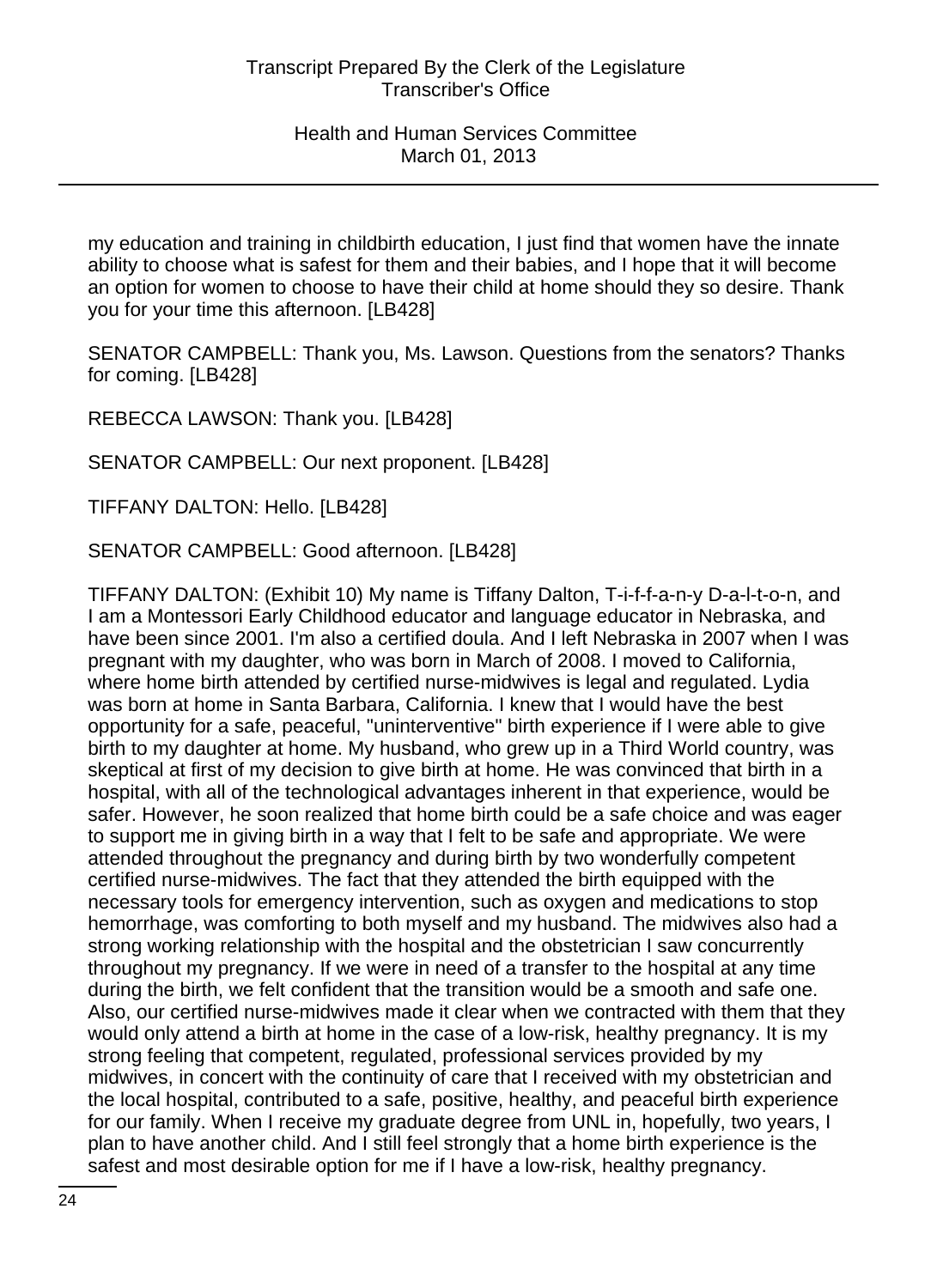my education and training in childbirth education, I just find that women have the innate ability to choose what is safest for them and their babies, and I hope that it will become an option for women to choose to have their child at home should they so desire. Thank you for your time this afternoon. [LB428]

SENATOR CAMPBELL: Thank you, Ms. Lawson. Questions from the senators? Thanks for coming. [LB428]

REBECCA LAWSON: Thank you. [LB428]

SENATOR CAMPBELL: Our next proponent. [LB428]

TIFFANY DALTON: Hello. [LB428]

SENATOR CAMPBELL: Good afternoon. [LB428]

TIFFANY DALTON: (Exhibit 10) My name is Tiffany Dalton, T-i-f-f-a-n-y D-a-l-t-o-n, and I am a Montessori Early Childhood educator and language educator in Nebraska, and have been since 2001. I'm also a certified doula. And I left Nebraska in 2007 when I was pregnant with my daughter, who was born in March of 2008. I moved to California, where home birth attended by certified nurse-midwives is legal and regulated. Lydia was born at home in Santa Barbara, California. I knew that I would have the best opportunity for a safe, peaceful, "uninterventive" birth experience if I were able to give birth to my daughter at home. My husband, who grew up in a Third World country, was skeptical at first of my decision to give birth at home. He was convinced that birth in a hospital, with all of the technological advantages inherent in that experience, would be safer. However, he soon realized that home birth could be a safe choice and was eager to support me in giving birth in a way that I felt to be safe and appropriate. We were attended throughout the pregnancy and during birth by two wonderfully competent certified nurse-midwives. The fact that they attended the birth equipped with the necessary tools for emergency intervention, such as oxygen and medications to stop hemorrhage, was comforting to both myself and my husband. The midwives also had a strong working relationship with the hospital and the obstetrician I saw concurrently throughout my pregnancy. If we were in need of a transfer to the hospital at any time during the birth, we felt confident that the transition would be a smooth and safe one. Also, our certified nurse-midwives made it clear when we contracted with them that they would only attend a birth at home in the case of a low-risk, healthy pregnancy. It is my strong feeling that competent, regulated, professional services provided by my midwives, in concert with the continuity of care that I received with my obstetrician and the local hospital, contributed to a safe, positive, healthy, and peaceful birth experience for our family. When I receive my graduate degree from UNL in, hopefully, two years, I plan to have another child. And I still feel strongly that a home birth experience is the safest and most desirable option for me if I have a low-risk, healthy pregnancy.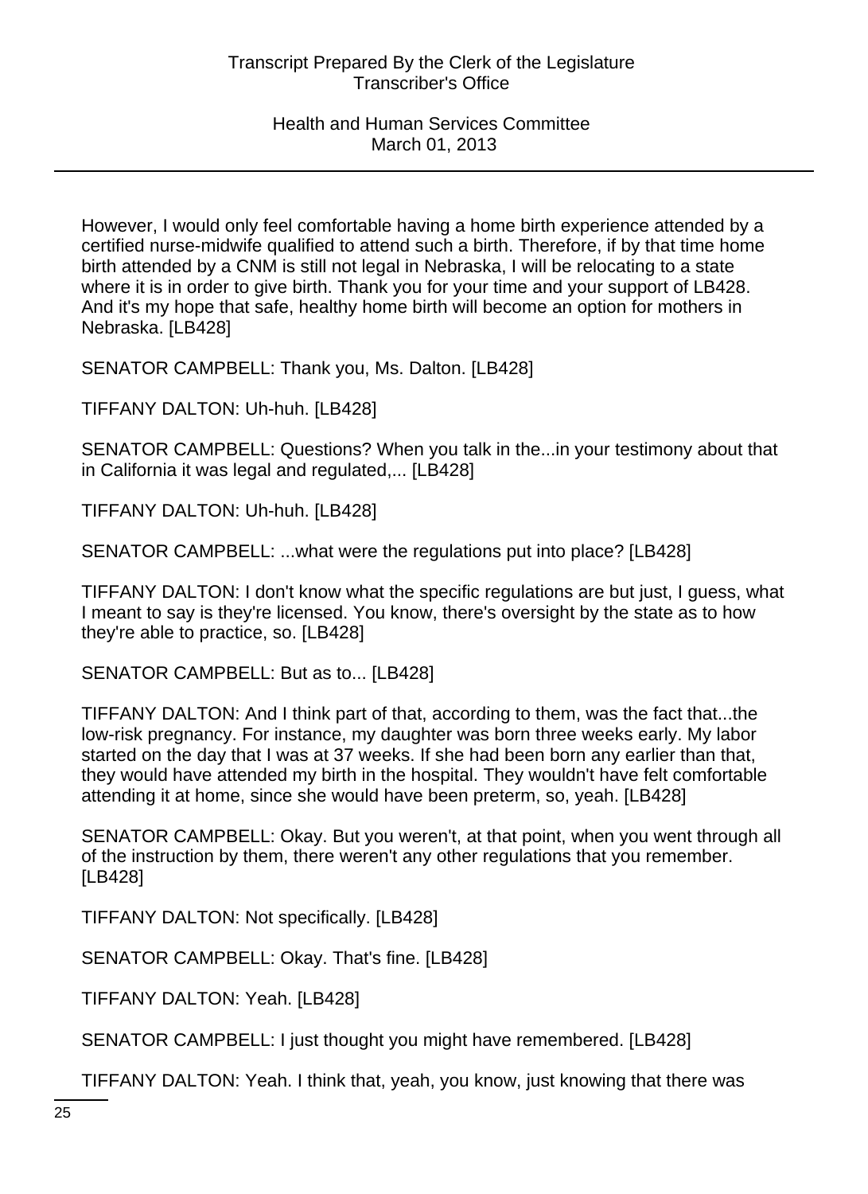However, I would only feel comfortable having a home birth experience attended by a certified nurse-midwife qualified to attend such a birth. Therefore, if by that time home birth attended by a CNM is still not legal in Nebraska, I will be relocating to a state where it is in order to give birth. Thank you for your time and your support of LB428. And it's my hope that safe, healthy home birth will become an option for mothers in Nebraska. [LB428]

SENATOR CAMPBELL: Thank you, Ms. Dalton. [LB428]

TIFFANY DALTON: Uh-huh. [LB428]

SENATOR CAMPBELL: Questions? When you talk in the...in your testimony about that in California it was legal and regulated,... [LB428]

TIFFANY DALTON: Uh-huh. [LB428]

SENATOR CAMPBELL: ...what were the regulations put into place? [LB428]

TIFFANY DALTON: I don't know what the specific regulations are but just, I guess, what I meant to say is they're licensed. You know, there's oversight by the state as to how they're able to practice, so. [LB428]

SENATOR CAMPBELL: But as to... [LB428]

TIFFANY DALTON: And I think part of that, according to them, was the fact that...the low-risk pregnancy. For instance, my daughter was born three weeks early. My labor started on the day that I was at 37 weeks. If she had been born any earlier than that, they would have attended my birth in the hospital. They wouldn't have felt comfortable attending it at home, since she would have been preterm, so, yeah. [LB428]

SENATOR CAMPBELL: Okay. But you weren't, at that point, when you went through all of the instruction by them, there weren't any other regulations that you remember. [LB428]

TIFFANY DALTON: Not specifically. [LB428]

SENATOR CAMPBELL: Okay. That's fine. [LB428]

TIFFANY DALTON: Yeah. [LB428]

SENATOR CAMPBELL: I just thought you might have remembered. [LB428]

TIFFANY DALTON: Yeah. I think that, yeah, you know, just knowing that there was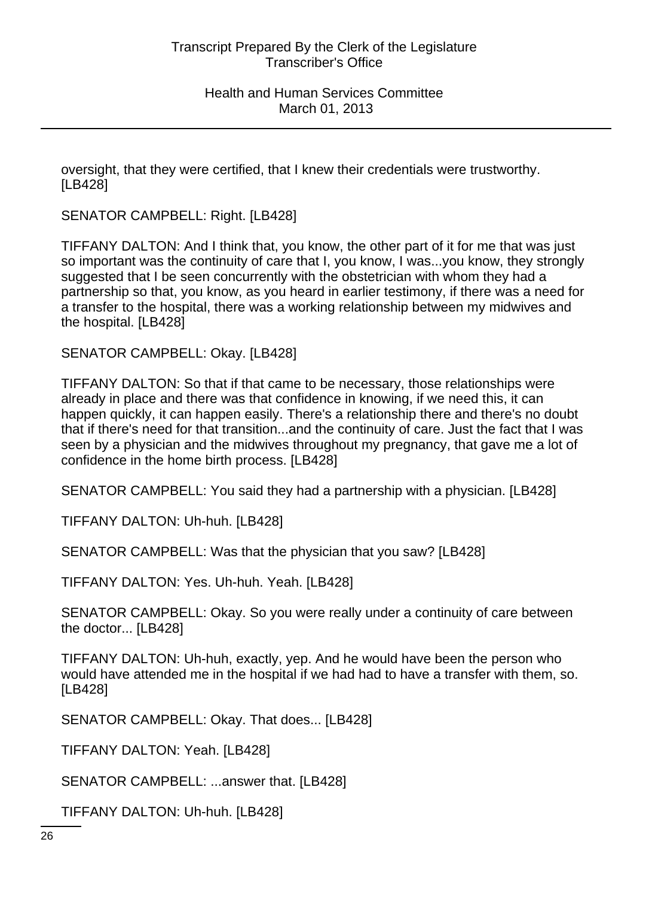oversight, that they were certified, that I knew their credentials were trustworthy. [LB428]

SENATOR CAMPBELL: Right. [LB428]

TIFFANY DALTON: And I think that, you know, the other part of it for me that was just so important was the continuity of care that I, you know, I was...you know, they strongly suggested that I be seen concurrently with the obstetrician with whom they had a partnership so that, you know, as you heard in earlier testimony, if there was a need for a transfer to the hospital, there was a working relationship between my midwives and the hospital. [LB428]

SENATOR CAMPBELL: Okay. [LB428]

TIFFANY DALTON: So that if that came to be necessary, those relationships were already in place and there was that confidence in knowing, if we need this, it can happen quickly, it can happen easily. There's a relationship there and there's no doubt that if there's need for that transition...and the continuity of care. Just the fact that I was seen by a physician and the midwives throughout my pregnancy, that gave me a lot of confidence in the home birth process. [LB428]

SENATOR CAMPBELL: You said they had a partnership with a physician. [LB428]

TIFFANY DALTON: Uh-huh. [LB428]

SENATOR CAMPBELL: Was that the physician that you saw? [LB428]

TIFFANY DALTON: Yes. Uh-huh. Yeah. [LB428]

SENATOR CAMPBELL: Okay. So you were really under a continuity of care between the doctor... [LB428]

TIFFANY DALTON: Uh-huh, exactly, yep. And he would have been the person who would have attended me in the hospital if we had had to have a transfer with them, so. [LB428]

SENATOR CAMPBELL: Okay. That does... [LB428]

TIFFANY DALTON: Yeah. [LB428]

SENATOR CAMPBELL: ...answer that. [LB428]

TIFFANY DALTON: Uh-huh. [LB428]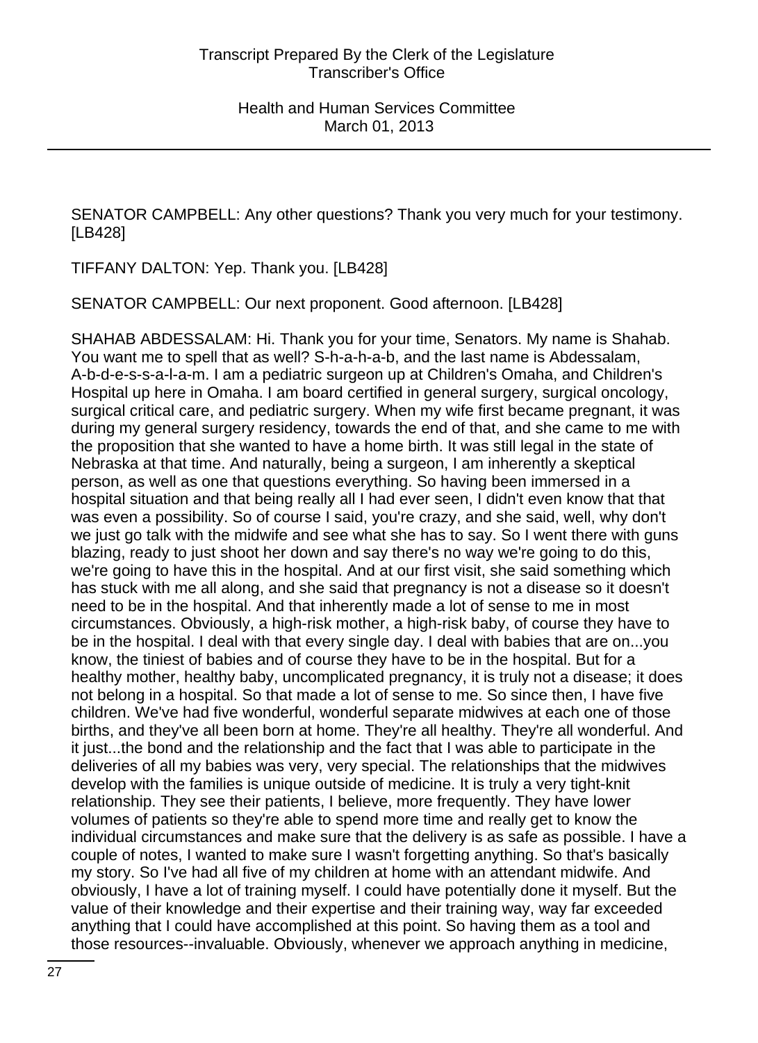SENATOR CAMPBELL: Any other questions? Thank you very much for your testimony. [LB428]

TIFFANY DALTON: Yep. Thank you. [LB428]

SENATOR CAMPBELL: Our next proponent. Good afternoon. [LB428]

SHAHAB ABDESSALAM: Hi. Thank you for your time, Senators. My name is Shahab. You want me to spell that as well? S-h-a-h-a-b, and the last name is Abdessalam, A-b-d-e-s-s-a-l-a-m. I am a pediatric surgeon up at Children's Omaha, and Children's Hospital up here in Omaha. I am board certified in general surgery, surgical oncology, surgical critical care, and pediatric surgery. When my wife first became pregnant, it was during my general surgery residency, towards the end of that, and she came to me with the proposition that she wanted to have a home birth. It was still legal in the state of Nebraska at that time. And naturally, being a surgeon, I am inherently a skeptical person, as well as one that questions everything. So having been immersed in a hospital situation and that being really all I had ever seen, I didn't even know that that was even a possibility. So of course I said, you're crazy, and she said, well, why don't we just go talk with the midwife and see what she has to say. So I went there with guns blazing, ready to just shoot her down and say there's no way we're going to do this, we're going to have this in the hospital. And at our first visit, she said something which has stuck with me all along, and she said that pregnancy is not a disease so it doesn't need to be in the hospital. And that inherently made a lot of sense to me in most circumstances. Obviously, a high-risk mother, a high-risk baby, of course they have to be in the hospital. I deal with that every single day. I deal with babies that are on...you know, the tiniest of babies and of course they have to be in the hospital. But for a healthy mother, healthy baby, uncomplicated pregnancy, it is truly not a disease; it does not belong in a hospital. So that made a lot of sense to me. So since then, I have five children. We've had five wonderful, wonderful separate midwives at each one of those births, and they've all been born at home. They're all healthy. They're all wonderful. And it just...the bond and the relationship and the fact that I was able to participate in the deliveries of all my babies was very, very special. The relationships that the midwives develop with the families is unique outside of medicine. It is truly a very tight-knit relationship. They see their patients, I believe, more frequently. They have lower volumes of patients so they're able to spend more time and really get to know the individual circumstances and make sure that the delivery is as safe as possible. I have a couple of notes, I wanted to make sure I wasn't forgetting anything. So that's basically my story. So I've had all five of my children at home with an attendant midwife. And obviously, I have a lot of training myself. I could have potentially done it myself. But the value of their knowledge and their expertise and their training way, way far exceeded anything that I could have accomplished at this point. So having them as a tool and those resources--invaluable. Obviously, whenever we approach anything in medicine,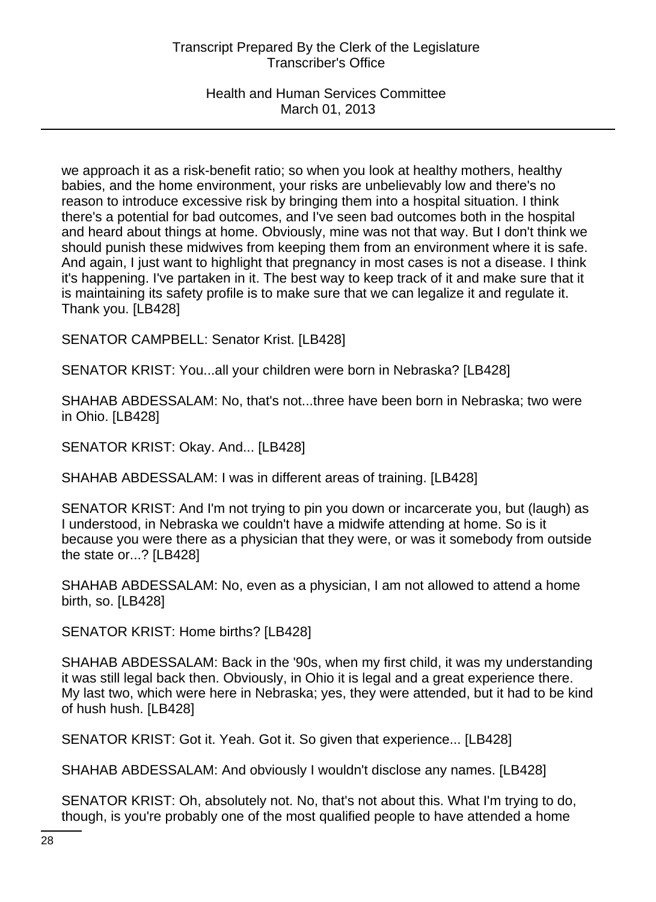we approach it as a risk-benefit ratio; so when you look at healthy mothers, healthy babies, and the home environment, your risks are unbelievably low and there's no reason to introduce excessive risk by bringing them into a hospital situation. I think there's a potential for bad outcomes, and I've seen bad outcomes both in the hospital and heard about things at home. Obviously, mine was not that way. But I don't think we should punish these midwives from keeping them from an environment where it is safe. And again, I just want to highlight that pregnancy in most cases is not a disease. I think it's happening. I've partaken in it. The best way to keep track of it and make sure that it is maintaining its safety profile is to make sure that we can legalize it and regulate it. Thank you. [LB428]

SENATOR CAMPBELL: Senator Krist. [LB428]

SENATOR KRIST: You...all your children were born in Nebraska? [LB428]

SHAHAB ABDESSALAM: No, that's not...three have been born in Nebraska; two were in Ohio. [LB428]

SENATOR KRIST: Okay. And... [LB428]

SHAHAB ABDESSALAM: I was in different areas of training. [LB428]

SENATOR KRIST: And I'm not trying to pin you down or incarcerate you, but (laugh) as I understood, in Nebraska we couldn't have a midwife attending at home. So is it because you were there as a physician that they were, or was it somebody from outside the state or...? [LB428]

SHAHAB ABDESSALAM: No, even as a physician, I am not allowed to attend a home birth, so. [LB428]

SENATOR KRIST: Home births? [LB428]

SHAHAB ABDESSALAM: Back in the '90s, when my first child, it was my understanding it was still legal back then. Obviously, in Ohio it is legal and a great experience there. My last two, which were here in Nebraska; yes, they were attended, but it had to be kind of hush hush. [LB428]

SENATOR KRIST: Got it. Yeah. Got it. So given that experience... [LB428]

SHAHAB ABDESSALAM: And obviously I wouldn't disclose any names. [LB428]

SENATOR KRIST: Oh, absolutely not. No, that's not about this. What I'm trying to do, though, is you're probably one of the most qualified people to have attended a home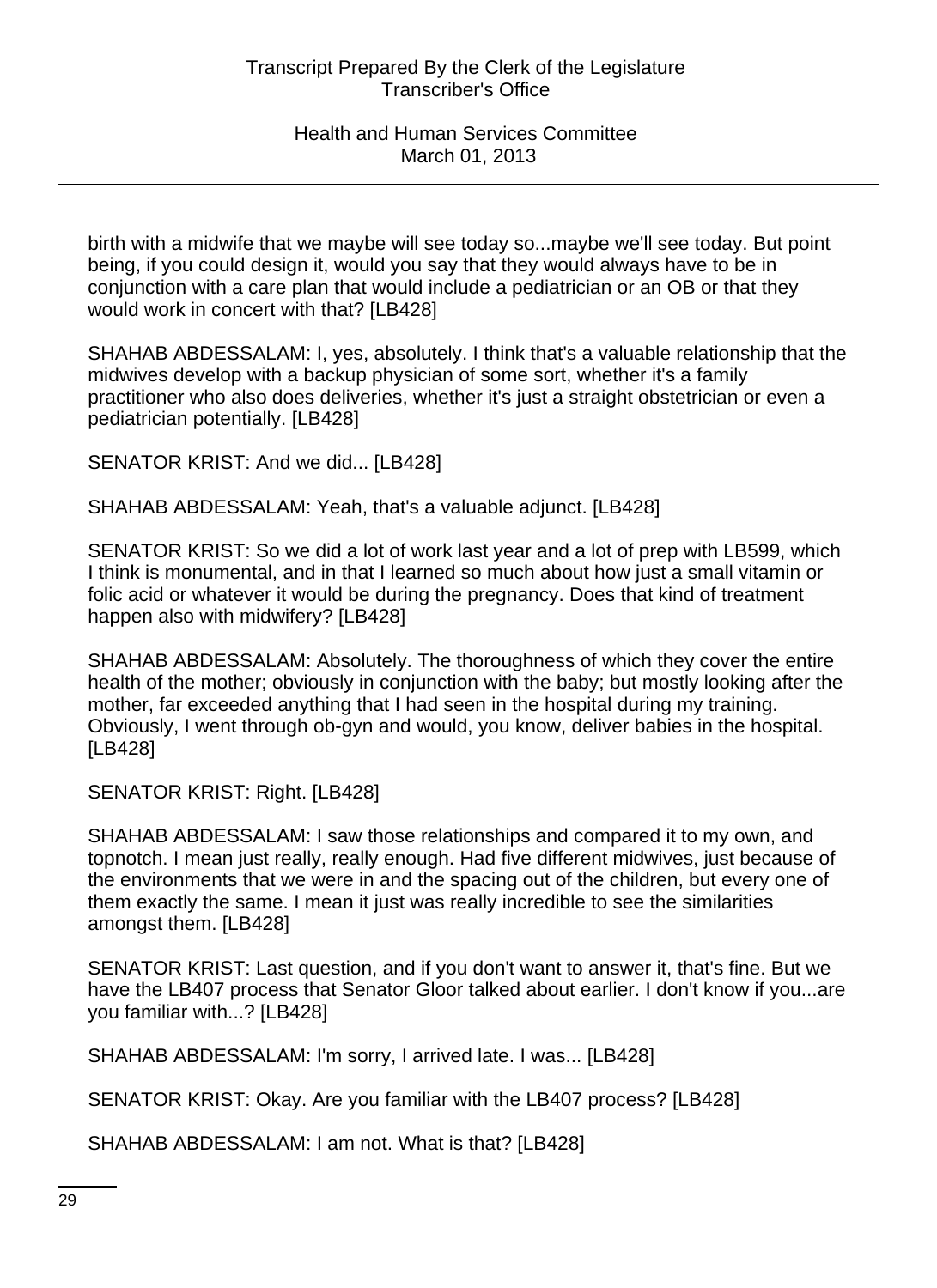birth with a midwife that we maybe will see today so...maybe we'll see today. But point being, if you could design it, would you say that they would always have to be in conjunction with a care plan that would include a pediatrician or an OB or that they would work in concert with that? [LB428]

SHAHAB ABDESSALAM: I, yes, absolutely. I think that's a valuable relationship that the midwives develop with a backup physician of some sort, whether it's a family practitioner who also does deliveries, whether it's just a straight obstetrician or even a pediatrician potentially. [LB428]

SENATOR KRIST: And we did... [LB428]

SHAHAB ABDESSALAM: Yeah, that's a valuable adjunct. [LB428]

SENATOR KRIST: So we did a lot of work last year and a lot of prep with LB599, which I think is monumental, and in that I learned so much about how just a small vitamin or folic acid or whatever it would be during the pregnancy. Does that kind of treatment happen also with midwifery? [LB428]

SHAHAB ABDESSALAM: Absolutely. The thoroughness of which they cover the entire health of the mother; obviously in conjunction with the baby; but mostly looking after the mother, far exceeded anything that I had seen in the hospital during my training. Obviously, I went through ob-gyn and would, you know, deliver babies in the hospital. [LB428]

SENATOR KRIST: Right. [LB428]

SHAHAB ABDESSALAM: I saw those relationships and compared it to my own, and topnotch. I mean just really, really enough. Had five different midwives, just because of the environments that we were in and the spacing out of the children, but every one of them exactly the same. I mean it just was really incredible to see the similarities amongst them. [LB428]

SENATOR KRIST: Last question, and if you don't want to answer it, that's fine. But we have the LB407 process that Senator Gloor talked about earlier. I don't know if you...are you familiar with...? [LB428]

SHAHAB ABDESSALAM: I'm sorry, I arrived late. I was... [LB428]

SENATOR KRIST: Okay. Are you familiar with the LB407 process? [LB428]

SHAHAB ABDESSALAM: I am not. What is that? [LB428]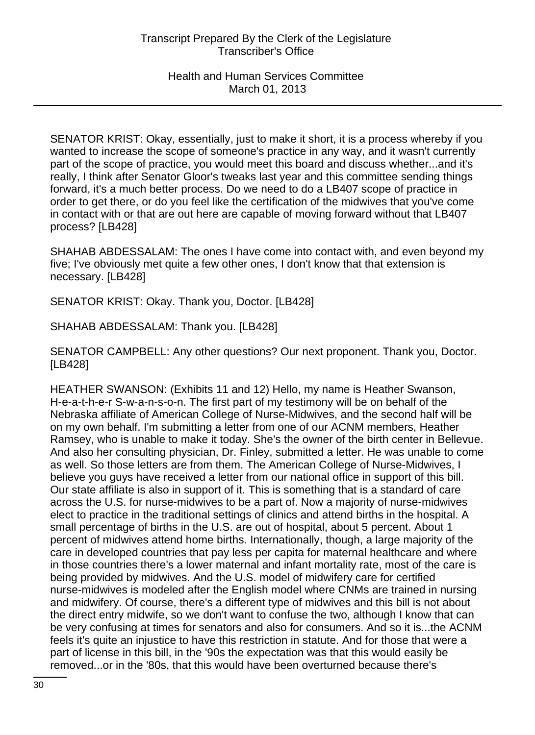SENATOR KRIST: Okay, essentially, just to make it short, it is a process whereby if you wanted to increase the scope of someone's practice in any way, and it wasn't currently part of the scope of practice, you would meet this board and discuss whether...and it's really, I think after Senator Gloor's tweaks last year and this committee sending things forward, it's a much better process. Do we need to do a LB407 scope of practice in order to get there, or do you feel like the certification of the midwives that you've come in contact with or that are out here are capable of moving forward without that LB407 process? [LB428]

SHAHAB ABDESSALAM: The ones I have come into contact with, and even beyond my five; I've obviously met quite a few other ones, I don't know that that extension is necessary. [LB428]

SENATOR KRIST: Okay. Thank you, Doctor. [LB428]

SHAHAB ABDESSALAM: Thank you. [LB428]

SENATOR CAMPBELL: Any other questions? Our next proponent. Thank you, Doctor. [LB428]

HEATHER SWANSON: (Exhibits 11 and 12) Hello, my name is Heather Swanson, H-e-a-t-h-e-r S-w-a-n-s-o-n. The first part of my testimony will be on behalf of the Nebraska affiliate of American College of Nurse-Midwives, and the second half will be on my own behalf. I'm submitting a letter from one of our ACNM members, Heather Ramsey, who is unable to make it today. She's the owner of the birth center in Bellevue. And also her consulting physician, Dr. Finley, submitted a letter. He was unable to come as well. So those letters are from them. The American College of Nurse-Midwives, I believe you guys have received a letter from our national office in support of this bill. Our state affiliate is also in support of it. This is something that is a standard of care across the U.S. for nurse-midwives to be a part of. Now a majority of nurse-midwives elect to practice in the traditional settings of clinics and attend births in the hospital. A small percentage of births in the U.S. are out of hospital, about 5 percent. About 1 percent of midwives attend home births. Internationally, though, a large majority of the care in developed countries that pay less per capita for maternal healthcare and where in those countries there's a lower maternal and infant mortality rate, most of the care is being provided by midwives. And the U.S. model of midwifery care for certified nurse-midwives is modeled after the English model where CNMs are trained in nursing and midwifery. Of course, there's a different type of midwives and this bill is not about the direct entry midwife, so we don't want to confuse the two, although I know that can be very confusing at times for senators and also for consumers. And so it is...the ACNM feels it's quite an injustice to have this restriction in statute. And for those that were a part of license in this bill, in the '90s the expectation was that this would easily be removed...or in the '80s, that this would have been overturned because there's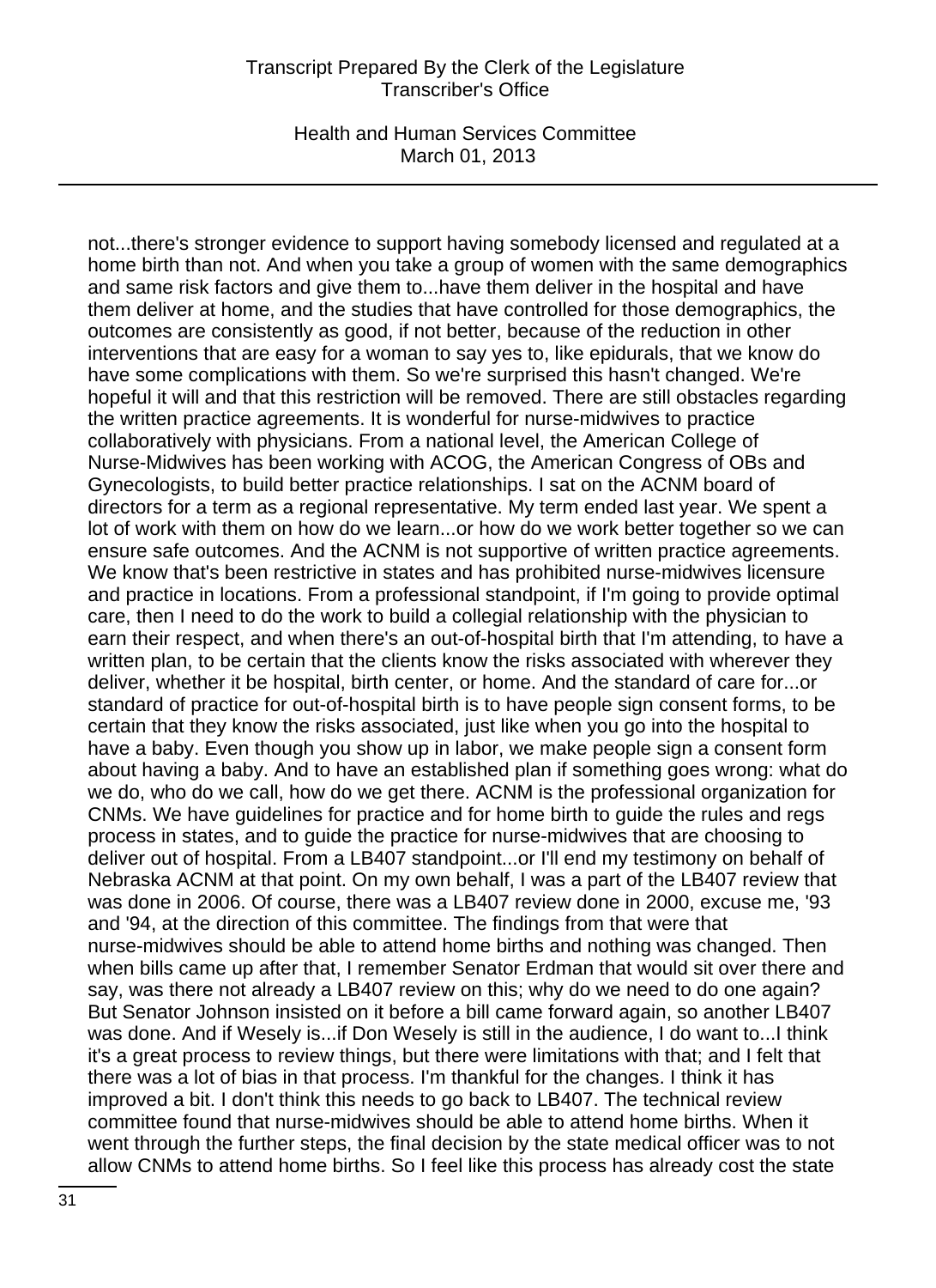not...there's stronger evidence to support having somebody licensed and regulated at a home birth than not. And when you take a group of women with the same demographics and same risk factors and give them to...have them deliver in the hospital and have them deliver at home, and the studies that have controlled for those demographics, the outcomes are consistently as good, if not better, because of the reduction in other interventions that are easy for a woman to say yes to, like epidurals, that we know do have some complications with them. So we're surprised this hasn't changed. We're hopeful it will and that this restriction will be removed. There are still obstacles regarding the written practice agreements. It is wonderful for nurse-midwives to practice collaboratively with physicians. From a national level, the American College of Nurse-Midwives has been working with ACOG, the American Congress of OBs and Gynecologists, to build better practice relationships. I sat on the ACNM board of directors for a term as a regional representative. My term ended last year. We spent a lot of work with them on how do we learn...or how do we work better together so we can ensure safe outcomes. And the ACNM is not supportive of written practice agreements. We know that's been restrictive in states and has prohibited nurse-midwives licensure and practice in locations. From a professional standpoint, if I'm going to provide optimal care, then I need to do the work to build a collegial relationship with the physician to earn their respect, and when there's an out-of-hospital birth that I'm attending, to have a written plan, to be certain that the clients know the risks associated with wherever they deliver, whether it be hospital, birth center, or home. And the standard of care for...or standard of practice for out-of-hospital birth is to have people sign consent forms, to be certain that they know the risks associated, just like when you go into the hospital to have a baby. Even though you show up in labor, we make people sign a consent form about having a baby. And to have an established plan if something goes wrong: what do we do, who do we call, how do we get there. ACNM is the professional organization for CNMs. We have guidelines for practice and for home birth to guide the rules and regs process in states, and to guide the practice for nurse-midwives that are choosing to deliver out of hospital. From a LB407 standpoint...or I'll end my testimony on behalf of Nebraska ACNM at that point. On my own behalf, I was a part of the LB407 review that was done in 2006. Of course, there was a LB407 review done in 2000, excuse me, '93 and '94, at the direction of this committee. The findings from that were that nurse-midwives should be able to attend home births and nothing was changed. Then when bills came up after that, I remember Senator Erdman that would sit over there and say, was there not already a LB407 review on this; why do we need to do one again? But Senator Johnson insisted on it before a bill came forward again, so another LB407 was done. And if Wesely is...if Don Wesely is still in the audience, I do want to...I think it's a great process to review things, but there were limitations with that; and I felt that there was a lot of bias in that process. I'm thankful for the changes. I think it has improved a bit. I don't think this needs to go back to LB407. The technical review committee found that nurse-midwives should be able to attend home births. When it went through the further steps, the final decision by the state medical officer was to not allow CNMs to attend home births. So I feel like this process has already cost the state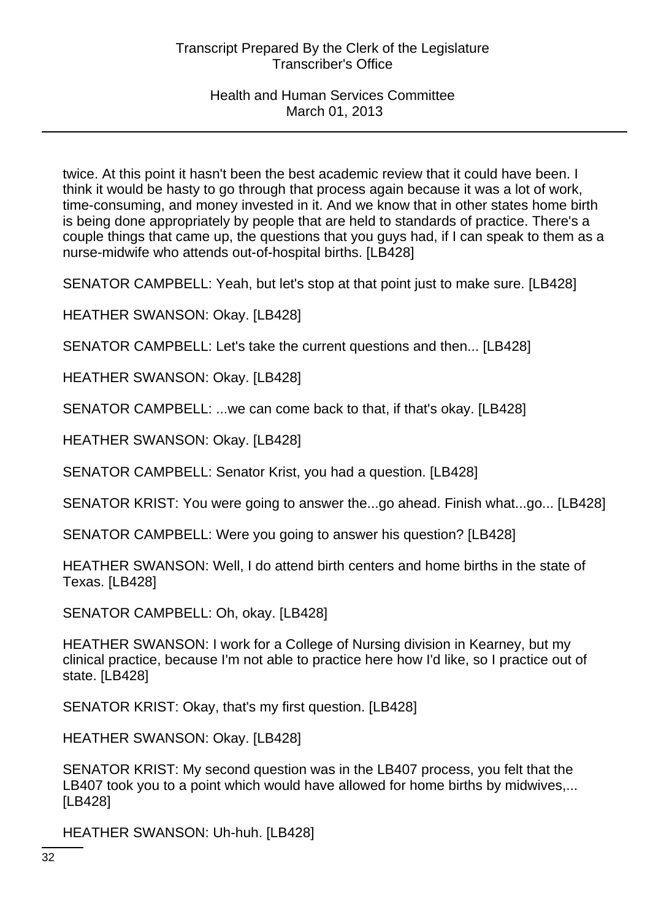twice. At this point it hasn't been the best academic review that it could have been. I think it would be hasty to go through that process again because it was a lot of work, time-consuming, and money invested in it. And we know that in other states home birth is being done appropriately by people that are held to standards of practice. There's a couple things that came up, the questions that you guys had, if I can speak to them as a nurse-midwife who attends out-of-hospital births. [LB428]

SENATOR CAMPBELL: Yeah, but let's stop at that point just to make sure. [LB428]

HEATHER SWANSON: Okay. [LB428]

SENATOR CAMPBELL: Let's take the current questions and then... [LB428]

HEATHER SWANSON: Okay. [LB428]

SENATOR CAMPBELL: ...we can come back to that, if that's okay. [LB428]

HEATHER SWANSON: Okay. [LB428]

SENATOR CAMPBELL: Senator Krist, you had a question. [LB428]

SENATOR KRIST: You were going to answer the...go ahead. Finish what...go... [LB428]

SENATOR CAMPBELL: Were you going to answer his question? [LB428]

HEATHER SWANSON: Well, I do attend birth centers and home births in the state of Texas. [LB428]

SENATOR CAMPBELL: Oh, okay. [LB428]

HEATHER SWANSON: I work for a College of Nursing division in Kearney, but my clinical practice, because I'm not able to practice here how I'd like, so I practice out of state. [LB428]

SENATOR KRIST: Okay, that's my first question. [LB428]

HEATHER SWANSON: Okay. [LB428]

SENATOR KRIST: My second question was in the LB407 process, you felt that the LB407 took you to a point which would have allowed for home births by midwives,... [LB428]

HEATHER SWANSON: Uh-huh. [LB428]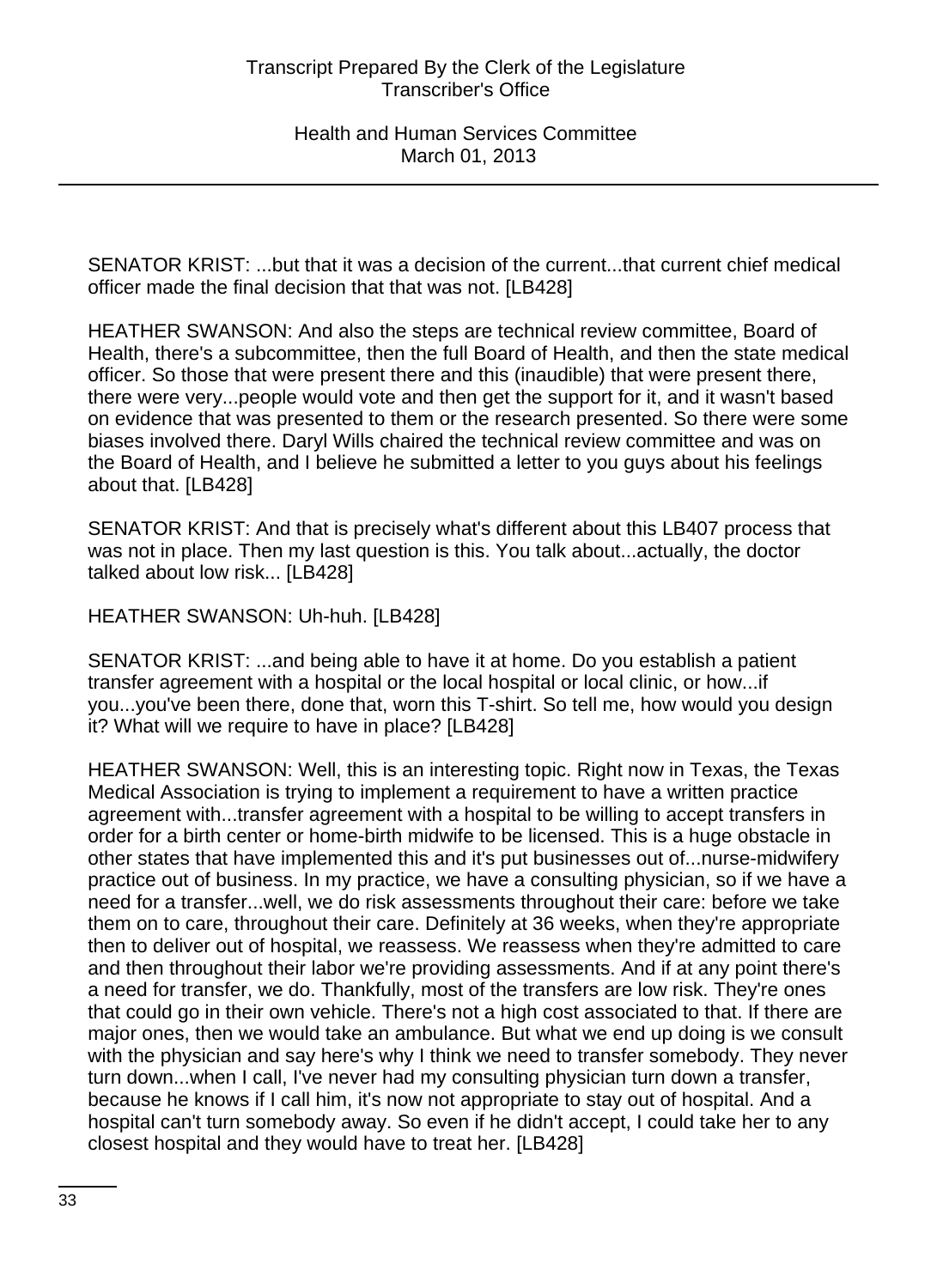SENATOR KRIST: ...but that it was a decision of the current...that current chief medical officer made the final decision that that was not. [LB428]

HEATHER SWANSON: And also the steps are technical review committee, Board of Health, there's a subcommittee, then the full Board of Health, and then the state medical officer. So those that were present there and this (inaudible) that were present there, there were very...people would vote and then get the support for it, and it wasn't based on evidence that was presented to them or the research presented. So there were some biases involved there. Daryl Wills chaired the technical review committee and was on the Board of Health, and I believe he submitted a letter to you guys about his feelings about that. [LB428]

SENATOR KRIST: And that is precisely what's different about this LB407 process that was not in place. Then my last question is this. You talk about...actually, the doctor talked about low risk... [LB428]

HEATHER SWANSON: Uh-huh. [LB428]

SENATOR KRIST: ...and being able to have it at home. Do you establish a patient transfer agreement with a hospital or the local hospital or local clinic, or how...if you...you've been there, done that, worn this T-shirt. So tell me, how would you design it? What will we require to have in place? [LB428]

HEATHER SWANSON: Well, this is an interesting topic. Right now in Texas, the Texas Medical Association is trying to implement a requirement to have a written practice agreement with...transfer agreement with a hospital to be willing to accept transfers in order for a birth center or home-birth midwife to be licensed. This is a huge obstacle in other states that have implemented this and it's put businesses out of...nurse-midwifery practice out of business. In my practice, we have a consulting physician, so if we have a need for a transfer...well, we do risk assessments throughout their care: before we take them on to care, throughout their care. Definitely at 36 weeks, when they're appropriate then to deliver out of hospital, we reassess. We reassess when they're admitted to care and then throughout their labor we're providing assessments. And if at any point there's a need for transfer, we do. Thankfully, most of the transfers are low risk. They're ones that could go in their own vehicle. There's not a high cost associated to that. If there are major ones, then we would take an ambulance. But what we end up doing is we consult with the physician and say here's why I think we need to transfer somebody. They never turn down...when I call, I've never had my consulting physician turn down a transfer, because he knows if I call him, it's now not appropriate to stay out of hospital. And a hospital can't turn somebody away. So even if he didn't accept, I could take her to any closest hospital and they would have to treat her. [LB428]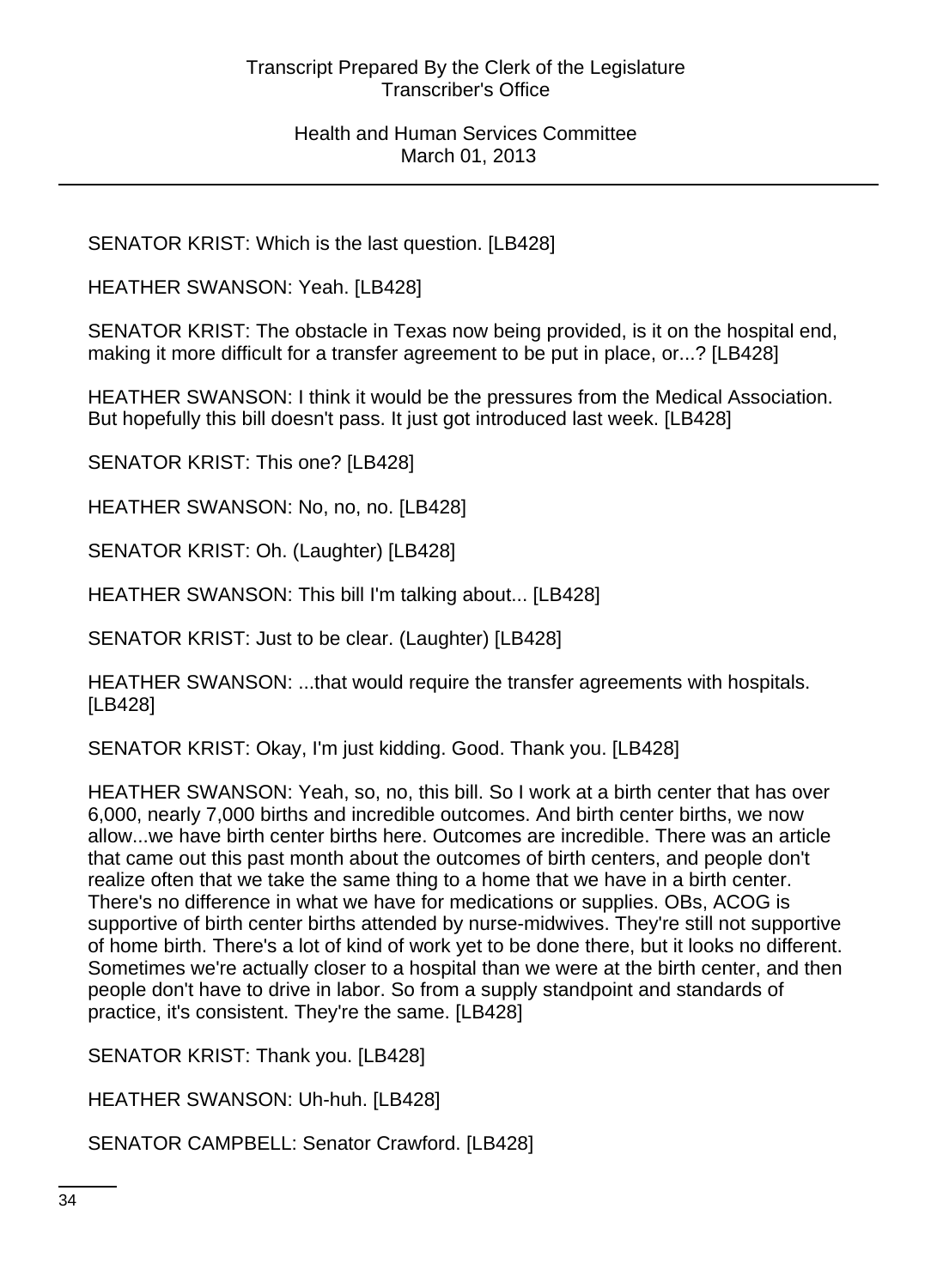SENATOR KRIST: Which is the last question. [LB428]

HEATHER SWANSON: Yeah. [LB428]

SENATOR KRIST: The obstacle in Texas now being provided, is it on the hospital end, making it more difficult for a transfer agreement to be put in place, or...? [LB428]

HEATHER SWANSON: I think it would be the pressures from the Medical Association. But hopefully this bill doesn't pass. It just got introduced last week. [LB428]

SENATOR KRIST: This one? [LB428]

HEATHER SWANSON: No, no, no. [LB428]

SENATOR KRIST: Oh. (Laughter) [LB428]

HEATHER SWANSON: This bill I'm talking about... [LB428]

SENATOR KRIST: Just to be clear. (Laughter) [LB428]

HEATHER SWANSON: ...that would require the transfer agreements with hospitals. [LB428]

SENATOR KRIST: Okay, I'm just kidding. Good. Thank you. [LB428]

HEATHER SWANSON: Yeah, so, no, this bill. So I work at a birth center that has over 6,000, nearly 7,000 births and incredible outcomes. And birth center births, we now allow...we have birth center births here. Outcomes are incredible. There was an article that came out this past month about the outcomes of birth centers, and people don't realize often that we take the same thing to a home that we have in a birth center. There's no difference in what we have for medications or supplies. OBs, ACOG is supportive of birth center births attended by nurse-midwives. They're still not supportive of home birth. There's a lot of kind of work yet to be done there, but it looks no different. Sometimes we're actually closer to a hospital than we were at the birth center, and then people don't have to drive in labor. So from a supply standpoint and standards of practice, it's consistent. They're the same. [LB428]

SENATOR KRIST: Thank you. [LB428]

HEATHER SWANSON: Uh-huh. [LB428]

SENATOR CAMPBELL: Senator Crawford. [LB428]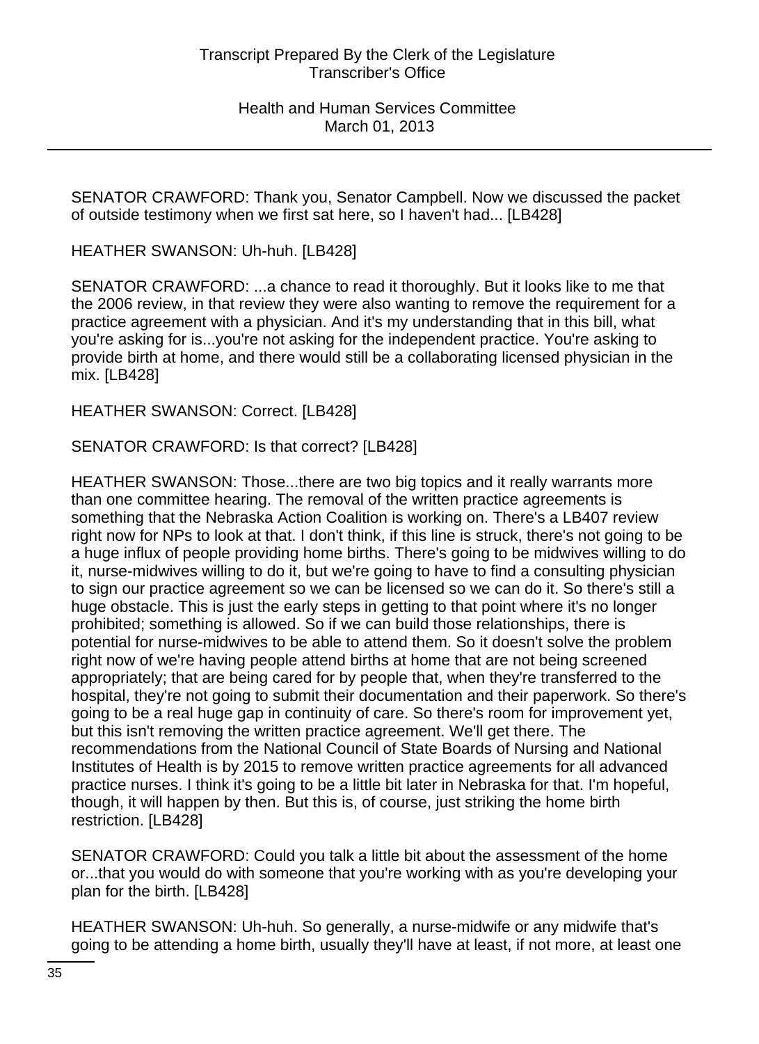SENATOR CRAWFORD: Thank you, Senator Campbell. Now we discussed the packet of outside testimony when we first sat here, so I haven't had... [LB428]

HEATHER SWANSON: Uh-huh. [LB428]

SENATOR CRAWFORD: ...a chance to read it thoroughly. But it looks like to me that the 2006 review, in that review they were also wanting to remove the requirement for a practice agreement with a physician. And it's my understanding that in this bill, what you're asking for is...you're not asking for the independent practice. You're asking to provide birth at home, and there would still be a collaborating licensed physician in the mix. [LB428]

HEATHER SWANSON: Correct. [LB428]

SENATOR CRAWFORD: Is that correct? [LB428]

HEATHER SWANSON: Those...there are two big topics and it really warrants more than one committee hearing. The removal of the written practice agreements is something that the Nebraska Action Coalition is working on. There's a LB407 review right now for NPs to look at that. I don't think, if this line is struck, there's not going to be a huge influx of people providing home births. There's going to be midwives willing to do it, nurse-midwives willing to do it, but we're going to have to find a consulting physician to sign our practice agreement so we can be licensed so we can do it. So there's still a huge obstacle. This is just the early steps in getting to that point where it's no longer prohibited; something is allowed. So if we can build those relationships, there is potential for nurse-midwives to be able to attend them. So it doesn't solve the problem right now of we're having people attend births at home that are not being screened appropriately; that are being cared for by people that, when they're transferred to the hospital, they're not going to submit their documentation and their paperwork. So there's going to be a real huge gap in continuity of care. So there's room for improvement yet, but this isn't removing the written practice agreement. We'll get there. The recommendations from the National Council of State Boards of Nursing and National Institutes of Health is by 2015 to remove written practice agreements for all advanced practice nurses. I think it's going to be a little bit later in Nebraska for that. I'm hopeful, though, it will happen by then. But this is, of course, just striking the home birth restriction. [LB428]

SENATOR CRAWFORD: Could you talk a little bit about the assessment of the home or...that you would do with someone that you're working with as you're developing your plan for the birth. [LB428]

HEATHER SWANSON: Uh-huh. So generally, a nurse-midwife or any midwife that's going to be attending a home birth, usually they'll have at least, if not more, at least one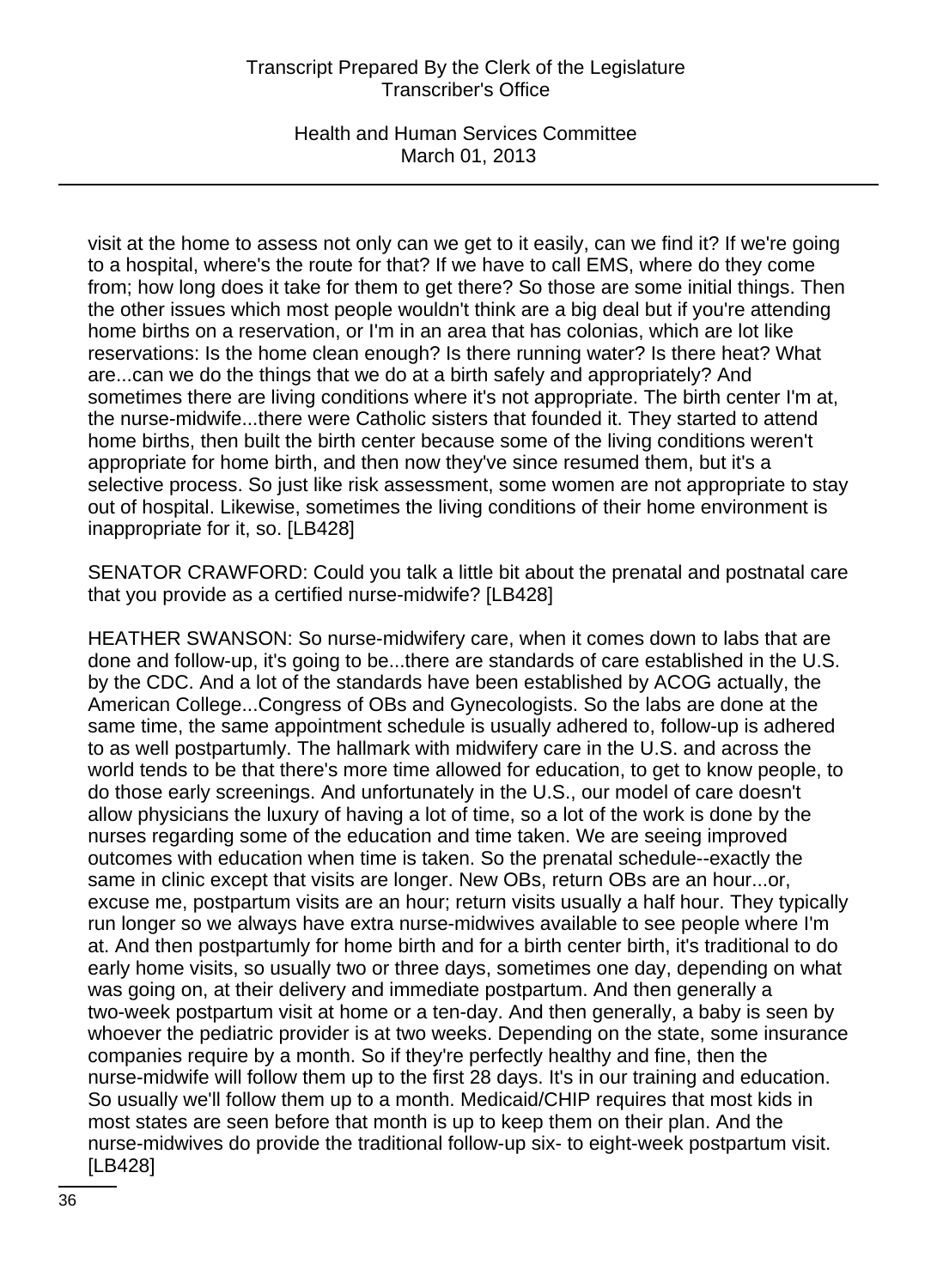visit at the home to assess not only can we get to it easily, can we find it? If we're going to a hospital, where's the route for that? If we have to call EMS, where do they come from; how long does it take for them to get there? So those are some initial things. Then the other issues which most people wouldn't think are a big deal but if you're attending home births on a reservation, or I'm in an area that has colonias, which are lot like reservations: Is the home clean enough? Is there running water? Is there heat? What are...can we do the things that we do at a birth safely and appropriately? And sometimes there are living conditions where it's not appropriate. The birth center I'm at, the nurse-midwife...there were Catholic sisters that founded it. They started to attend home births, then built the birth center because some of the living conditions weren't appropriate for home birth, and then now they've since resumed them, but it's a selective process. So just like risk assessment, some women are not appropriate to stay out of hospital. Likewise, sometimes the living conditions of their home environment is inappropriate for it, so. [LB428]

SENATOR CRAWFORD: Could you talk a little bit about the prenatal and postnatal care that you provide as a certified nurse-midwife? [LB428]

HEATHER SWANSON: So nurse-midwifery care, when it comes down to labs that are done and follow-up, it's going to be...there are standards of care established in the U.S. by the CDC. And a lot of the standards have been established by ACOG actually, the American College...Congress of OBs and Gynecologists. So the labs are done at the same time, the same appointment schedule is usually adhered to, follow-up is adhered to as well postpartumly. The hallmark with midwifery care in the U.S. and across the world tends to be that there's more time allowed for education, to get to know people, to do those early screenings. And unfortunately in the U.S., our model of care doesn't allow physicians the luxury of having a lot of time, so a lot of the work is done by the nurses regarding some of the education and time taken. We are seeing improved outcomes with education when time is taken. So the prenatal schedule--exactly the same in clinic except that visits are longer. New OBs, return OBs are an hour...or, excuse me, postpartum visits are an hour; return visits usually a half hour. They typically run longer so we always have extra nurse-midwives available to see people where I'm at. And then postpartumly for home birth and for a birth center birth, it's traditional to do early home visits, so usually two or three days, sometimes one day, depending on what was going on, at their delivery and immediate postpartum. And then generally a two-week postpartum visit at home or a ten-day. And then generally, a baby is seen by whoever the pediatric provider is at two weeks. Depending on the state, some insurance companies require by a month. So if they're perfectly healthy and fine, then the nurse-midwife will follow them up to the first 28 days. It's in our training and education. So usually we'll follow them up to a month. Medicaid/CHIP requires that most kids in most states are seen before that month is up to keep them on their plan. And the nurse-midwives do provide the traditional follow-up six- to eight-week postpartum visit. [LB428]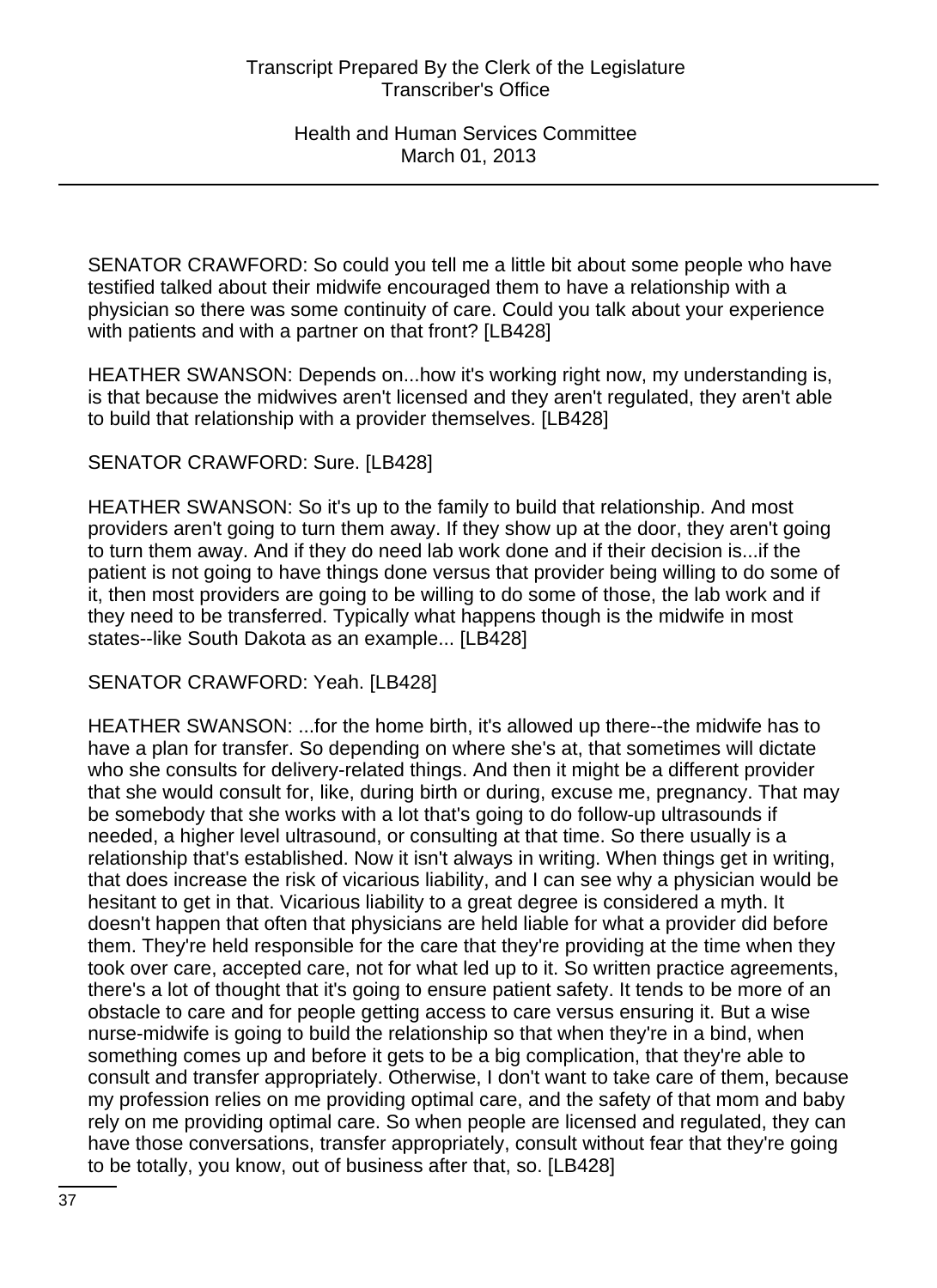SENATOR CRAWFORD: So could you tell me a little bit about some people who have testified talked about their midwife encouraged them to have a relationship with a physician so there was some continuity of care. Could you talk about your experience with patients and with a partner on that front? [LB428]

HEATHER SWANSON: Depends on...how it's working right now, my understanding is, is that because the midwives aren't licensed and they aren't regulated, they aren't able to build that relationship with a provider themselves. [LB428]

SENATOR CRAWFORD: Sure. [LB428]

HEATHER SWANSON: So it's up to the family to build that relationship. And most providers aren't going to turn them away. If they show up at the door, they aren't going to turn them away. And if they do need lab work done and if their decision is...if the patient is not going to have things done versus that provider being willing to do some of it, then most providers are going to be willing to do some of those, the lab work and if they need to be transferred. Typically what happens though is the midwife in most states--like South Dakota as an example... [LB428]

SENATOR CRAWFORD: Yeah. [LB428]

HEATHER SWANSON: ...for the home birth, it's allowed up there--the midwife has to have a plan for transfer. So depending on where she's at, that sometimes will dictate who she consults for delivery-related things. And then it might be a different provider that she would consult for, like, during birth or during, excuse me, pregnancy. That may be somebody that she works with a lot that's going to do follow-up ultrasounds if needed, a higher level ultrasound, or consulting at that time. So there usually is a relationship that's established. Now it isn't always in writing. When things get in writing, that does increase the risk of vicarious liability, and I can see why a physician would be hesitant to get in that. Vicarious liability to a great degree is considered a myth. It doesn't happen that often that physicians are held liable for what a provider did before them. They're held responsible for the care that they're providing at the time when they took over care, accepted care, not for what led up to it. So written practice agreements, there's a lot of thought that it's going to ensure patient safety. It tends to be more of an obstacle to care and for people getting access to care versus ensuring it. But a wise nurse-midwife is going to build the relationship so that when they're in a bind, when something comes up and before it gets to be a big complication, that they're able to consult and transfer appropriately. Otherwise, I don't want to take care of them, because my profession relies on me providing optimal care, and the safety of that mom and baby rely on me providing optimal care. So when people are licensed and regulated, they can have those conversations, transfer appropriately, consult without fear that they're going to be totally, you know, out of business after that, so. [LB428]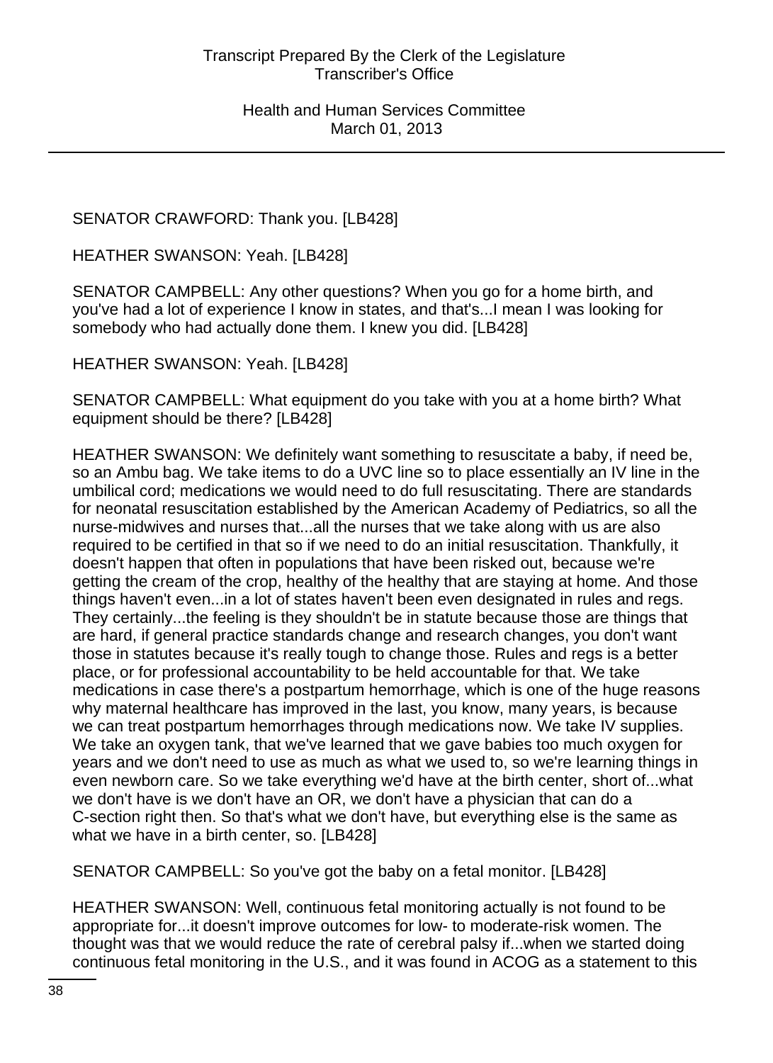SENATOR CRAWFORD: Thank you. [LB428]

HEATHER SWANSON: Yeah. [LB428]

SENATOR CAMPBELL: Any other questions? When you go for a home birth, and you've had a lot of experience I know in states, and that's...I mean I was looking for somebody who had actually done them. I knew you did. [LB428]

HEATHER SWANSON: Yeah. [LB428]

SENATOR CAMPBELL: What equipment do you take with you at a home birth? What equipment should be there? [LB428]

HEATHER SWANSON: We definitely want something to resuscitate a baby, if need be, so an Ambu bag. We take items to do a UVC line so to place essentially an IV line in the umbilical cord; medications we would need to do full resuscitating. There are standards for neonatal resuscitation established by the American Academy of Pediatrics, so all the nurse-midwives and nurses that...all the nurses that we take along with us are also required to be certified in that so if we need to do an initial resuscitation. Thankfully, it doesn't happen that often in populations that have been risked out, because we're getting the cream of the crop, healthy of the healthy that are staying at home. And those things haven't even...in a lot of states haven't been even designated in rules and regs. They certainly...the feeling is they shouldn't be in statute because those are things that are hard, if general practice standards change and research changes, you don't want those in statutes because it's really tough to change those. Rules and regs is a better place, or for professional accountability to be held accountable for that. We take medications in case there's a postpartum hemorrhage, which is one of the huge reasons why maternal healthcare has improved in the last, you know, many years, is because we can treat postpartum hemorrhages through medications now. We take IV supplies. We take an oxygen tank, that we've learned that we gave babies too much oxygen for years and we don't need to use as much as what we used to, so we're learning things in even newborn care. So we take everything we'd have at the birth center, short of...what we don't have is we don't have an OR, we don't have a physician that can do a C-section right then. So that's what we don't have, but everything else is the same as what we have in a birth center, so. [LB428]

SENATOR CAMPBELL: So you've got the baby on a fetal monitor. [LB428]

HEATHER SWANSON: Well, continuous fetal monitoring actually is not found to be appropriate for...it doesn't improve outcomes for low- to moderate-risk women. The thought was that we would reduce the rate of cerebral palsy if...when we started doing continuous fetal monitoring in the U.S., and it was found in ACOG as a statement to this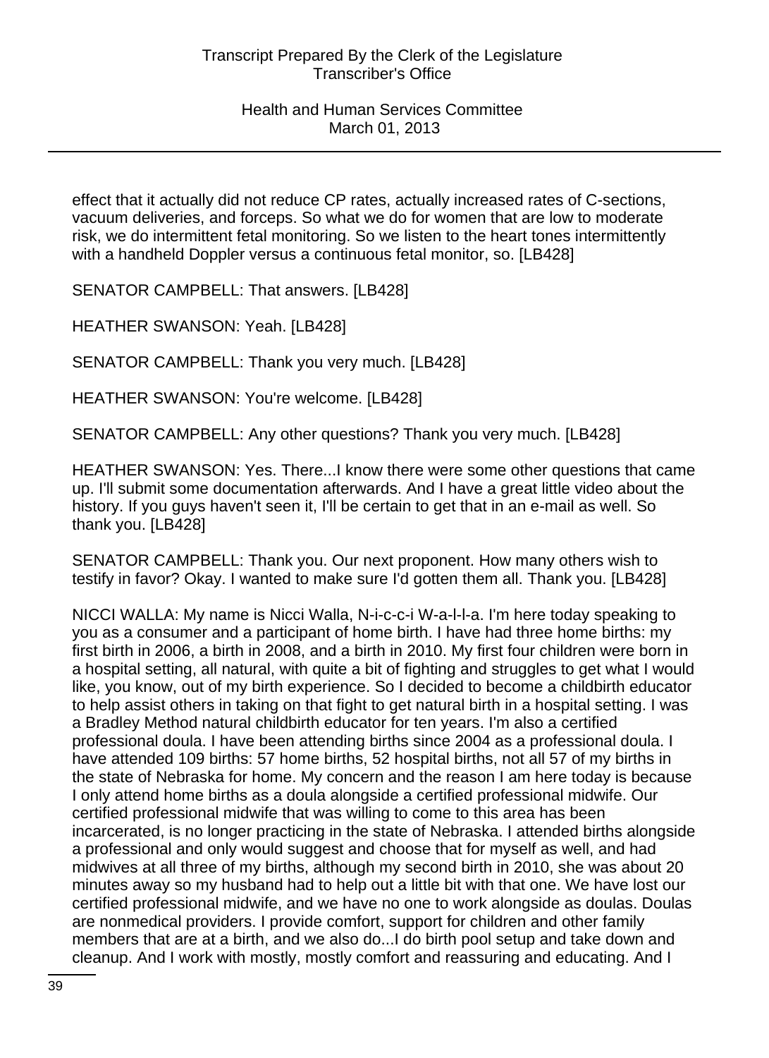effect that it actually did not reduce CP rates, actually increased rates of C-sections, vacuum deliveries, and forceps. So what we do for women that are low to moderate risk, we do intermittent fetal monitoring. So we listen to the heart tones intermittently with a handheld Doppler versus a continuous fetal monitor, so. [LB428]

SENATOR CAMPBELL: That answers. [LB428]

HEATHER SWANSON: Yeah. [LB428]

SENATOR CAMPBELL: Thank you very much. [LB428]

HEATHER SWANSON: You're welcome. [LB428]

SENATOR CAMPBELL: Any other questions? Thank you very much. [LB428]

HEATHER SWANSON: Yes. There...I know there were some other questions that came up. I'll submit some documentation afterwards. And I have a great little video about the history. If you guys haven't seen it, I'll be certain to get that in an e-mail as well. So thank you. [LB428]

SENATOR CAMPBELL: Thank you. Our next proponent. How many others wish to testify in favor? Okay. I wanted to make sure I'd gotten them all. Thank you. [LB428]

NICCI WALLA: My name is Nicci Walla, N-i-c-c-i W-a-l-l-a. I'm here today speaking to you as a consumer and a participant of home birth. I have had three home births: my first birth in 2006, a birth in 2008, and a birth in 2010. My first four children were born in a hospital setting, all natural, with quite a bit of fighting and struggles to get what I would like, you know, out of my birth experience. So I decided to become a childbirth educator to help assist others in taking on that fight to get natural birth in a hospital setting. I was a Bradley Method natural childbirth educator for ten years. I'm also a certified professional doula. I have been attending births since 2004 as a professional doula. I have attended 109 births: 57 home births, 52 hospital births, not all 57 of my births in the state of Nebraska for home. My concern and the reason I am here today is because I only attend home births as a doula alongside a certified professional midwife. Our certified professional midwife that was willing to come to this area has been incarcerated, is no longer practicing in the state of Nebraska. I attended births alongside a professional and only would suggest and choose that for myself as well, and had midwives at all three of my births, although my second birth in 2010, she was about 20 minutes away so my husband had to help out a little bit with that one. We have lost our certified professional midwife, and we have no one to work alongside as doulas. Doulas are nonmedical providers. I provide comfort, support for children and other family members that are at a birth, and we also do...I do birth pool setup and take down and cleanup. And I work with mostly, mostly comfort and reassuring and educating. And I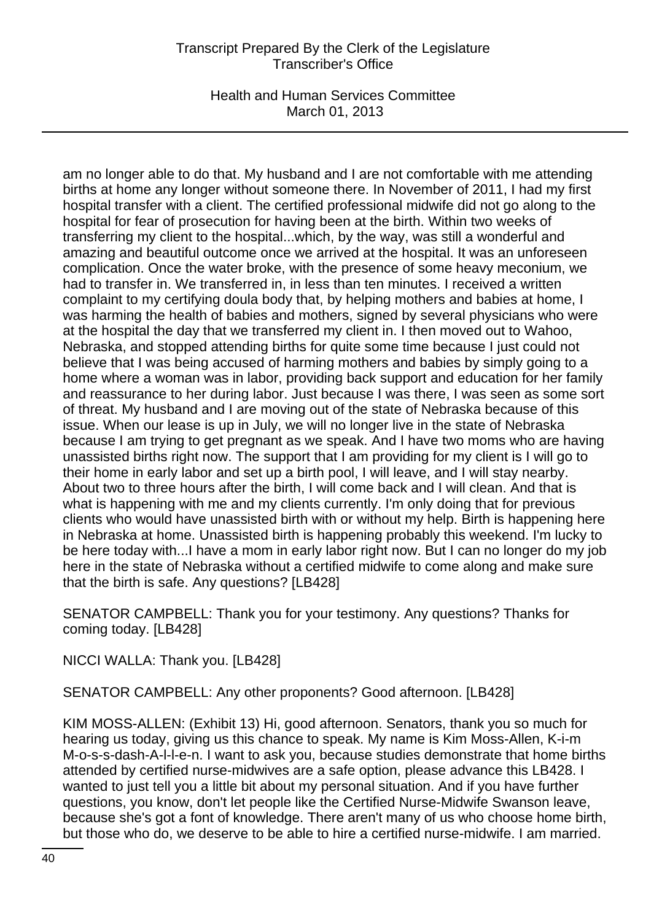am no longer able to do that. My husband and I are not comfortable with me attending births at home any longer without someone there. In November of 2011, I had my first hospital transfer with a client. The certified professional midwife did not go along to the hospital for fear of prosecution for having been at the birth. Within two weeks of transferring my client to the hospital...which, by the way, was still a wonderful and amazing and beautiful outcome once we arrived at the hospital. It was an unforeseen complication. Once the water broke, with the presence of some heavy meconium, we had to transfer in. We transferred in, in less than ten minutes. I received a written complaint to my certifying doula body that, by helping mothers and babies at home, I was harming the health of babies and mothers, signed by several physicians who were at the hospital the day that we transferred my client in. I then moved out to Wahoo, Nebraska, and stopped attending births for quite some time because I just could not believe that I was being accused of harming mothers and babies by simply going to a home where a woman was in labor, providing back support and education for her family and reassurance to her during labor. Just because I was there, I was seen as some sort of threat. My husband and I are moving out of the state of Nebraska because of this issue. When our lease is up in July, we will no longer live in the state of Nebraska because I am trying to get pregnant as we speak. And I have two moms who are having unassisted births right now. The support that I am providing for my client is I will go to their home in early labor and set up a birth pool, I will leave, and I will stay nearby. About two to three hours after the birth, I will come back and I will clean. And that is what is happening with me and my clients currently. I'm only doing that for previous clients who would have unassisted birth with or without my help. Birth is happening here in Nebraska at home. Unassisted birth is happening probably this weekend. I'm lucky to be here today with...I have a mom in early labor right now. But I can no longer do my job here in the state of Nebraska without a certified midwife to come along and make sure that the birth is safe. Any questions? [LB428]

SENATOR CAMPBELL: Thank you for your testimony. Any questions? Thanks for coming today. [LB428]

NICCI WALLA: Thank you. [LB428]

SENATOR CAMPBELL: Any other proponents? Good afternoon. [LB428]

KIM MOSS-ALLEN: (Exhibit 13) Hi, good afternoon. Senators, thank you so much for hearing us today, giving us this chance to speak. My name is Kim Moss-Allen, K-i-m M-o-s-s-dash-A-l-l-e-n. I want to ask you, because studies demonstrate that home births attended by certified nurse-midwives are a safe option, please advance this LB428. I wanted to just tell you a little bit about my personal situation. And if you have further questions, you know, don't let people like the Certified Nurse-Midwife Swanson leave, because she's got a font of knowledge. There aren't many of us who choose home birth, but those who do, we deserve to be able to hire a certified nurse-midwife. I am married.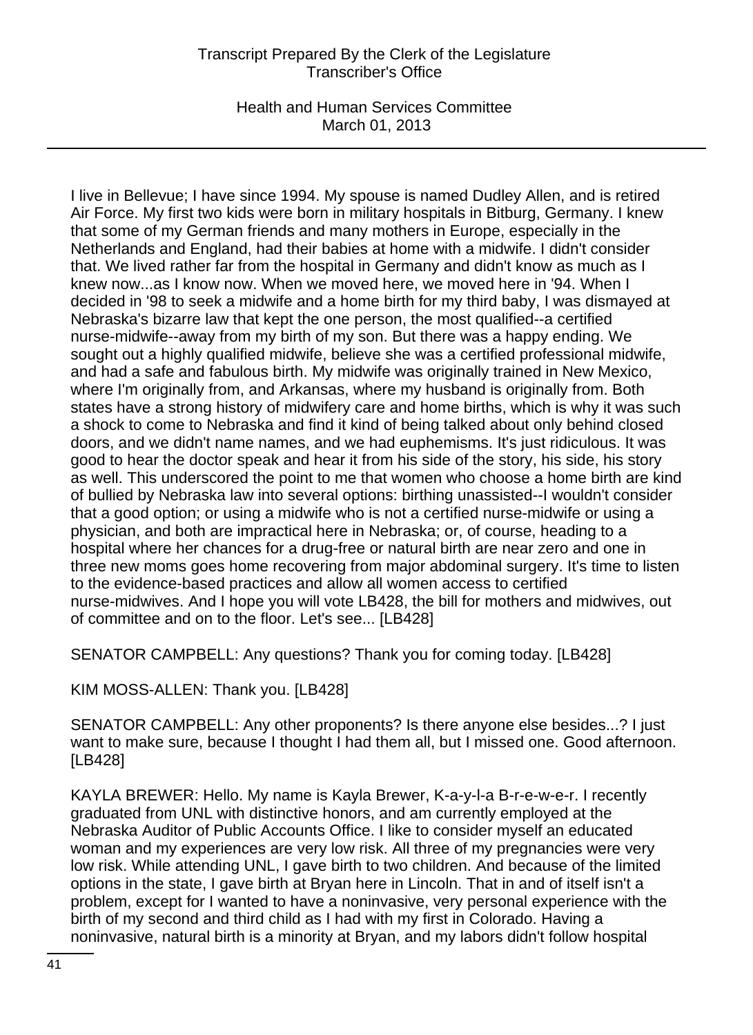I live in Bellevue; I have since 1994. My spouse is named Dudley Allen, and is retired Air Force. My first two kids were born in military hospitals in Bitburg, Germany. I knew that some of my German friends and many mothers in Europe, especially in the Netherlands and England, had their babies at home with a midwife. I didn't consider that. We lived rather far from the hospital in Germany and didn't know as much as I knew now...as I know now. When we moved here, we moved here in '94. When I decided in '98 to seek a midwife and a home birth for my third baby, I was dismayed at Nebraska's bizarre law that kept the one person, the most qualified--a certified nurse-midwife--away from my birth of my son. But there was a happy ending. We sought out a highly qualified midwife, believe she was a certified professional midwife, and had a safe and fabulous birth. My midwife was originally trained in New Mexico, where I'm originally from, and Arkansas, where my husband is originally from. Both states have a strong history of midwifery care and home births, which is why it was such a shock to come to Nebraska and find it kind of being talked about only behind closed doors, and we didn't name names, and we had euphemisms. It's just ridiculous. It was good to hear the doctor speak and hear it from his side of the story, his side, his story as well. This underscored the point to me that women who choose a home birth are kind of bullied by Nebraska law into several options: birthing unassisted--I wouldn't consider that a good option; or using a midwife who is not a certified nurse-midwife or using a physician, and both are impractical here in Nebraska; or, of course, heading to a hospital where her chances for a drug-free or natural birth are near zero and one in three new moms goes home recovering from major abdominal surgery. It's time to listen to the evidence-based practices and allow all women access to certified nurse-midwives. And I hope you will vote LB428, the bill for mothers and midwives, out of committee and on to the floor. Let's see... [LB428]

SENATOR CAMPBELL: Any questions? Thank you for coming today. [LB428]

KIM MOSS-ALLEN: Thank you. [LB428]

SENATOR CAMPBELL: Any other proponents? Is there anyone else besides...? I just want to make sure, because I thought I had them all, but I missed one. Good afternoon. [LB428]

KAYLA BREWER: Hello. My name is Kayla Brewer, K-a-y-l-a B-r-e-w-e-r. I recently graduated from UNL with distinctive honors, and am currently employed at the Nebraska Auditor of Public Accounts Office. I like to consider myself an educated woman and my experiences are very low risk. All three of my pregnancies were very low risk. While attending UNL, I gave birth to two children. And because of the limited options in the state, I gave birth at Bryan here in Lincoln. That in and of itself isn't a problem, except for I wanted to have a noninvasive, very personal experience with the birth of my second and third child as I had with my first in Colorado. Having a noninvasive, natural birth is a minority at Bryan, and my labors didn't follow hospital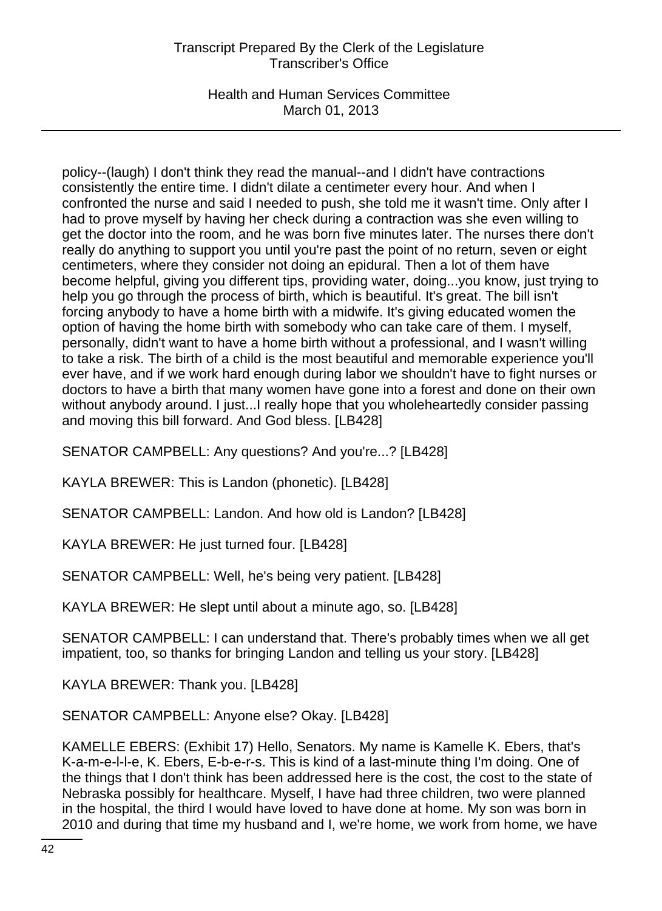policy--(laugh) I don't think they read the manual--and I didn't have contractions consistently the entire time. I didn't dilate a centimeter every hour. And when I confronted the nurse and said I needed to push, she told me it wasn't time. Only after I had to prove myself by having her check during a contraction was she even willing to get the doctor into the room, and he was born five minutes later. The nurses there don't really do anything to support you until you're past the point of no return, seven or eight centimeters, where they consider not doing an epidural. Then a lot of them have become helpful, giving you different tips, providing water, doing...you know, just trying to help you go through the process of birth, which is beautiful. It's great. The bill isn't forcing anybody to have a home birth with a midwife. It's giving educated women the option of having the home birth with somebody who can take care of them. I myself, personally, didn't want to have a home birth without a professional, and I wasn't willing to take a risk. The birth of a child is the most beautiful and memorable experience you'll ever have, and if we work hard enough during labor we shouldn't have to fight nurses or doctors to have a birth that many women have gone into a forest and done on their own without anybody around. I just...I really hope that you wholeheartedly consider passing and moving this bill forward. And God bless. [LB428]

SENATOR CAMPBELL: Any questions? And you're...? [LB428]

KAYLA BREWER: This is Landon (phonetic). [LB428]

SENATOR CAMPBELL: Landon. And how old is Landon? [LB428]

KAYLA BREWER: He just turned four. [LB428]

SENATOR CAMPBELL: Well, he's being very patient. [LB428]

KAYLA BREWER: He slept until about a minute ago, so. [LB428]

SENATOR CAMPBELL: I can understand that. There's probably times when we all get impatient, too, so thanks for bringing Landon and telling us your story. [LB428]

KAYLA BREWER: Thank you. [LB428]

SENATOR CAMPBELL: Anyone else? Okay. [LB428]

KAMELLE EBERS: (Exhibit 17) Hello, Senators. My name is Kamelle K. Ebers, that's K-a-m-e-l-l-e, K. Ebers, E-b-e-r-s. This is kind of a last-minute thing I'm doing. One of the things that I don't think has been addressed here is the cost, the cost to the state of Nebraska possibly for healthcare. Myself, I have had three children, two were planned in the hospital, the third I would have loved to have done at home. My son was born in 2010 and during that time my husband and I, we're home, we work from home, we have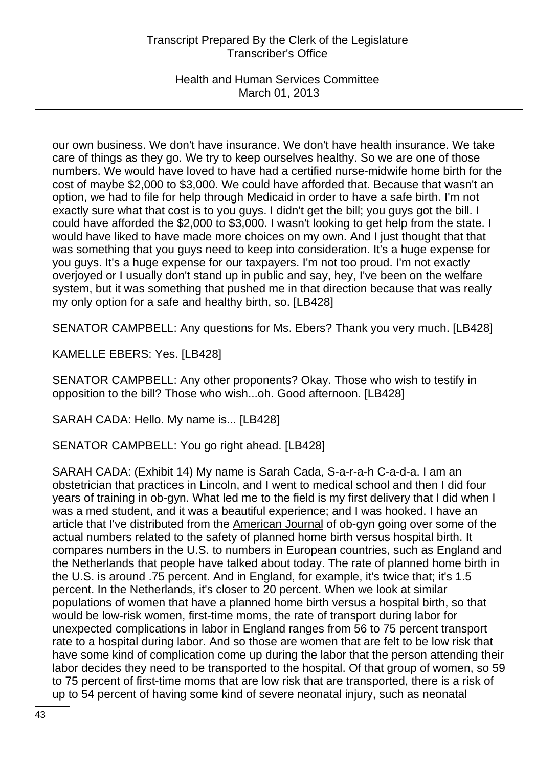our own business. We don't have insurance. We don't have health insurance. We take care of things as they go. We try to keep ourselves healthy. So we are one of those numbers. We would have loved to have had a certified nurse-midwife home birth for the cost of maybe $2,000 to $3,000. We could have afforded that. Because that wasn't an option, we had to file for help through Medicaid in order to have a safe birth. I'm not exactly sure what that cost is to you guys. I didn't get the bill; you guys got the bill. I could have afforded the $2,000 to $3,000. I wasn't looking to get help from the state. I would have liked to have made more choices on my own. And I just thought that that was something that you guys need to keep into consideration. It's a huge expense for you guys. It's a huge expense for our taxpayers. I'm not too proud. I'm not exactly overjoyed or I usually don't stand up in public and say, hey, I've been on the welfare system, but it was something that pushed me in that direction because that was really my only option for a safe and healthy birth, so. [LB428]

SENATOR CAMPBELL: Any questions for Ms. Ebers? Thank you very much. [LB428]

KAMELLE EBERS: Yes. [LB428]

SENATOR CAMPBELL: Any other proponents? Okay. Those who wish to testify in opposition to the bill? Those who wish...oh. Good afternoon. [LB428]

SARAH CADA: Hello. My name is... [LB428]

SENATOR CAMPBELL: You go right ahead. [LB428]

SARAH CADA: (Exhibit 14) My name is Sarah Cada, S-a-r-a-h C-a-d-a. I am an obstetrician that practices in Lincoln, and I went to medical school and then I did four years of training in ob-gyn. What led me to the field is my first delivery that I did when I was a med student, and it was a beautiful experience; and I was hooked. I have an article that I've distributed from the American Journal of ob-gyn going over some of the actual numbers related to the safety of planned home birth versus hospital birth. It compares numbers in the U.S. to numbers in European countries, such as England and the Netherlands that people have talked about today. The rate of planned home birth in the U.S. is around .75 percent. And in England, for example, it's twice that; it's 1.5 percent. In the Netherlands, it's closer to 20 percent. When we look at similar populations of women that have a planned home birth versus a hospital birth, so that would be low-risk women, first-time moms, the rate of transport during labor for unexpected complications in labor in England ranges from 56 to 75 percent transport rate to a hospital during labor. And so those are women that are felt to be low risk that have some kind of complication come up during the labor that the person attending their labor decides they need to be transported to the hospital. Of that group of women, so 59 to 75 percent of first-time moms that are low risk that are transported, there is a risk of up to 54 percent of having some kind of severe neonatal injury, such as neonatal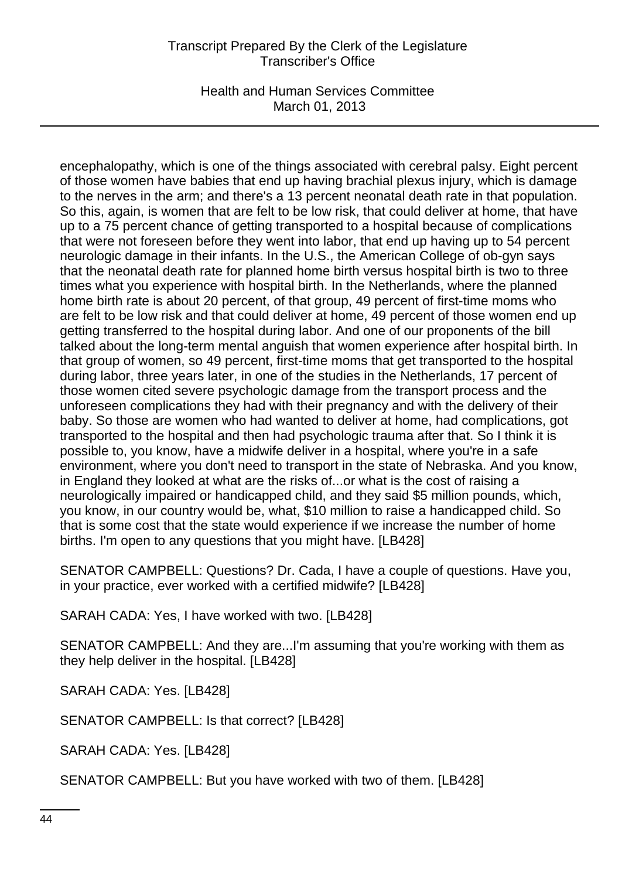encephalopathy, which is one of the things associated with cerebral palsy. Eight percent of those women have babies that end up having brachial plexus injury, which is damage to the nerves in the arm; and there's a 13 percent neonatal death rate in that population. So this, again, is women that are felt to be low risk, that could deliver at home, that have up to a 75 percent chance of getting transported to a hospital because of complications that were not foreseen before they went into labor, that end up having up to 54 percent neurologic damage in their infants. In the U.S., the American College of ob-gyn says that the neonatal death rate for planned home birth versus hospital birth is two to three times what you experience with hospital birth. In the Netherlands, where the planned home birth rate is about 20 percent, of that group, 49 percent of first-time moms who are felt to be low risk and that could deliver at home, 49 percent of those women end up getting transferred to the hospital during labor. And one of our proponents of the bill talked about the long-term mental anguish that women experience after hospital birth. In that group of women, so 49 percent, first-time moms that get transported to the hospital during labor, three years later, in one of the studies in the Netherlands, 17 percent of those women cited severe psychologic damage from the transport process and the unforeseen complications they had with their pregnancy and with the delivery of their baby. So those are women who had wanted to deliver at home, had complications, got transported to the hospital and then had psychologic trauma after that. So I think it is possible to, you know, have a midwife deliver in a hospital, where you're in a safe environment, where you don't need to transport in the state of Nebraska. And you know, in England they looked at what are the risks of...or what is the cost of raising a neurologically impaired or handicapped child, and they said $5 million pounds, which, you know, in our country would be, what, $10 million to raise a handicapped child. So that is some cost that the state would experience if we increase the number of home births. I'm open to any questions that you might have. [LB428]

SENATOR CAMPBELL: Questions? Dr. Cada, I have a couple of questions. Have you, in your practice, ever worked with a certified midwife? [LB428]

SARAH CADA: Yes, I have worked with two. [LB428]

SENATOR CAMPBELL: And they are...I'm assuming that you're working with them as they help deliver in the hospital. [LB428]

SARAH CADA: Yes. [LB428]

SENATOR CAMPBELL: Is that correct? [LB428]

SARAH CADA: Yes. [LB428]

SENATOR CAMPBELL: But you have worked with two of them. [LB428]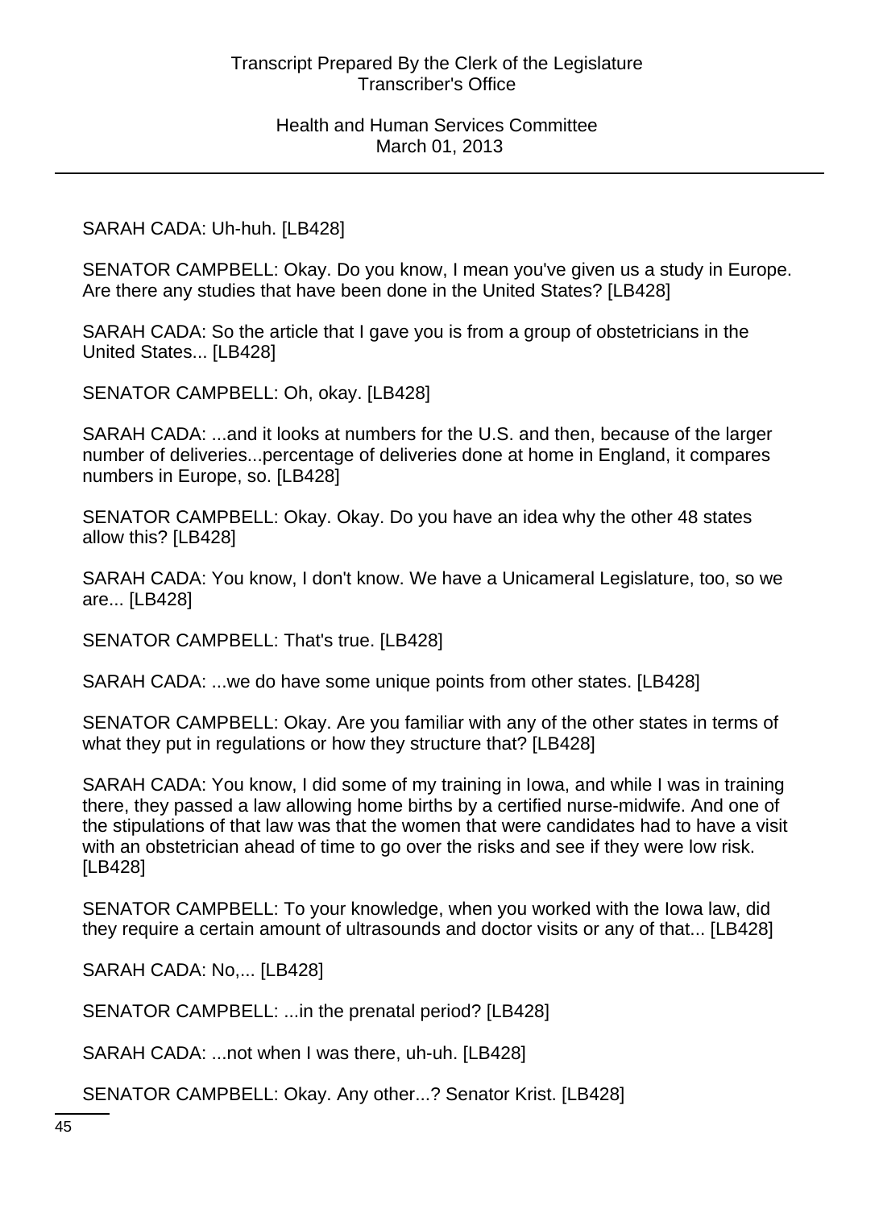SARAH CADA: Uh-huh. [LB428]

SENATOR CAMPBELL: Okay. Do you know, I mean you've given us a study in Europe. Are there any studies that have been done in the United States? [LB428]

SARAH CADA: So the article that I gave you is from a group of obstetricians in the United States... [LB428]

SENATOR CAMPBELL: Oh, okay. [LB428]

SARAH CADA: ...and it looks at numbers for the U.S. and then, because of the larger number of deliveries...percentage of deliveries done at home in England, it compares numbers in Europe, so. [LB428]

SENATOR CAMPBELL: Okay. Okay. Do you have an idea why the other 48 states allow this? [LB428]

SARAH CADA: You know, I don't know. We have a Unicameral Legislature, too, so we are... [LB428]

SENATOR CAMPBELL: That's true. [LB428]

SARAH CADA: ...we do have some unique points from other states. [LB428]

SENATOR CAMPBELL: Okay. Are you familiar with any of the other states in terms of what they put in regulations or how they structure that? [LB428]

SARAH CADA: You know, I did some of my training in Iowa, and while I was in training there, they passed a law allowing home births by a certified nurse-midwife. And one of the stipulations of that law was that the women that were candidates had to have a visit with an obstetrician ahead of time to go over the risks and see if they were low risk. [LB428]

SENATOR CAMPBELL: To your knowledge, when you worked with the Iowa law, did they require a certain amount of ultrasounds and doctor visits or any of that... [LB428]

SARAH CADA: No,... [LB428]

SENATOR CAMPBELL: ...in the prenatal period? [LB428]

SARAH CADA: ...not when I was there, uh-uh. [LB428]

SENATOR CAMPBELL: Okay. Any other...? Senator Krist. [LB428]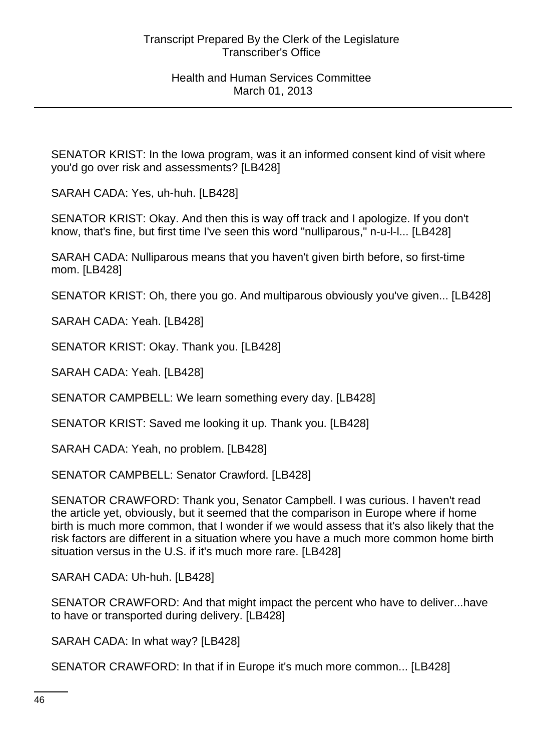SENATOR KRIST: In the Iowa program, was it an informed consent kind of visit where you'd go over risk and assessments? [LB428]

SARAH CADA: Yes, uh-huh. [LB428]

SENATOR KRIST: Okay. And then this is way off track and I apologize. If you don't know, that's fine, but first time I've seen this word "nulliparous," n-u-l-l... [LB428]

SARAH CADA: Nulliparous means that you haven't given birth before, so first-time mom. [LB428]

SENATOR KRIST: Oh, there you go. And multiparous obviously you've given... [LB428]

SARAH CADA: Yeah. [LB428]

SENATOR KRIST: Okay. Thank you. [LB428]

SARAH CADA: Yeah. [LB428]

SENATOR CAMPBELL: We learn something every day. [LB428]

SENATOR KRIST: Saved me looking it up. Thank you. [LB428]

SARAH CADA: Yeah, no problem. [LB428]

SENATOR CAMPBELL: Senator Crawford. [LB428]

SENATOR CRAWFORD: Thank you, Senator Campbell. I was curious. I haven't read the article yet, obviously, but it seemed that the comparison in Europe where if home birth is much more common, that I wonder if we would assess that it's also likely that the risk factors are different in a situation where you have a much more common home birth situation versus in the U.S. if it's much more rare. [LB428]

SARAH CADA: Uh-huh. [LB428]

SENATOR CRAWFORD: And that might impact the percent who have to deliver...have to have or transported during delivery. [LB428]

SARAH CADA: In what way? [LB428]

SENATOR CRAWFORD: In that if in Europe it's much more common... [LB428]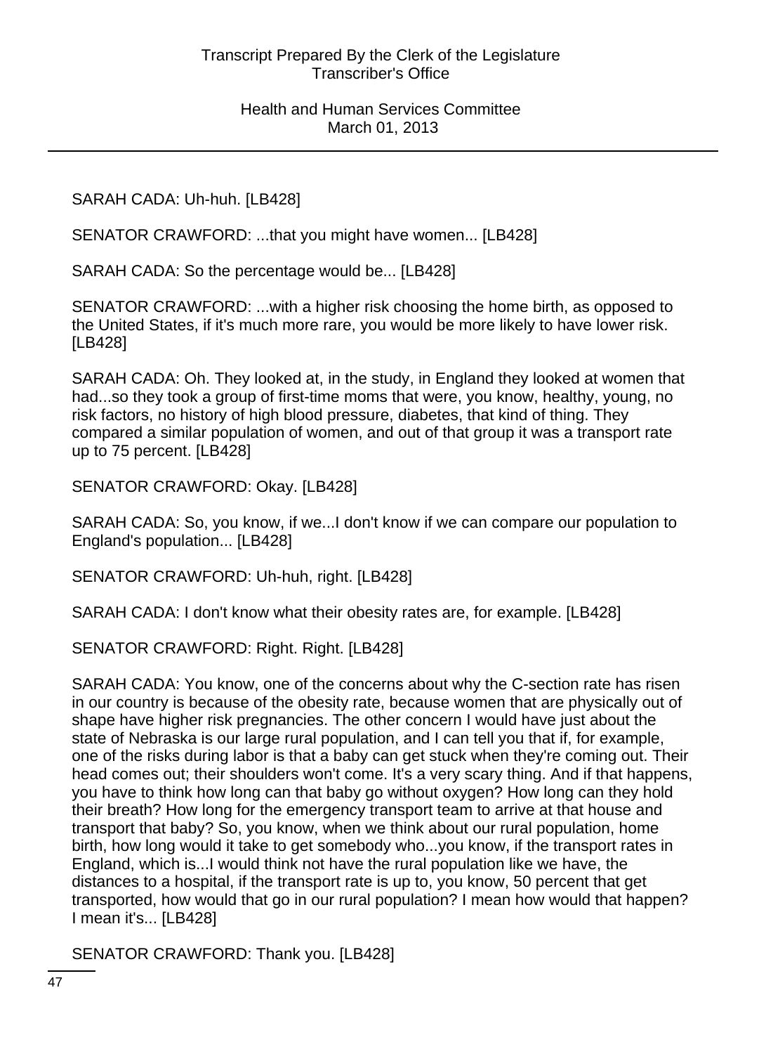SARAH CADA: Uh-huh. [LB428]

SENATOR CRAWFORD: ...that you might have women... [LB428]

SARAH CADA: So the percentage would be... [LB428]

SENATOR CRAWFORD: ...with a higher risk choosing the home birth, as opposed to the United States, if it's much more rare, you would be more likely to have lower risk. [LB428]

SARAH CADA: Oh. They looked at, in the study, in England they looked at women that had...so they took a group of first-time moms that were, you know, healthy, young, no risk factors, no history of high blood pressure, diabetes, that kind of thing. They compared a similar population of women, and out of that group it was a transport rate up to 75 percent. [LB428]

SENATOR CRAWFORD: Okay. [LB428]

SARAH CADA: So, you know, if we...I don't know if we can compare our population to England's population... [LB428]

SENATOR CRAWFORD: Uh-huh, right. [LB428]

SARAH CADA: I don't know what their obesity rates are, for example. [LB428]

SENATOR CRAWFORD: Right. Right. [LB428]

SARAH CADA: You know, one of the concerns about why the C-section rate has risen in our country is because of the obesity rate, because women that are physically out of shape have higher risk pregnancies. The other concern I would have just about the state of Nebraska is our large rural population, and I can tell you that if, for example, one of the risks during labor is that a baby can get stuck when they're coming out. Their head comes out; their shoulders won't come. It's a very scary thing. And if that happens, you have to think how long can that baby go without oxygen? How long can they hold their breath? How long for the emergency transport team to arrive at that house and transport that baby? So, you know, when we think about our rural population, home birth, how long would it take to get somebody who...you know, if the transport rates in England, which is...I would think not have the rural population like we have, the distances to a hospital, if the transport rate is up to, you know, 50 percent that get transported, how would that go in our rural population? I mean how would that happen? I mean it's... [LB428]

SENATOR CRAWFORD: Thank you. [LB428]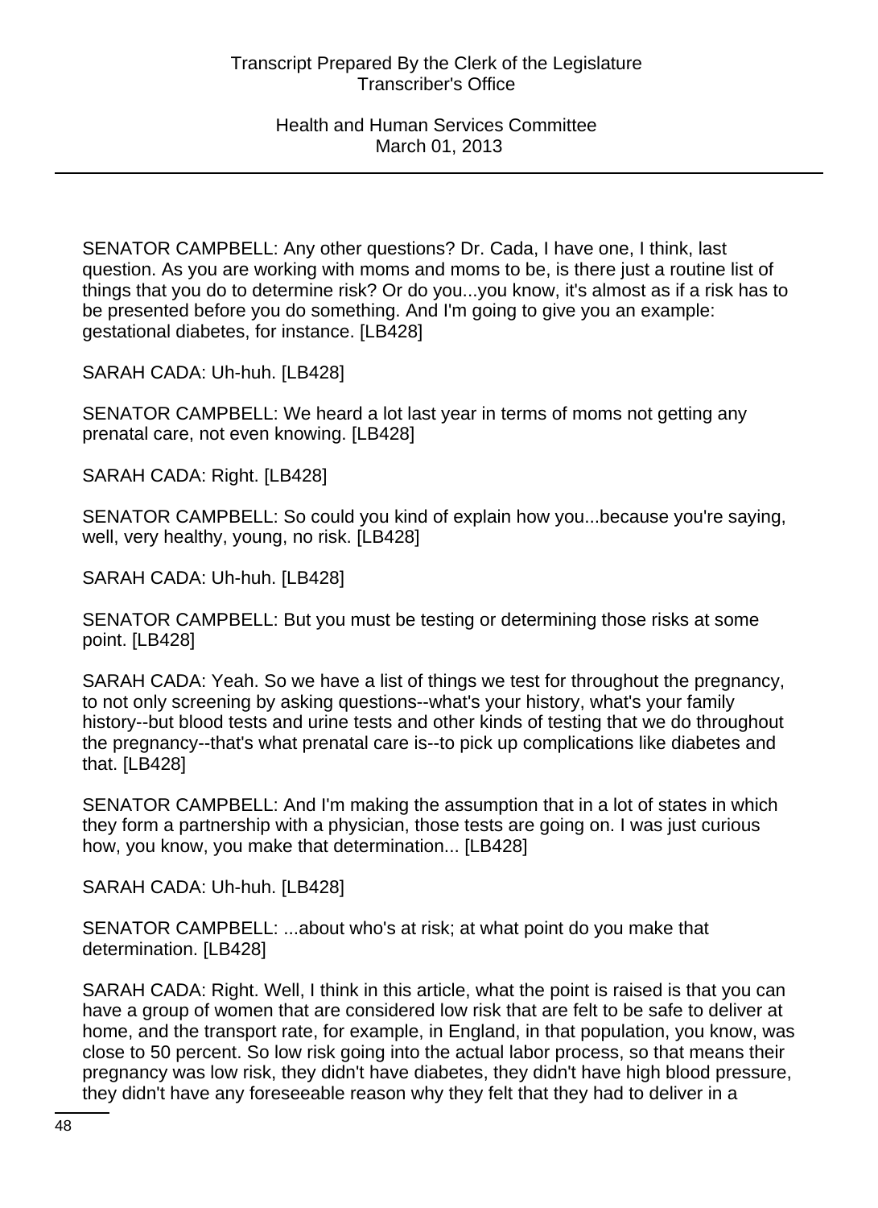SENATOR CAMPBELL: Any other questions? Dr. Cada, I have one, I think, last question. As you are working with moms and moms to be, is there just a routine list of things that you do to determine risk? Or do you...you know, it's almost as if a risk has to be presented before you do something. And I'm going to give you an example: gestational diabetes, for instance. [LB428]

SARAH CADA: Uh-huh. [LB428]

SENATOR CAMPBELL: We heard a lot last year in terms of moms not getting any prenatal care, not even knowing. [LB428]

SARAH CADA: Right. [LB428]

SENATOR CAMPBELL: So could you kind of explain how you...because you're saying, well, very healthy, young, no risk. [LB428]

SARAH CADA: Uh-huh. [LB428]

SENATOR CAMPBELL: But you must be testing or determining those risks at some point. [LB428]

SARAH CADA: Yeah. So we have a list of things we test for throughout the pregnancy, to not only screening by asking questions--what's your history, what's your family history--but blood tests and urine tests and other kinds of testing that we do throughout the pregnancy--that's what prenatal care is--to pick up complications like diabetes and that. [LB428]

SENATOR CAMPBELL: And I'm making the assumption that in a lot of states in which they form a partnership with a physician, those tests are going on. I was just curious how, you know, you make that determination... [LB428]

SARAH CADA: Uh-huh. [LB428]

SENATOR CAMPBELL: ...about who's at risk; at what point do you make that determination. [LB428]

SARAH CADA: Right. Well, I think in this article, what the point is raised is that you can have a group of women that are considered low risk that are felt to be safe to deliver at home, and the transport rate, for example, in England, in that population, you know, was close to 50 percent. So low risk going into the actual labor process, so that means their pregnancy was low risk, they didn't have diabetes, they didn't have high blood pressure, they didn't have any foreseeable reason why they felt that they had to deliver in a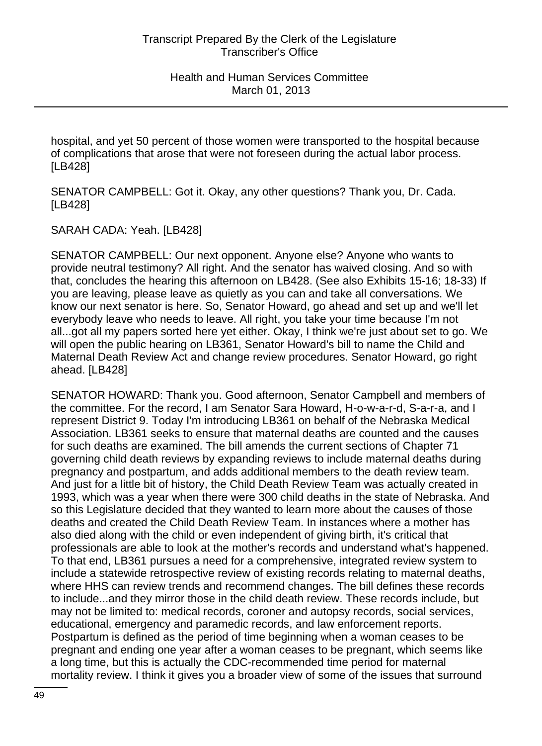hospital, and yet 50 percent of those women were transported to the hospital because of complications that arose that were not foreseen during the actual labor process. [LB428]

SENATOR CAMPBELL: Got it. Okay, any other questions? Thank you, Dr. Cada. [LB428]

SARAH CADA: Yeah. [LB428]

SENATOR CAMPBELL: Our next opponent. Anyone else? Anyone who wants to provide neutral testimony? All right. And the senator has waived closing. And so with that, concludes the hearing this afternoon on LB428. (See also Exhibits 15-16; 18-33) If you are leaving, please leave as quietly as you can and take all conversations. We know our next senator is here. So, Senator Howard, go ahead and set up and we'll let everybody leave who needs to leave. All right, you take your time because I'm not all...got all my papers sorted here yet either. Okay, I think we're just about set to go. We will open the public hearing on LB361, Senator Howard's bill to name the Child and Maternal Death Review Act and change review procedures. Senator Howard, go right ahead. [LB428]

SENATOR HOWARD: Thank you. Good afternoon, Senator Campbell and members of the committee. For the record, I am Senator Sara Howard, H-o-w-a-r-d, S-a-r-a, and I represent District 9. Today I'm introducing LB361 on behalf of the Nebraska Medical Association. LB361 seeks to ensure that maternal deaths are counted and the causes for such deaths are examined. The bill amends the current sections of Chapter 71 governing child death reviews by expanding reviews to include maternal deaths during pregnancy and postpartum, and adds additional members to the death review team. And just for a little bit of history, the Child Death Review Team was actually created in 1993, which was a year when there were 300 child deaths in the state of Nebraska. And so this Legislature decided that they wanted to learn more about the causes of those deaths and created the Child Death Review Team. In instances where a mother has also died along with the child or even independent of giving birth, it's critical that professionals are able to look at the mother's records and understand what's happened. To that end, LB361 pursues a need for a comprehensive, integrated review system to include a statewide retrospective review of existing records relating to maternal deaths, where HHS can review trends and recommend changes. The bill defines these records to include...and they mirror those in the child death review. These records include, but may not be limited to: medical records, coroner and autopsy records, social services, educational, emergency and paramedic records, and law enforcement reports. Postpartum is defined as the period of time beginning when a woman ceases to be pregnant and ending one year after a woman ceases to be pregnant, which seems like a long time, but this is actually the CDC-recommended time period for maternal mortality review. I think it gives you a broader view of some of the issues that surround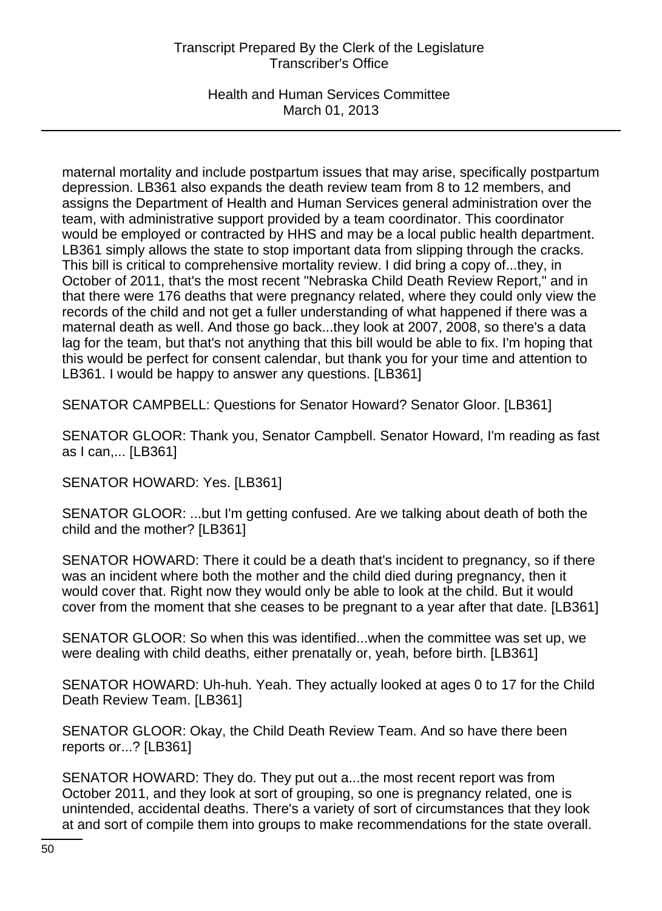maternal mortality and include postpartum issues that may arise, specifically postpartum depression. LB361 also expands the death review team from 8 to 12 members, and assigns the Department of Health and Human Services general administration over the team, with administrative support provided by a team coordinator. This coordinator would be employed or contracted by HHS and may be a local public health department. LB361 simply allows the state to stop important data from slipping through the cracks. This bill is critical to comprehensive mortality review. I did bring a copy of...they, in October of 2011, that's the most recent "Nebraska Child Death Review Report," and in that there were 176 deaths that were pregnancy related, where they could only view the records of the child and not get a fuller understanding of what happened if there was a maternal death as well. And those go back...they look at 2007, 2008, so there's a data lag for the team, but that's not anything that this bill would be able to fix. I'm hoping that this would be perfect for consent calendar, but thank you for your time and attention to LB361. I would be happy to answer any questions. [LB361]

SENATOR CAMPBELL: Questions for Senator Howard? Senator Gloor. [LB361]

SENATOR GLOOR: Thank you, Senator Campbell. Senator Howard, I'm reading as fast as I can,... [LB361]

SENATOR HOWARD: Yes. [LB361]

SENATOR GLOOR: ...but I'm getting confused. Are we talking about death of both the child and the mother? [LB361]

SENATOR HOWARD: There it could be a death that's incident to pregnancy, so if there was an incident where both the mother and the child died during pregnancy, then it would cover that. Right now they would only be able to look at the child. But it would cover from the moment that she ceases to be pregnant to a year after that date. [LB361]

SENATOR GLOOR: So when this was identified...when the committee was set up, we were dealing with child deaths, either prenatally or, yeah, before birth. [LB361]

SENATOR HOWARD: Uh-huh. Yeah. They actually looked at ages 0 to 17 for the Child Death Review Team. [LB361]

SENATOR GLOOR: Okay, the Child Death Review Team. And so have there been reports or...? [LB361]

SENATOR HOWARD: They do. They put out a...the most recent report was from October 2011, and they look at sort of grouping, so one is pregnancy related, one is unintended, accidental deaths. There's a variety of sort of circumstances that they look at and sort of compile them into groups to make recommendations for the state overall.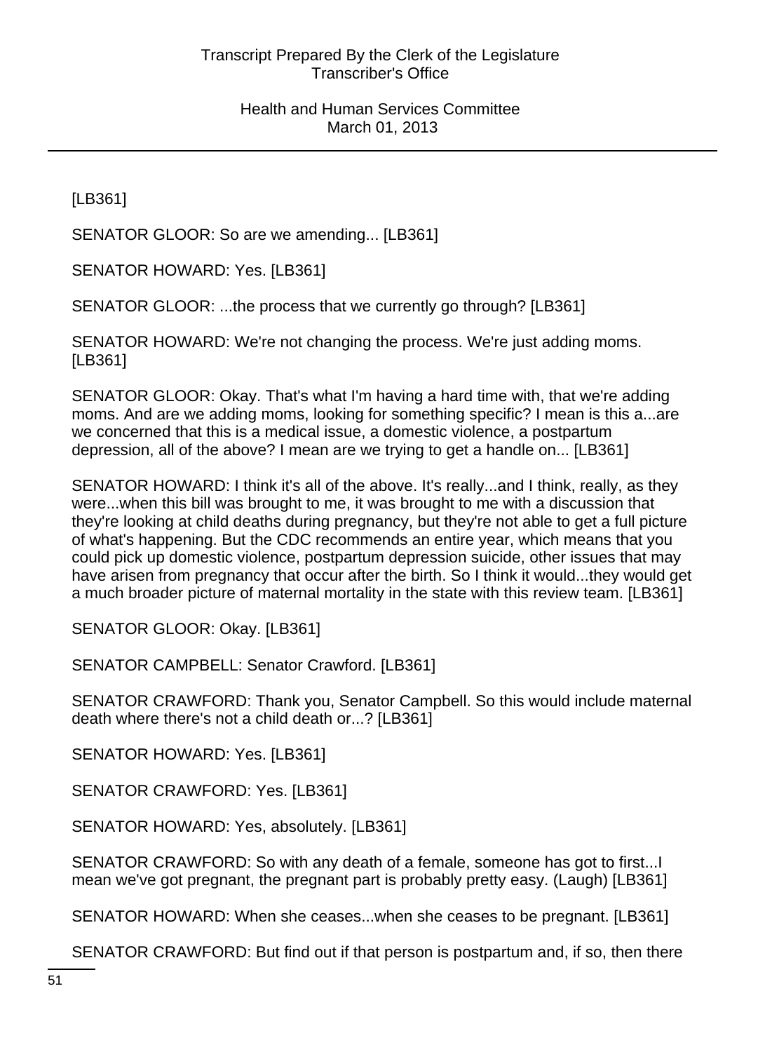[LB361]

SENATOR GLOOR: So are we amending... [LB361]

SENATOR HOWARD: Yes. [LB361]

SENATOR GLOOR: ...the process that we currently go through? [LB361]

SENATOR HOWARD: We're not changing the process. We're just adding moms. [LB361]

SENATOR GLOOR: Okay. That's what I'm having a hard time with, that we're adding moms. And are we adding moms, looking for something specific? I mean is this a...are we concerned that this is a medical issue, a domestic violence, a postpartum depression, all of the above? I mean are we trying to get a handle on... [LB361]

SENATOR HOWARD: I think it's all of the above. It's really...and I think, really, as they were...when this bill was brought to me, it was brought to me with a discussion that they're looking at child deaths during pregnancy, but they're not able to get a full picture of what's happening. But the CDC recommends an entire year, which means that you could pick up domestic violence, postpartum depression suicide, other issues that may have arisen from pregnancy that occur after the birth. So I think it would...they would get a much broader picture of maternal mortality in the state with this review team. [LB361]

SENATOR GLOOR: Okay. [LB361]

SENATOR CAMPBELL: Senator Crawford. [LB361]

SENATOR CRAWFORD: Thank you, Senator Campbell. So this would include maternal death where there's not a child death or...? [LB361]

SENATOR HOWARD: Yes. [LB361]

SENATOR CRAWFORD: Yes. [LB361]

SENATOR HOWARD: Yes, absolutely. [LB361]

SENATOR CRAWFORD: So with any death of a female, someone has got to first...I mean we've got pregnant, the pregnant part is probably pretty easy. (Laugh) [LB361]

SENATOR HOWARD: When she ceases...when she ceases to be pregnant. [LB361]

SENATOR CRAWFORD: But find out if that person is postpartum and, if so, then there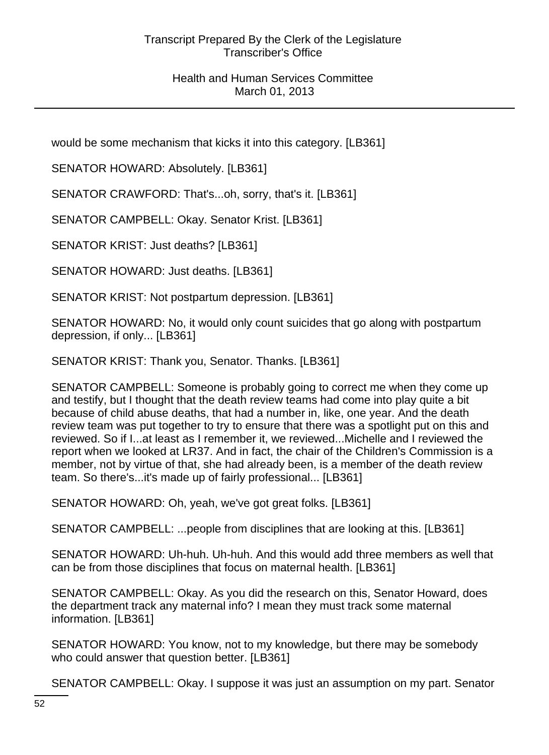would be some mechanism that kicks it into this category. [LB361]

SENATOR HOWARD: Absolutely. [LB361]

SENATOR CRAWFORD: That's...oh, sorry, that's it. [LB361]

SENATOR CAMPBELL: Okay. Senator Krist. [LB361]

SENATOR KRIST: Just deaths? [LB361]

SENATOR HOWARD: Just deaths. [LB361]

SENATOR KRIST: Not postpartum depression. [LB361]

SENATOR HOWARD: No, it would only count suicides that go along with postpartum depression, if only... [LB361]

SENATOR KRIST: Thank you, Senator. Thanks. [LB361]

SENATOR CAMPBELL: Someone is probably going to correct me when they come up and testify, but I thought that the death review teams had come into play quite a bit because of child abuse deaths, that had a number in, like, one year. And the death review team was put together to try to ensure that there was a spotlight put on this and reviewed. So if I...at least as I remember it, we reviewed...Michelle and I reviewed the report when we looked at LR37. And in fact, the chair of the Children's Commission is a member, not by virtue of that, she had already been, is a member of the death review team. So there's...it's made up of fairly professional... [LB361]

SENATOR HOWARD: Oh, yeah, we've got great folks. [LB361]

SENATOR CAMPBELL: ...people from disciplines that are looking at this. [LB361]

SENATOR HOWARD: Uh-huh. Uh-huh. And this would add three members as well that can be from those disciplines that focus on maternal health. [LB361]

SENATOR CAMPBELL: Okay. As you did the research on this, Senator Howard, does the department track any maternal info? I mean they must track some maternal information. [LB361]

SENATOR HOWARD: You know, not to my knowledge, but there may be somebody who could answer that question better. [LB361]

SENATOR CAMPBELL: Okay. I suppose it was just an assumption on my part. Senator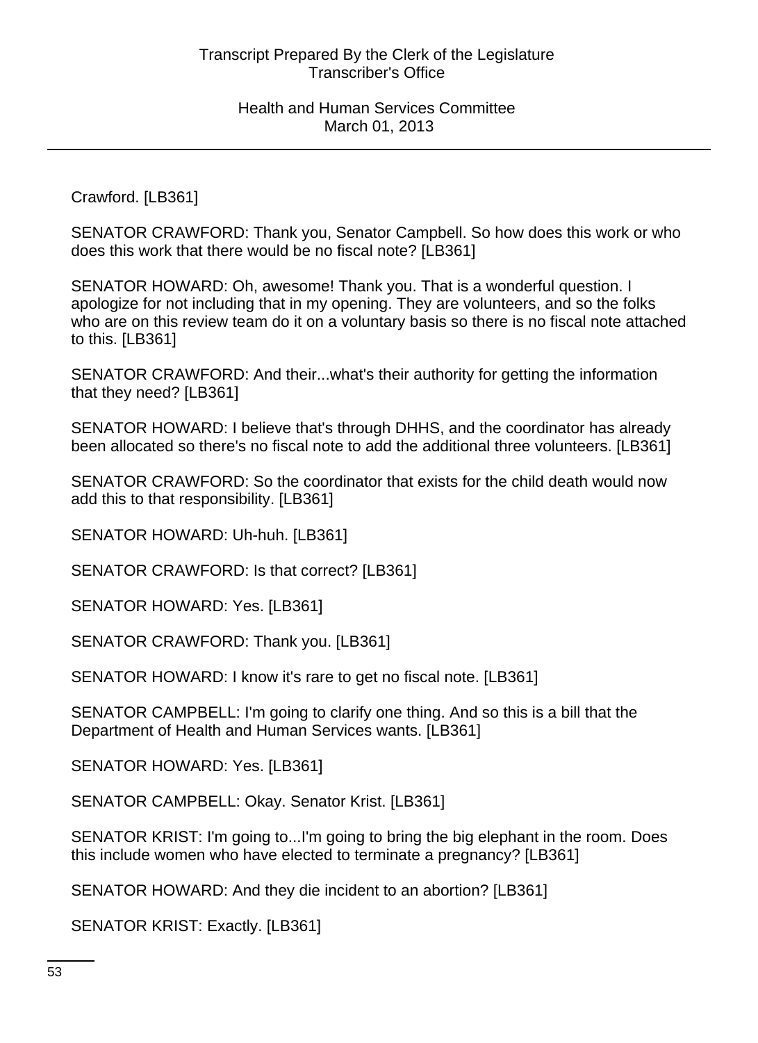Crawford. [LB361]

SENATOR CRAWFORD: Thank you, Senator Campbell. So how does this work or who does this work that there would be no fiscal note? [LB361]

SENATOR HOWARD: Oh, awesome! Thank you. That is a wonderful question. I apologize for not including that in my opening. They are volunteers, and so the folks who are on this review team do it on a voluntary basis so there is no fiscal note attached to this. [LB361]

SENATOR CRAWFORD: And their...what's their authority for getting the information that they need? [LB361]

SENATOR HOWARD: I believe that's through DHHS, and the coordinator has already been allocated so there's no fiscal note to add the additional three volunteers. [LB361]

SENATOR CRAWFORD: So the coordinator that exists for the child death would now add this to that responsibility. [LB361]

SENATOR HOWARD: Uh-huh. [LB361]

SENATOR CRAWFORD: Is that correct? [LB361]

SENATOR HOWARD: Yes. [LB361]

SENATOR CRAWFORD: Thank you. [LB361]

SENATOR HOWARD: I know it's rare to get no fiscal note. [LB361]

SENATOR CAMPBELL: I'm going to clarify one thing. And so this is a bill that the Department of Health and Human Services wants. [LB361]

SENATOR HOWARD: Yes. [LB361]

SENATOR CAMPBELL: Okay. Senator Krist. [LB361]

SENATOR KRIST: I'm going to...I'm going to bring the big elephant in the room. Does this include women who have elected to terminate a pregnancy? [LB361]

SENATOR HOWARD: And they die incident to an abortion? [LB361]

SENATOR KRIST: Exactly. [LB361]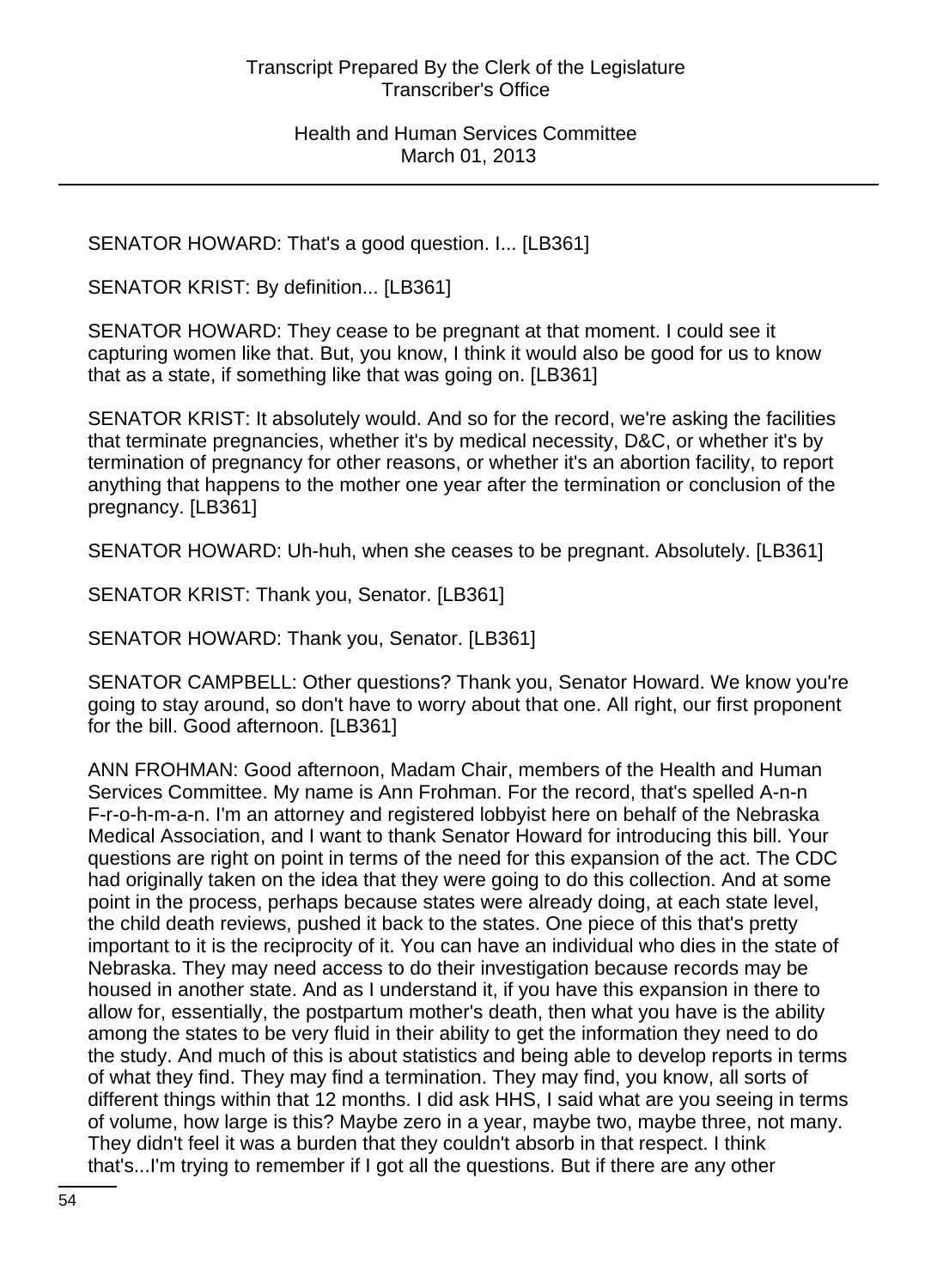SENATOR HOWARD: That's a good question. I... [LB361]

SENATOR KRIST: By definition... [LB361]

SENATOR HOWARD: They cease to be pregnant at that moment. I could see it capturing women like that. But, you know, I think it would also be good for us to know that as a state, if something like that was going on. [LB361]

SENATOR KRIST: It absolutely would. And so for the record, we're asking the facilities that terminate pregnancies, whether it's by medical necessity, D&C, or whether it's by termination of pregnancy for other reasons, or whether it's an abortion facility, to report anything that happens to the mother one year after the termination or conclusion of the pregnancy. [LB361]

SENATOR HOWARD: Uh-huh, when she ceases to be pregnant. Absolutely. [LB361]

SENATOR KRIST: Thank you, Senator. [LB361]

SENATOR HOWARD: Thank you, Senator. [LB361]

SENATOR CAMPBELL: Other questions? Thank you, Senator Howard. We know you're going to stay around, so don't have to worry about that one. All right, our first proponent for the bill. Good afternoon. [LB361]

ANN FROHMAN: Good afternoon, Madam Chair, members of the Health and Human Services Committee. My name is Ann Frohman. For the record, that's spelled A-n-n F-r-o-h-m-a-n. I'm an attorney and registered lobbyist here on behalf of the Nebraska Medical Association, and I want to thank Senator Howard for introducing this bill. Your questions are right on point in terms of the need for this expansion of the act. The CDC had originally taken on the idea that they were going to do this collection. And at some point in the process, perhaps because states were already doing, at each state level, the child death reviews, pushed it back to the states. One piece of this that's pretty important to it is the reciprocity of it. You can have an individual who dies in the state of Nebraska. They may need access to do their investigation because records may be housed in another state. And as I understand it, if you have this expansion in there to allow for, essentially, the postpartum mother's death, then what you have is the ability among the states to be very fluid in their ability to get the information they need to do the study. And much of this is about statistics and being able to develop reports in terms of what they find. They may find a termination. They may find, you know, all sorts of different things within that 12 months. I did ask HHS, I said what are you seeing in terms of volume, how large is this? Maybe zero in a year, maybe two, maybe three, not many. They didn't feel it was a burden that they couldn't absorb in that respect. I think that's...I'm trying to remember if I got all the questions. But if there are any other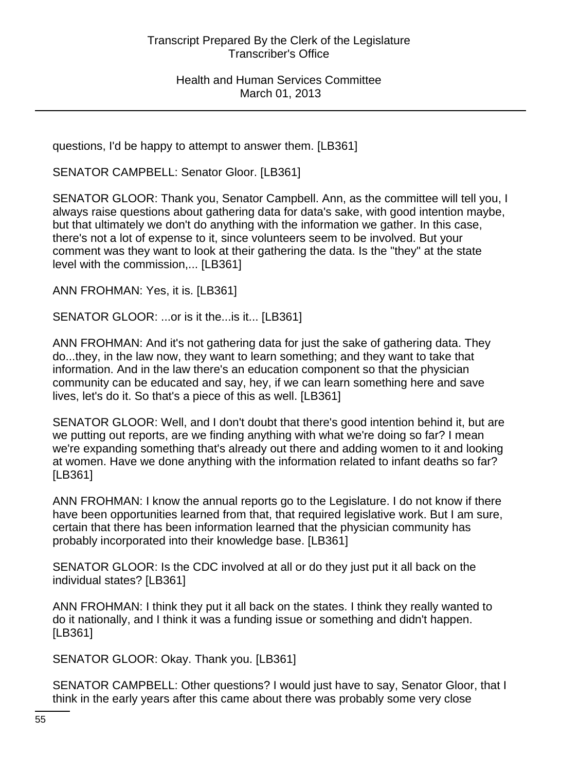questions, I'd be happy to attempt to answer them. [LB361]

SENATOR CAMPBELL: Senator Gloor. [LB361]

SENATOR GLOOR: Thank you, Senator Campbell. Ann, as the committee will tell you, I always raise questions about gathering data for data's sake, with good intention maybe, but that ultimately we don't do anything with the information we gather. In this case, there's not a lot of expense to it, since volunteers seem to be involved. But your comment was they want to look at their gathering the data. Is the "they" at the state level with the commission,... [LB361]

ANN FROHMAN: Yes, it is. [LB361]

SENATOR GLOOR: ...or is it the...is it... [LB361]

ANN FROHMAN: And it's not gathering data for just the sake of gathering data. They do...they, in the law now, they want to learn something; and they want to take that information. And in the law there's an education component so that the physician community can be educated and say, hey, if we can learn something here and save lives, let's do it. So that's a piece of this as well. [LB361]

SENATOR GLOOR: Well, and I don't doubt that there's good intention behind it, but are we putting out reports, are we finding anything with what we're doing so far? I mean we're expanding something that's already out there and adding women to it and looking at women. Have we done anything with the information related to infant deaths so far? [LB361]

ANN FROHMAN: I know the annual reports go to the Legislature. I do not know if there have been opportunities learned from that, that required legislative work. But I am sure, certain that there has been information learned that the physician community has probably incorporated into their knowledge base. [LB361]

SENATOR GLOOR: Is the CDC involved at all or do they just put it all back on the individual states? [LB361]

ANN FROHMAN: I think they put it all back on the states. I think they really wanted to do it nationally, and I think it was a funding issue or something and didn't happen. [LB361]

SENATOR GLOOR: Okay. Thank you. [LB361]

SENATOR CAMPBELL: Other questions? I would just have to say, Senator Gloor, that I think in the early years after this came about there was probably some very close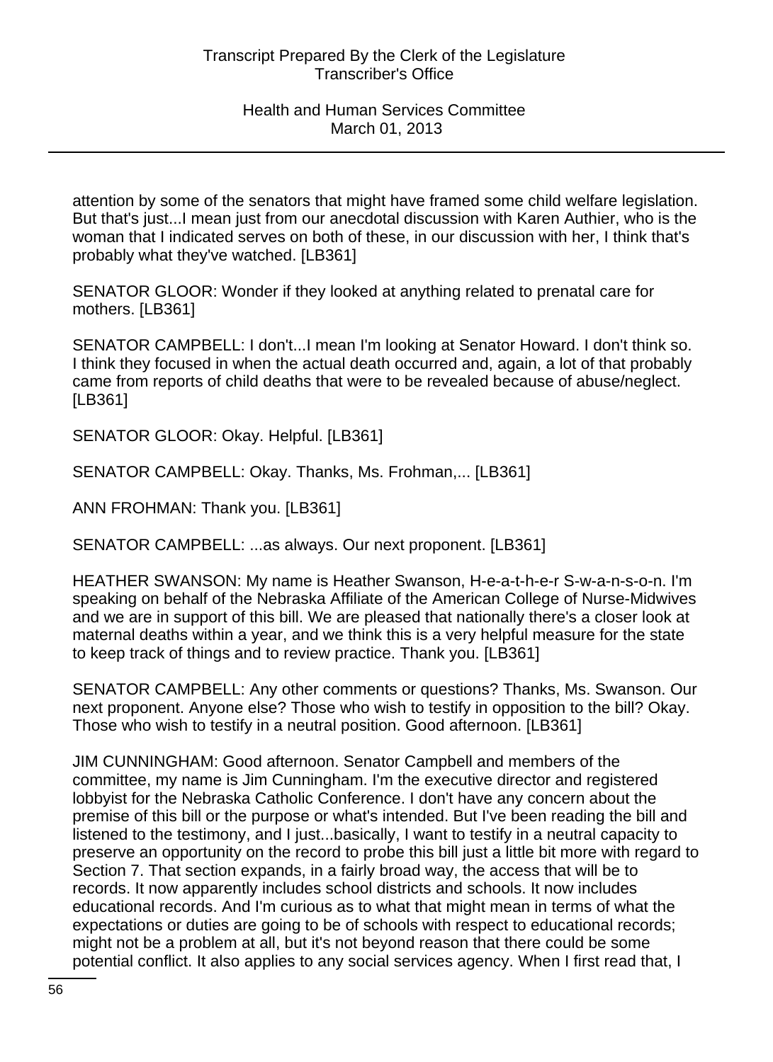attention by some of the senators that might have framed some child welfare legislation. But that's just...I mean just from our anecdotal discussion with Karen Authier, who is the woman that I indicated serves on both of these, in our discussion with her, I think that's probably what they've watched. [LB361]

SENATOR GLOOR: Wonder if they looked at anything related to prenatal care for mothers. [LB361]

SENATOR CAMPBELL: I don't...I mean I'm looking at Senator Howard. I don't think so. I think they focused in when the actual death occurred and, again, a lot of that probably came from reports of child deaths that were to be revealed because of abuse/neglect. [LB361]

SENATOR GLOOR: Okay. Helpful. [LB361]

SENATOR CAMPBELL: Okay. Thanks, Ms. Frohman,... [LB361]

ANN FROHMAN: Thank you. [LB361]

SENATOR CAMPBELL: ...as always. Our next proponent. [LB361]

HEATHER SWANSON: My name is Heather Swanson, H-e-a-t-h-e-r S-w-a-n-s-o-n. I'm speaking on behalf of the Nebraska Affiliate of the American College of Nurse-Midwives and we are in support of this bill. We are pleased that nationally there's a closer look at maternal deaths within a year, and we think this is a very helpful measure for the state to keep track of things and to review practice. Thank you. [LB361]

SENATOR CAMPBELL: Any other comments or questions? Thanks, Ms. Swanson. Our next proponent. Anyone else? Those who wish to testify in opposition to the bill? Okay. Those who wish to testify in a neutral position. Good afternoon. [LB361]

JIM CUNNINGHAM: Good afternoon. Senator Campbell and members of the committee, my name is Jim Cunningham. I'm the executive director and registered lobbyist for the Nebraska Catholic Conference. I don't have any concern about the premise of this bill or the purpose or what's intended. But I've been reading the bill and listened to the testimony, and I just...basically, I want to testify in a neutral capacity to preserve an opportunity on the record to probe this bill just a little bit more with regard to Section 7. That section expands, in a fairly broad way, the access that will be to records. It now apparently includes school districts and schools. It now includes educational records. And I'm curious as to what that might mean in terms of what the expectations or duties are going to be of schools with respect to educational records; might not be a problem at all, but it's not beyond reason that there could be some potential conflict. It also applies to any social services agency. When I first read that, I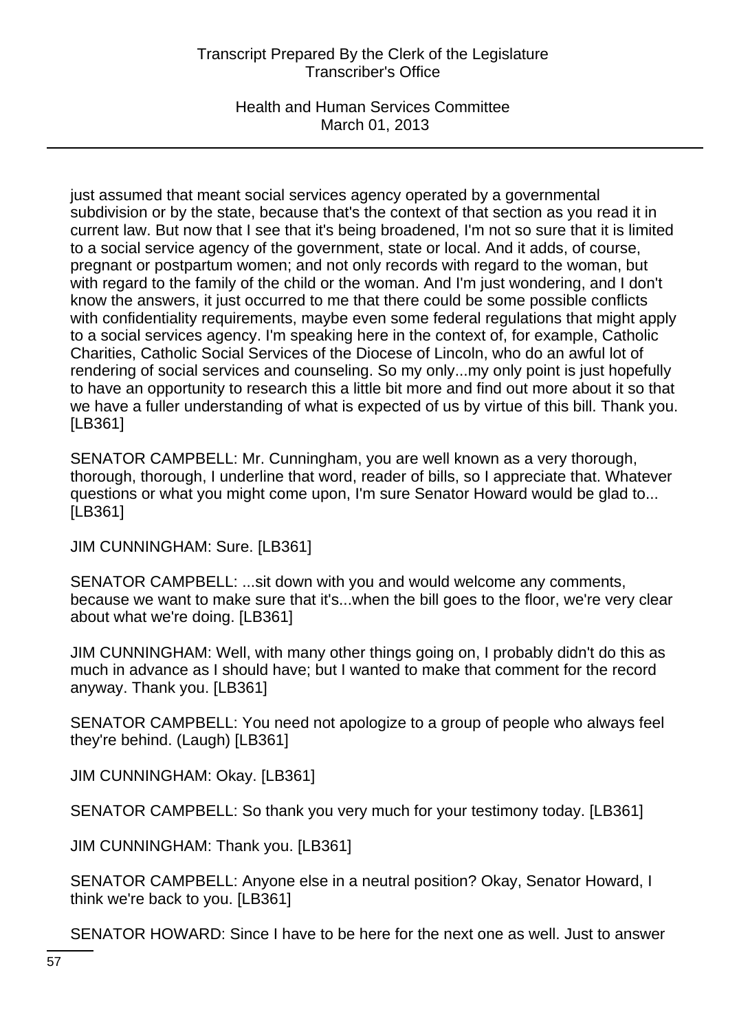just assumed that meant social services agency operated by a governmental subdivision or by the state, because that's the context of that section as you read it in current law. But now that I see that it's being broadened, I'm not so sure that it is limited to a social service agency of the government, state or local. And it adds, of course, pregnant or postpartum women; and not only records with regard to the woman, but with regard to the family of the child or the woman. And I'm just wondering, and I don't know the answers, it just occurred to me that there could be some possible conflicts with confidentiality requirements, maybe even some federal regulations that might apply to a social services agency. I'm speaking here in the context of, for example, Catholic Charities, Catholic Social Services of the Diocese of Lincoln, who do an awful lot of rendering of social services and counseling. So my only...my only point is just hopefully to have an opportunity to research this a little bit more and find out more about it so that we have a fuller understanding of what is expected of us by virtue of this bill. Thank you. [LB361]

SENATOR CAMPBELL: Mr. Cunningham, you are well known as a very thorough, thorough, thorough, I underline that word, reader of bills, so I appreciate that. Whatever questions or what you might come upon, I'm sure Senator Howard would be glad to... [LB361]

JIM CUNNINGHAM: Sure. [LB361]

SENATOR CAMPBELL: ...sit down with you and would welcome any comments, because we want to make sure that it's...when the bill goes to the floor, we're very clear about what we're doing. [LB361]

JIM CUNNINGHAM: Well, with many other things going on, I probably didn't do this as much in advance as I should have; but I wanted to make that comment for the record anyway. Thank you. [LB361]

SENATOR CAMPBELL: You need not apologize to a group of people who always feel they're behind. (Laugh) [LB361]

JIM CUNNINGHAM: Okay. [LB361]

SENATOR CAMPBELL: So thank you very much for your testimony today. [LB361]

JIM CUNNINGHAM: Thank you. [LB361]

SENATOR CAMPBELL: Anyone else in a neutral position? Okay, Senator Howard, I think we're back to you. [LB361]

SENATOR HOWARD: Since I have to be here for the next one as well. Just to answer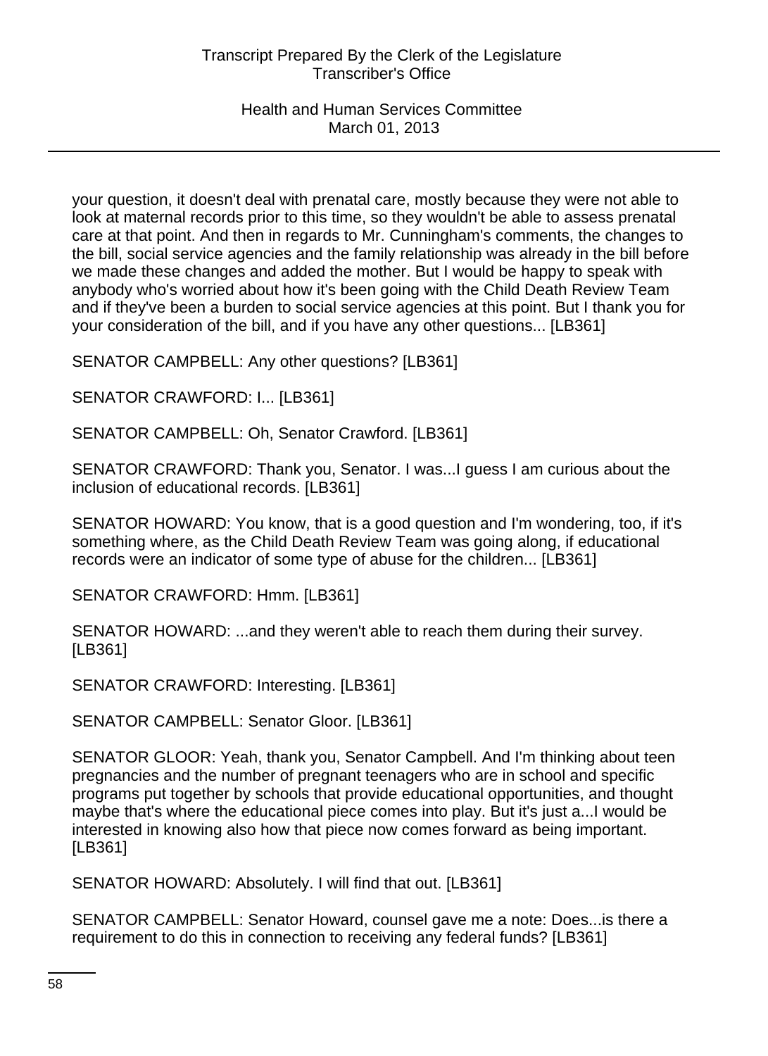your question, it doesn't deal with prenatal care, mostly because they were not able to look at maternal records prior to this time, so they wouldn't be able to assess prenatal care at that point. And then in regards to Mr. Cunningham's comments, the changes to the bill, social service agencies and the family relationship was already in the bill before we made these changes and added the mother. But I would be happy to speak with anybody who's worried about how it's been going with the Child Death Review Team and if they've been a burden to social service agencies at this point. But I thank you for your consideration of the bill, and if you have any other questions... [LB361]

SENATOR CAMPBELL: Any other questions? [LB361]

SENATOR CRAWFORD: I... [LB361]

SENATOR CAMPBELL: Oh, Senator Crawford. [LB361]

SENATOR CRAWFORD: Thank you, Senator. I was...I guess I am curious about the inclusion of educational records. [LB361]

SENATOR HOWARD: You know, that is a good question and I'm wondering, too, if it's something where, as the Child Death Review Team was going along, if educational records were an indicator of some type of abuse for the children... [LB361]

SENATOR CRAWFORD: Hmm. [LB361]

SENATOR HOWARD: ...and they weren't able to reach them during their survey. [LB361]

SENATOR CRAWFORD: Interesting. [LB361]

SENATOR CAMPBELL: Senator Gloor. [LB361]

SENATOR GLOOR: Yeah, thank you, Senator Campbell. And I'm thinking about teen pregnancies and the number of pregnant teenagers who are in school and specific programs put together by schools that provide educational opportunities, and thought maybe that's where the educational piece comes into play. But it's just a...I would be interested in knowing also how that piece now comes forward as being important. [LB361]

SENATOR HOWARD: Absolutely. I will find that out. [LB361]

SENATOR CAMPBELL: Senator Howard, counsel gave me a note: Does...is there a requirement to do this in connection to receiving any federal funds? [LB361]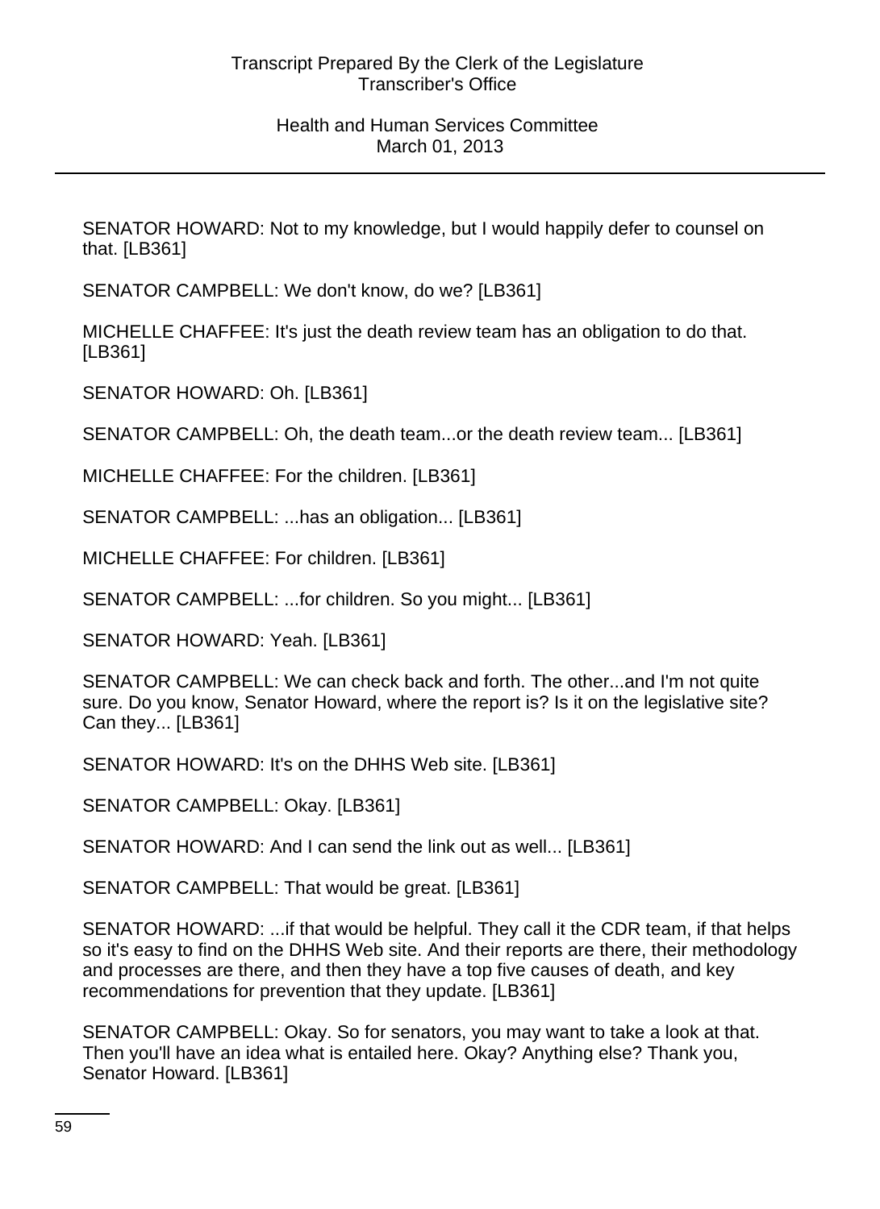SENATOR HOWARD: Not to my knowledge, but I would happily defer to counsel on that. [LB361]

SENATOR CAMPBELL: We don't know, do we? [LB361]

MICHELLE CHAFFEE: It's just the death review team has an obligation to do that. [LB361]

SENATOR HOWARD: Oh. [LB361]

SENATOR CAMPBELL: Oh, the death team...or the death review team... [LB361]

MICHELLE CHAFFEE: For the children. [LB361]

SENATOR CAMPBELL: ...has an obligation... [LB361]

MICHELLE CHAFFEE: For children. [LB361]

SENATOR CAMPBELL: ...for children. So you might... [LB361]

SENATOR HOWARD: Yeah. [LB361]

SENATOR CAMPBELL: We can check back and forth. The other...and I'm not quite sure. Do you know, Senator Howard, where the report is? Is it on the legislative site? Can they... [LB361]

SENATOR HOWARD: It's on the DHHS Web site. [LB361]

SENATOR CAMPBELL: Okay. [LB361]

SENATOR HOWARD: And I can send the link out as well... [LB361]

SENATOR CAMPBELL: That would be great. [LB361]

SENATOR HOWARD: ...if that would be helpful. They call it the CDR team, if that helps so it's easy to find on the DHHS Web site. And their reports are there, their methodology and processes are there, and then they have a top five causes of death, and key recommendations for prevention that they update. [LB361]

SENATOR CAMPBELL: Okay. So for senators, you may want to take a look at that. Then you'll have an idea what is entailed here. Okay? Anything else? Thank you, Senator Howard. [LB361]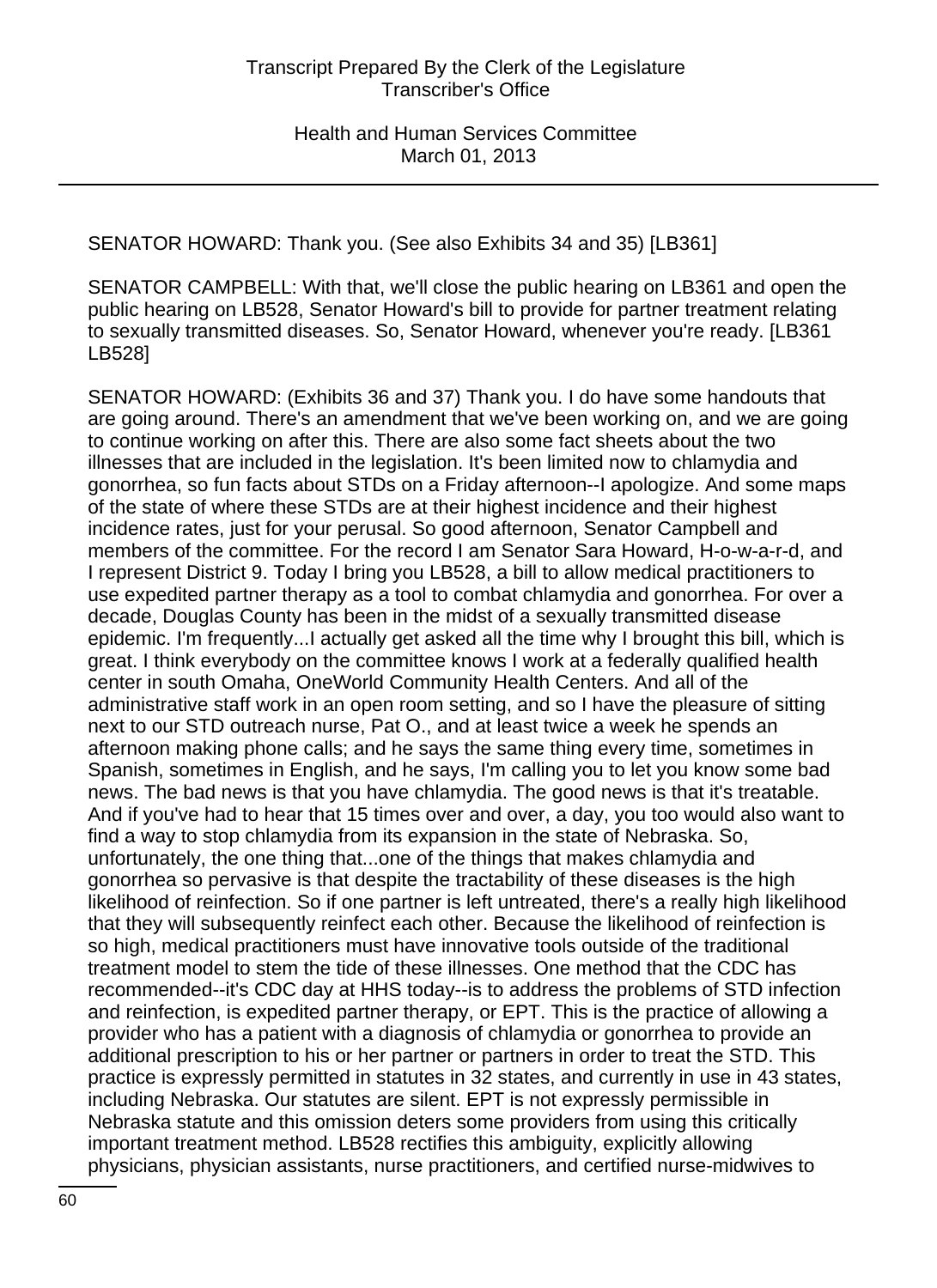SENATOR HOWARD: Thank you. (See also Exhibits 34 and 35) [LB361]

SENATOR CAMPBELL: With that, we'll close the public hearing on LB361 and open the public hearing on LB528, Senator Howard's bill to provide for partner treatment relating to sexually transmitted diseases. So, Senator Howard, whenever you're ready. [LB361 LB528]

SENATOR HOWARD: (Exhibits 36 and 37) Thank you. I do have some handouts that are going around. There's an amendment that we've been working on, and we are going to continue working on after this. There are also some fact sheets about the two illnesses that are included in the legislation. It's been limited now to chlamydia and gonorrhea, so fun facts about STDs on a Friday afternoon--I apologize. And some maps of the state of where these STDs are at their highest incidence and their highest incidence rates, just for your perusal. So good afternoon, Senator Campbell and members of the committee. For the record I am Senator Sara Howard, H-o-w-a-r-d, and I represent District 9. Today I bring you LB528, a bill to allow medical practitioners to use expedited partner therapy as a tool to combat chlamydia and gonorrhea. For over a decade, Douglas County has been in the midst of a sexually transmitted disease epidemic. I'm frequently...I actually get asked all the time why I brought this bill, which is great. I think everybody on the committee knows I work at a federally qualified health center in south Omaha, OneWorld Community Health Centers. And all of the administrative staff work in an open room setting, and so I have the pleasure of sitting next to our STD outreach nurse, Pat O., and at least twice a week he spends an afternoon making phone calls; and he says the same thing every time, sometimes in Spanish, sometimes in English, and he says, I'm calling you to let you know some bad news. The bad news is that you have chlamydia. The good news is that it's treatable. And if you've had to hear that 15 times over and over, a day, you too would also want to find a way to stop chlamydia from its expansion in the state of Nebraska. So, unfortunately, the one thing that...one of the things that makes chlamydia and gonorrhea so pervasive is that despite the tractability of these diseases is the high likelihood of reinfection. So if one partner is left untreated, there's a really high likelihood that they will subsequently reinfect each other. Because the likelihood of reinfection is so high, medical practitioners must have innovative tools outside of the traditional treatment model to stem the tide of these illnesses. One method that the CDC has recommended--it's CDC day at HHS today--is to address the problems of STD infection and reinfection, is expedited partner therapy, or EPT. This is the practice of allowing a provider who has a patient with a diagnosis of chlamydia or gonorrhea to provide an additional prescription to his or her partner or partners in order to treat the STD. This practice is expressly permitted in statutes in 32 states, and currently in use in 43 states, including Nebraska. Our statutes are silent. EPT is not expressly permissible in Nebraska statute and this omission deters some providers from using this critically important treatment method. LB528 rectifies this ambiguity, explicitly allowing physicians, physician assistants, nurse practitioners, and certified nurse-midwives to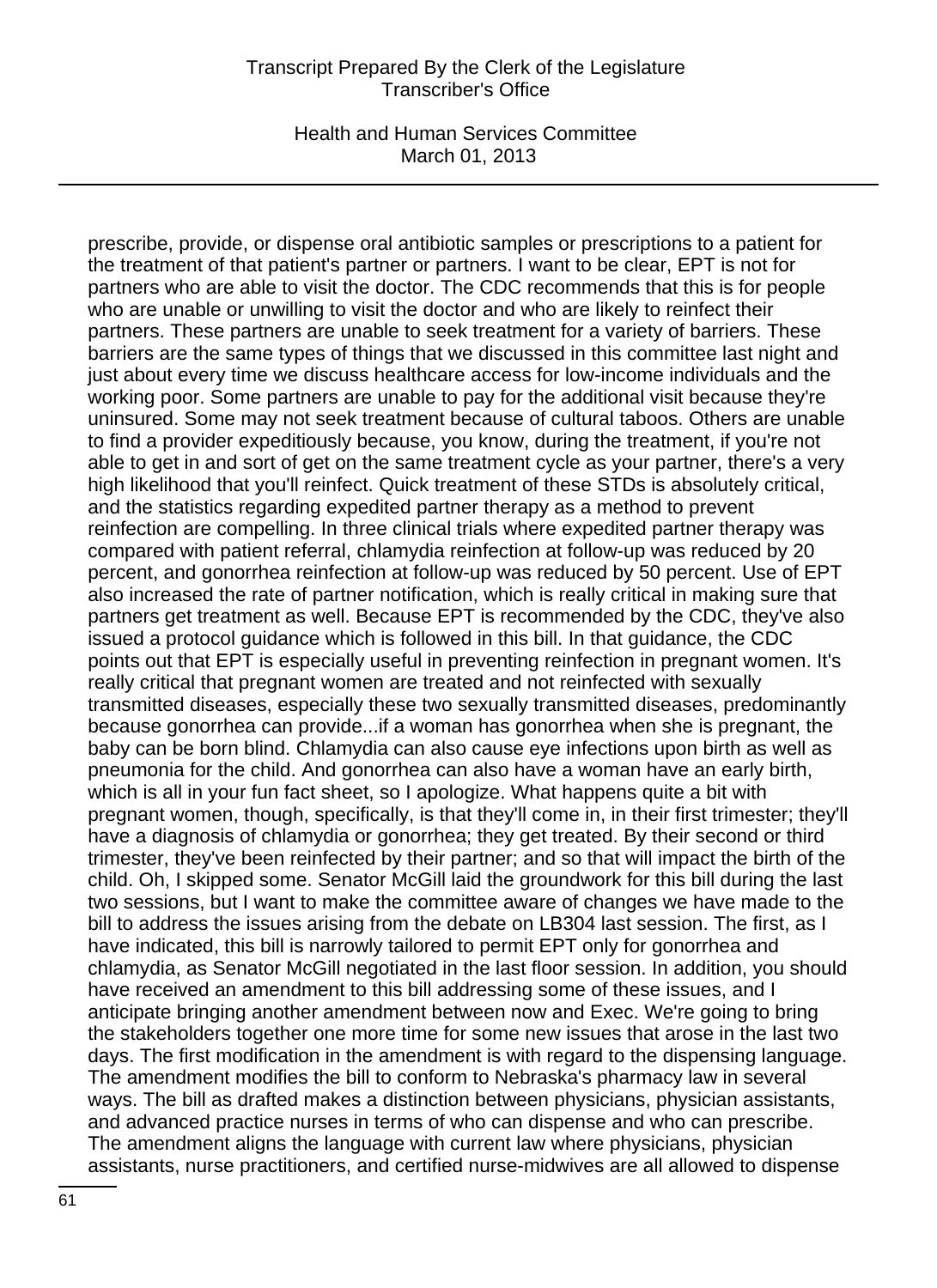prescribe, provide, or dispense oral antibiotic samples or prescriptions to a patient for the treatment of that patient's partner or partners. I want to be clear, EPT is not for partners who are able to visit the doctor. The CDC recommends that this is for people who are unable or unwilling to visit the doctor and who are likely to reinfect their partners. These partners are unable to seek treatment for a variety of barriers. These barriers are the same types of things that we discussed in this committee last night and just about every time we discuss healthcare access for low-income individuals and the working poor. Some partners are unable to pay for the additional visit because they're uninsured. Some may not seek treatment because of cultural taboos. Others are unable to find a provider expeditiously because, you know, during the treatment, if you're not able to get in and sort of get on the same treatment cycle as your partner, there's a very high likelihood that you'll reinfect. Quick treatment of these STDs is absolutely critical, and the statistics regarding expedited partner therapy as a method to prevent reinfection are compelling. In three clinical trials where expedited partner therapy was compared with patient referral, chlamydia reinfection at follow-up was reduced by 20 percent, and gonorrhea reinfection at follow-up was reduced by 50 percent. Use of EPT also increased the rate of partner notification, which is really critical in making sure that partners get treatment as well. Because EPT is recommended by the CDC, they've also issued a protocol guidance which is followed in this bill. In that guidance, the CDC points out that EPT is especially useful in preventing reinfection in pregnant women. It's really critical that pregnant women are treated and not reinfected with sexually transmitted diseases, especially these two sexually transmitted diseases, predominantly because gonorrhea can provide...if a woman has gonorrhea when she is pregnant, the baby can be born blind. Chlamydia can also cause eye infections upon birth as well as pneumonia for the child. And gonorrhea can also have a woman have an early birth, which is all in your fun fact sheet, so I apologize. What happens quite a bit with pregnant women, though, specifically, is that they'll come in, in their first trimester; they'll have a diagnosis of chlamydia or gonorrhea; they get treated. By their second or third trimester, they've been reinfected by their partner; and so that will impact the birth of the child. Oh, I skipped some. Senator McGill laid the groundwork for this bill during the last two sessions, but I want to make the committee aware of changes we have made to the bill to address the issues arising from the debate on LB304 last session. The first, as I have indicated, this bill is narrowly tailored to permit EPT only for gonorrhea and chlamydia, as Senator McGill negotiated in the last floor session. In addition, you should have received an amendment to this bill addressing some of these issues, and I anticipate bringing another amendment between now and Exec. We're going to bring the stakeholders together one more time for some new issues that arose in the last two days. The first modification in the amendment is with regard to the dispensing language. The amendment modifies the bill to conform to Nebraska's pharmacy law in several ways. The bill as drafted makes a distinction between physicians, physician assistants, and advanced practice nurses in terms of who can dispense and who can prescribe. The amendment aligns the language with current law where physicians, physician assistants, nurse practitioners, and certified nurse-midwives are all allowed to dispense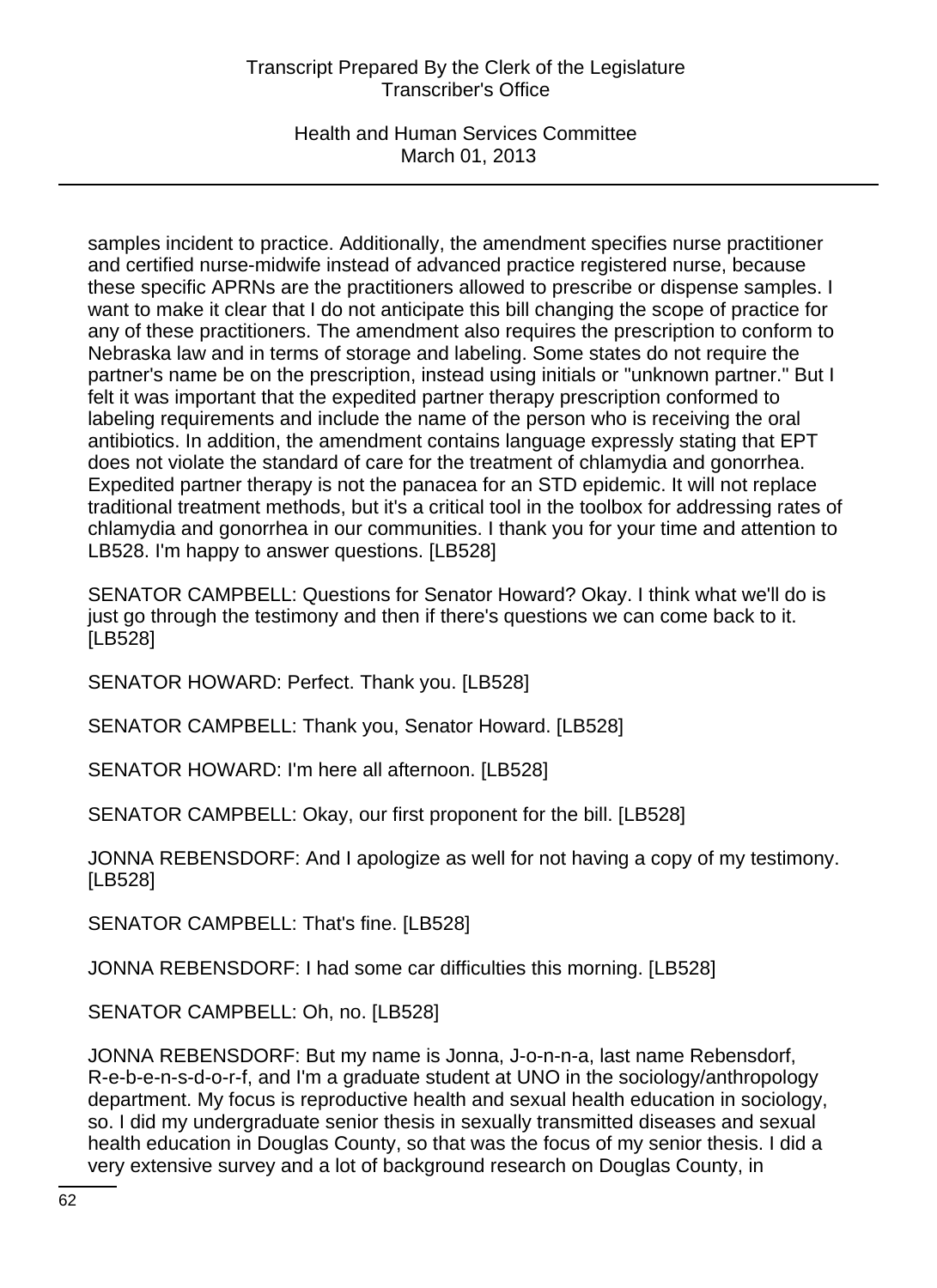samples incident to practice. Additionally, the amendment specifies nurse practitioner and certified nurse-midwife instead of advanced practice registered nurse, because these specific APRNs are the practitioners allowed to prescribe or dispense samples. I want to make it clear that I do not anticipate this bill changing the scope of practice for any of these practitioners. The amendment also requires the prescription to conform to Nebraska law and in terms of storage and labeling. Some states do not require the partner's name be on the prescription, instead using initials or "unknown partner." But I felt it was important that the expedited partner therapy prescription conformed to labeling requirements and include the name of the person who is receiving the oral antibiotics. In addition, the amendment contains language expressly stating that EPT does not violate the standard of care for the treatment of chlamydia and gonorrhea. Expedited partner therapy is not the panacea for an STD epidemic. It will not replace traditional treatment methods, but it's a critical tool in the toolbox for addressing rates of chlamydia and gonorrhea in our communities. I thank you for your time and attention to LB528. I'm happy to answer questions. [LB528]

SENATOR CAMPBELL: Questions for Senator Howard? Okay. I think what we'll do is just go through the testimony and then if there's questions we can come back to it. [LB528]

SENATOR HOWARD: Perfect. Thank you. [LB528]

SENATOR CAMPBELL: Thank you, Senator Howard. [LB528]

SENATOR HOWARD: I'm here all afternoon. [LB528]

SENATOR CAMPBELL: Okay, our first proponent for the bill. [LB528]

JONNA REBENSDORF: And I apologize as well for not having a copy of my testimony. [LB528]

SENATOR CAMPBELL: That's fine. [LB528]

JONNA REBENSDORF: I had some car difficulties this morning. [LB528]

SENATOR CAMPBELL: Oh, no. [LB528]

JONNA REBENSDORF: But my name is Jonna, J-o-n-n-a, last name Rebensdorf, R-e-b-e-n-s-d-o-r-f, and I'm a graduate student at UNO in the sociology/anthropology department. My focus is reproductive health and sexual health education in sociology, so. I did my undergraduate senior thesis in sexually transmitted diseases and sexual health education in Douglas County, so that was the focus of my senior thesis. I did a very extensive survey and a lot of background research on Douglas County, in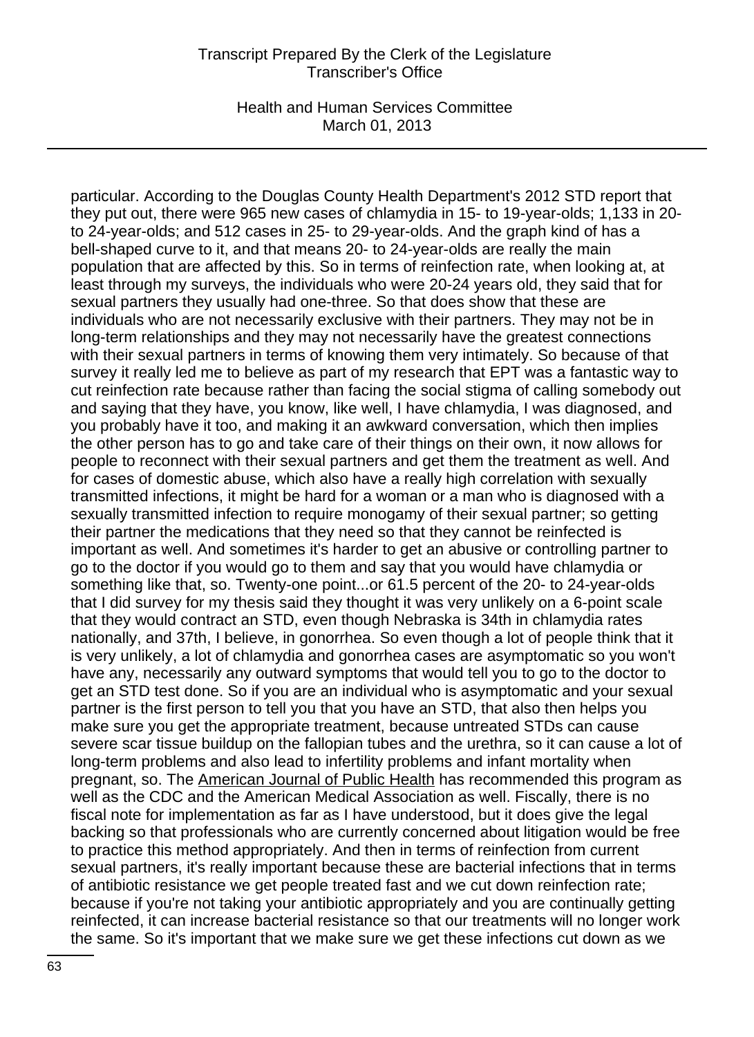particular. According to the Douglas County Health Department's 2012 STD report that they put out, there were 965 new cases of chlamydia in 15- to 19-year-olds; 1,133 in 20- to 24-year-olds; and 512 cases in 25- to 29-year-olds. And the graph kind of has a bell-shaped curve to it, and that means 20- to 24-year-olds are really the main population that are affected by this. So in terms of reinfection rate, when looking at, at least through my surveys, the individuals who were 20-24 years old, they said that for sexual partners they usually had one-three. So that does show that these are individuals who are not necessarily exclusive with their partners. They may not be in long-term relationships and they may not necessarily have the greatest connections with their sexual partners in terms of knowing them very intimately. So because of that survey it really led me to believe as part of my research that EPT was a fantastic way to cut reinfection rate because rather than facing the social stigma of calling somebody out and saying that they have, you know, like well, I have chlamydia, I was diagnosed, and you probably have it too, and making it an awkward conversation, which then implies the other person has to go and take care of their things on their own, it now allows for people to reconnect with their sexual partners and get them the treatment as well. And for cases of domestic abuse, which also have a really high correlation with sexually transmitted infections, it might be hard for a woman or a man who is diagnosed with a sexually transmitted infection to require monogamy of their sexual partner; so getting their partner the medications that they need so that they cannot be reinfected is important as well. And sometimes it's harder to get an abusive or controlling partner to go to the doctor if you would go to them and say that you would have chlamydia or something like that, so. Twenty-one point...or 61.5 percent of the 20- to 24-year-olds that I did survey for my thesis said they thought it was very unlikely on a 6-point scale that they would contract an STD, even though Nebraska is 34th in chlamydia rates nationally, and 37th, I believe, in gonorrhea. So even though a lot of people think that it is very unlikely, a lot of chlamydia and gonorrhea cases are asymptomatic so you won't have any, necessarily any outward symptoms that would tell you to go to the doctor to get an STD test done. So if you are an individual who is asymptomatic and your sexual partner is the first person to tell you that you have an STD, that also then helps you make sure you get the appropriate treatment, because untreated STDs can cause severe scar tissue buildup on the fallopian tubes and the urethra, so it can cause a lot of long-term problems and also lead to infertility problems and infant mortality when pregnant, so. The American Journal of Public Health has recommended this program as well as the CDC and the American Medical Association as well. Fiscally, there is no fiscal note for implementation as far as I have understood, but it does give the legal backing so that professionals who are currently concerned about litigation would be free to practice this method appropriately. And then in terms of reinfection from current sexual partners, it's really important because these are bacterial infections that in terms of antibiotic resistance we get people treated fast and we cut down reinfection rate; because if you're not taking your antibiotic appropriately and you are continually getting reinfected, it can increase bacterial resistance so that our treatments will no longer work the same. So it's important that we make sure we get these infections cut down as we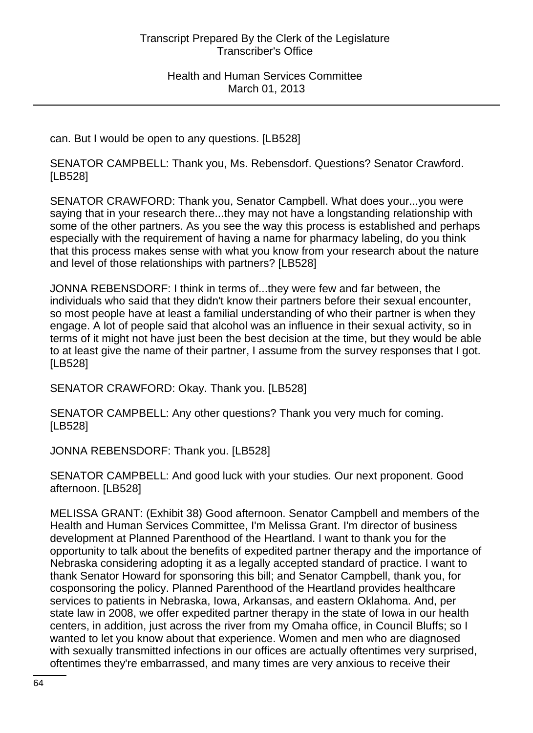can. But I would be open to any questions. [LB528]

SENATOR CAMPBELL: Thank you, Ms. Rebensdorf. Questions? Senator Crawford. [LB528]

SENATOR CRAWFORD: Thank you, Senator Campbell. What does your...you were saying that in your research there...they may not have a longstanding relationship with some of the other partners. As you see the way this process is established and perhaps especially with the requirement of having a name for pharmacy labeling, do you think that this process makes sense with what you know from your research about the nature and level of those relationships with partners? [LB528]

JONNA REBENSDORF: I think in terms of...they were few and far between, the individuals who said that they didn't know their partners before their sexual encounter, so most people have at least a familial understanding of who their partner is when they engage. A lot of people said that alcohol was an influence in their sexual activity, so in terms of it might not have just been the best decision at the time, but they would be able to at least give the name of their partner, I assume from the survey responses that I got. [LB528]

SENATOR CRAWFORD: Okay. Thank you. [LB528]

SENATOR CAMPBELL: Any other questions? Thank you very much for coming. [LB528]

JONNA REBENSDORF: Thank you. [LB528]

SENATOR CAMPBELL: And good luck with your studies. Our next proponent. Good afternoon. [LB528]

MELISSA GRANT: (Exhibit 38) Good afternoon. Senator Campbell and members of the Health and Human Services Committee, I'm Melissa Grant. I'm director of business development at Planned Parenthood of the Heartland. I want to thank you for the opportunity to talk about the benefits of expedited partner therapy and the importance of Nebraska considering adopting it as a legally accepted standard of practice. I want to thank Senator Howard for sponsoring this bill; and Senator Campbell, thank you, for cosponsoring the policy. Planned Parenthood of the Heartland provides healthcare services to patients in Nebraska, Iowa, Arkansas, and eastern Oklahoma. And, per state law in 2008, we offer expedited partner therapy in the state of Iowa in our health centers, in addition, just across the river from my Omaha office, in Council Bluffs; so I wanted to let you know about that experience. Women and men who are diagnosed with sexually transmitted infections in our offices are actually oftentimes very surprised, oftentimes they're embarrassed, and many times are very anxious to receive their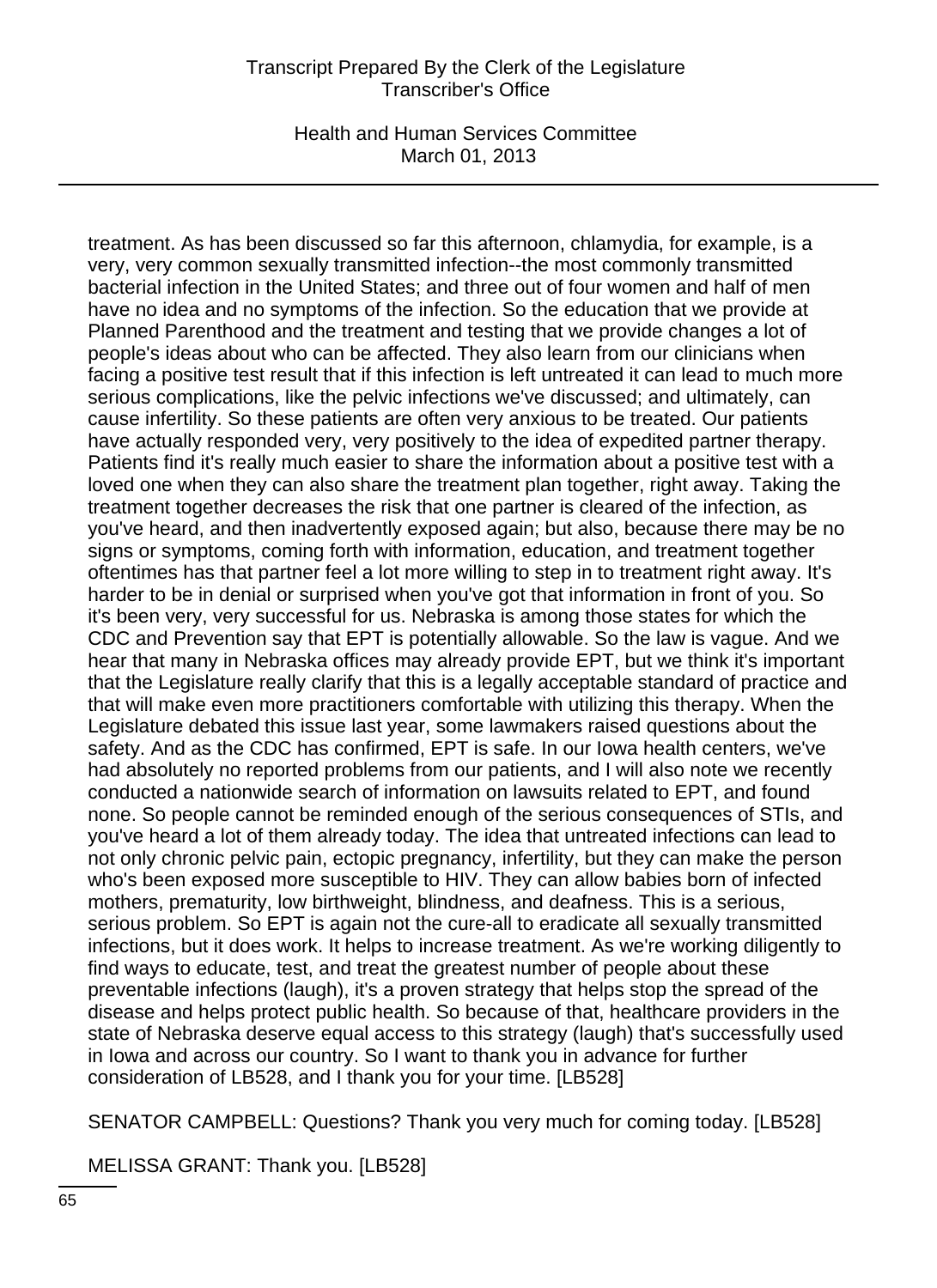treatment. As has been discussed so far this afternoon, chlamydia, for example, is a very, very common sexually transmitted infection--the most commonly transmitted bacterial infection in the United States; and three out of four women and half of men have no idea and no symptoms of the infection. So the education that we provide at Planned Parenthood and the treatment and testing that we provide changes a lot of people's ideas about who can be affected. They also learn from our clinicians when facing a positive test result that if this infection is left untreated it can lead to much more serious complications, like the pelvic infections we've discussed; and ultimately, can cause infertility. So these patients are often very anxious to be treated. Our patients have actually responded very, very positively to the idea of expedited partner therapy. Patients find it's really much easier to share the information about a positive test with a loved one when they can also share the treatment plan together, right away. Taking the treatment together decreases the risk that one partner is cleared of the infection, as you've heard, and then inadvertently exposed again; but also, because there may be no signs or symptoms, coming forth with information, education, and treatment together oftentimes has that partner feel a lot more willing to step in to treatment right away. It's harder to be in denial or surprised when you've got that information in front of you. So it's been very, very successful for us. Nebraska is among those states for which the CDC and Prevention say that EPT is potentially allowable. So the law is vague. And we hear that many in Nebraska offices may already provide EPT, but we think it's important that the Legislature really clarify that this is a legally acceptable standard of practice and that will make even more practitioners comfortable with utilizing this therapy. When the Legislature debated this issue last year, some lawmakers raised questions about the safety. And as the CDC has confirmed, EPT is safe. In our Iowa health centers, we've had absolutely no reported problems from our patients, and I will also note we recently conducted a nationwide search of information on lawsuits related to EPT, and found none. So people cannot be reminded enough of the serious consequences of STIs, and you've heard a lot of them already today. The idea that untreated infections can lead to not only chronic pelvic pain, ectopic pregnancy, infertility, but they can make the person who's been exposed more susceptible to HIV. They can allow babies born of infected mothers, prematurity, low birthweight, blindness, and deafness. This is a serious, serious problem. So EPT is again not the cure-all to eradicate all sexually transmitted infections, but it does work. It helps to increase treatment. As we're working diligently to find ways to educate, test, and treat the greatest number of people about these preventable infections (laugh), it's a proven strategy that helps stop the spread of the disease and helps protect public health. So because of that, healthcare providers in the state of Nebraska deserve equal access to this strategy (laugh) that's successfully used in Iowa and across our country. So I want to thank you in advance for further consideration of LB528, and I thank you for your time. [LB528]

SENATOR CAMPBELL: Questions? Thank you very much for coming today. [LB528]

MELISSA GRANT: Thank you. [LB528]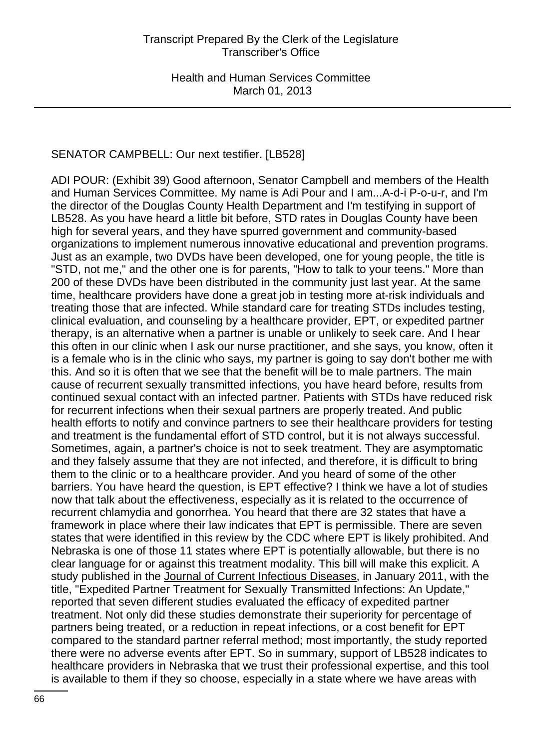SENATOR CAMPBELL: Our next testifier. [LB528]

ADI POUR: (Exhibit 39) Good afternoon, Senator Campbell and members of the Health and Human Services Committee. My name is Adi Pour and I am...A-d-i P-o-u-r, and I'm the director of the Douglas County Health Department and I'm testifying in support of LB528. As you have heard a little bit before, STD rates in Douglas County have been high for several years, and they have spurred government and community-based organizations to implement numerous innovative educational and prevention programs. Just as an example, two DVDs have been developed, one for young people, the title is "STD, not me," and the other one is for parents, "How to talk to your teens." More than 200 of these DVDs have been distributed in the community just last year. At the same time, healthcare providers have done a great job in testing more at-risk individuals and treating those that are infected. While standard care for treating STDs includes testing, clinical evaluation, and counseling by a healthcare provider, EPT, or expedited partner therapy, is an alternative when a partner is unable or unlikely to seek care. And I hear this often in our clinic when I ask our nurse practitioner, and she says, you know, often it is a female who is in the clinic who says, my partner is going to say don't bother me with this. And so it is often that we see that the benefit will be to male partners. The main cause of recurrent sexually transmitted infections, you have heard before, results from continued sexual contact with an infected partner. Patients with STDs have reduced risk for recurrent infections when their sexual partners are properly treated. And public health efforts to notify and convince partners to see their healthcare providers for testing and treatment is the fundamental effort of STD control, but it is not always successful. Sometimes, again, a partner's choice is not to seek treatment. They are asymptomatic and they falsely assume that they are not infected, and therefore, it is difficult to bring them to the clinic or to a healthcare provider. And you heard of some of the other barriers. You have heard the question, is EPT effective? I think we have a lot of studies now that talk about the effectiveness, especially as it is related to the occurrence of recurrent chlamydia and gonorrhea. You heard that there are 32 states that have a framework in place where their law indicates that EPT is permissible. There are seven states that were identified in this review by the CDC where EPT is likely prohibited. And Nebraska is one of those 11 states where EPT is potentially allowable, but there is no clear language for or against this treatment modality. This bill will make this explicit. A study published in the Journal of Current Infectious Diseases, in January 2011, with the title, "Expedited Partner Treatment for Sexually Transmitted Infections: An Update," reported that seven different studies evaluated the efficacy of expedited partner treatment. Not only did these studies demonstrate their superiority for percentage of partners being treated, or a reduction in repeat infections, or a cost benefit for EPT compared to the standard partner referral method; most importantly, the study reported there were no adverse events after EPT. So in summary, support of LB528 indicates to healthcare providers in Nebraska that we trust their professional expertise, and this tool is available to them if they so choose, especially in a state where we have areas with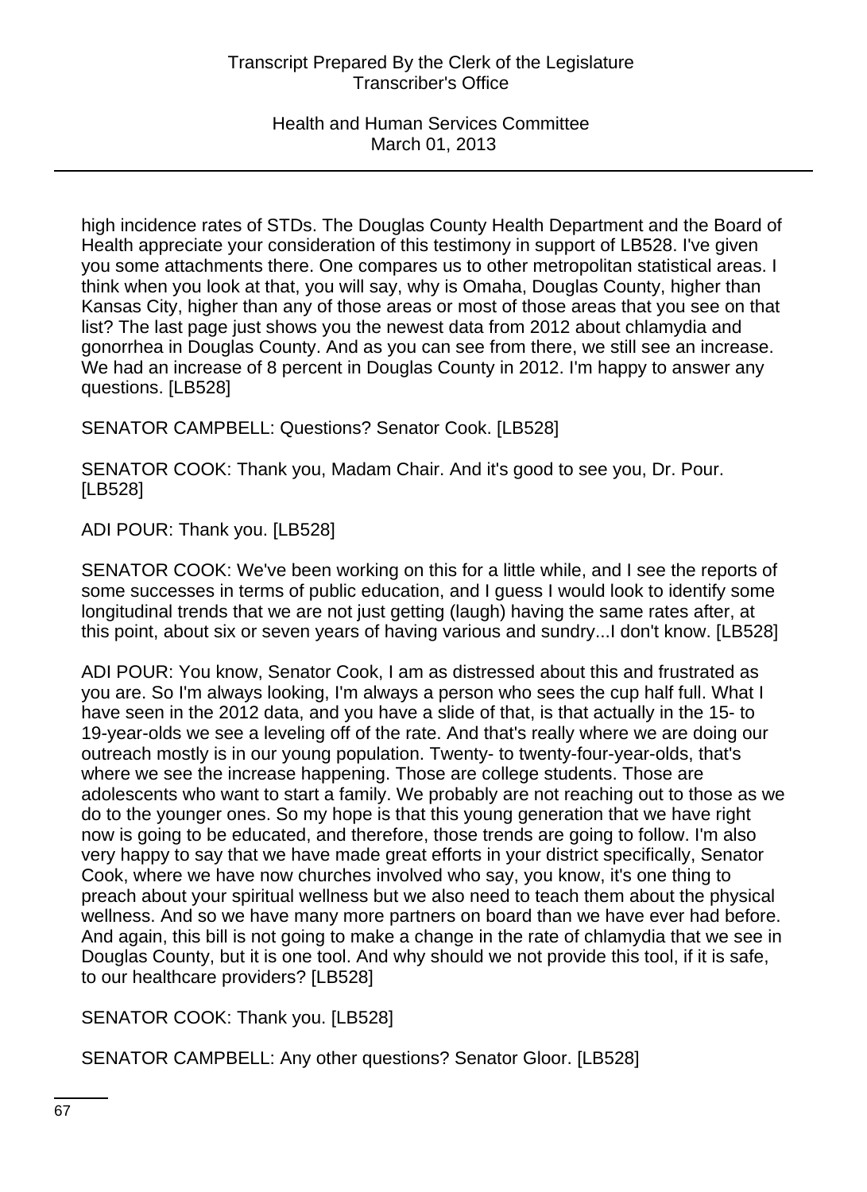high incidence rates of STDs. The Douglas County Health Department and the Board of Health appreciate your consideration of this testimony in support of LB528. I've given you some attachments there. One compares us to other metropolitan statistical areas. I think when you look at that, you will say, why is Omaha, Douglas County, higher than Kansas City, higher than any of those areas or most of those areas that you see on that list? The last page just shows you the newest data from 2012 about chlamydia and gonorrhea in Douglas County. And as you can see from there, we still see an increase. We had an increase of 8 percent in Douglas County in 2012. I'm happy to answer any questions. [LB528]

SENATOR CAMPBELL: Questions? Senator Cook. [LB528]

SENATOR COOK: Thank you, Madam Chair. And it's good to see you, Dr. Pour. [LB528]

ADI POUR: Thank you. [LB528]

SENATOR COOK: We've been working on this for a little while, and I see the reports of some successes in terms of public education, and I guess I would look to identify some longitudinal trends that we are not just getting (laugh) having the same rates after, at this point, about six or seven years of having various and sundry...I don't know. [LB528]

ADI POUR: You know, Senator Cook, I am as distressed about this and frustrated as you are. So I'm always looking, I'm always a person who sees the cup half full. What I have seen in the 2012 data, and you have a slide of that, is that actually in the 15- to 19-year-olds we see a leveling off of the rate. And that's really where we are doing our outreach mostly is in our young population. Twenty- to twenty-four-year-olds, that's where we see the increase happening. Those are college students. Those are adolescents who want to start a family. We probably are not reaching out to those as we do to the younger ones. So my hope is that this young generation that we have right now is going to be educated, and therefore, those trends are going to follow. I'm also very happy to say that we have made great efforts in your district specifically, Senator Cook, where we have now churches involved who say, you know, it's one thing to preach about your spiritual wellness but we also need to teach them about the physical wellness. And so we have many more partners on board than we have ever had before. And again, this bill is not going to make a change in the rate of chlamydia that we see in Douglas County, but it is one tool. And why should we not provide this tool, if it is safe, to our healthcare providers? [LB528]

SENATOR COOK: Thank you. [LB528]

SENATOR CAMPBELL: Any other questions? Senator Gloor. [LB528]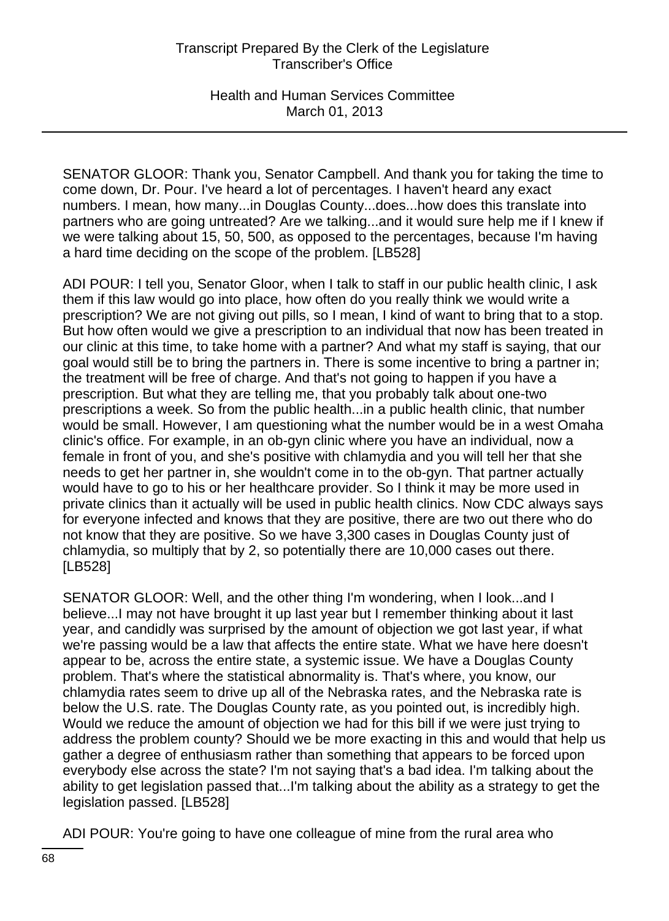SENATOR GLOOR: Thank you, Senator Campbell. And thank you for taking the time to come down, Dr. Pour. I've heard a lot of percentages. I haven't heard any exact numbers. I mean, how many...in Douglas County...does...how does this translate into partners who are going untreated? Are we talking...and it would sure help me if I knew if we were talking about 15, 50, 500, as opposed to the percentages, because I'm having a hard time deciding on the scope of the problem. [LB528]

ADI POUR: I tell you, Senator Gloor, when I talk to staff in our public health clinic, I ask them if this law would go into place, how often do you really think we would write a prescription? We are not giving out pills, so I mean, I kind of want to bring that to a stop. But how often would we give a prescription to an individual that now has been treated in our clinic at this time, to take home with a partner? And what my staff is saying, that our goal would still be to bring the partners in. There is some incentive to bring a partner in; the treatment will be free of charge. And that's not going to happen if you have a prescription. But what they are telling me, that you probably talk about one-two prescriptions a week. So from the public health...in a public health clinic, that number would be small. However, I am questioning what the number would be in a west Omaha clinic's office. For example, in an ob-gyn clinic where you have an individual, now a female in front of you, and she's positive with chlamydia and you will tell her that she needs to get her partner in, she wouldn't come in to the ob-gyn. That partner actually would have to go to his or her healthcare provider. So I think it may be more used in private clinics than it actually will be used in public health clinics. Now CDC always says for everyone infected and knows that they are positive, there are two out there who do not know that they are positive. So we have 3,300 cases in Douglas County just of chlamydia, so multiply that by 2, so potentially there are 10,000 cases out there. [LB528]

SENATOR GLOOR: Well, and the other thing I'm wondering, when I look...and I believe...I may not have brought it up last year but I remember thinking about it last year, and candidly was surprised by the amount of objection we got last year, if what we're passing would be a law that affects the entire state. What we have here doesn't appear to be, across the entire state, a systemic issue. We have a Douglas County problem. That's where the statistical abnormality is. That's where, you know, our chlamydia rates seem to drive up all of the Nebraska rates, and the Nebraska rate is below the U.S. rate. The Douglas County rate, as you pointed out, is incredibly high. Would we reduce the amount of objection we had for this bill if we were just trying to address the problem county? Should we be more exacting in this and would that help us gather a degree of enthusiasm rather than something that appears to be forced upon everybody else across the state? I'm not saying that's a bad idea. I'm talking about the ability to get legislation passed that...I'm talking about the ability as a strategy to get the legislation passed. [LB528]

ADI POUR: You're going to have one colleague of mine from the rural area who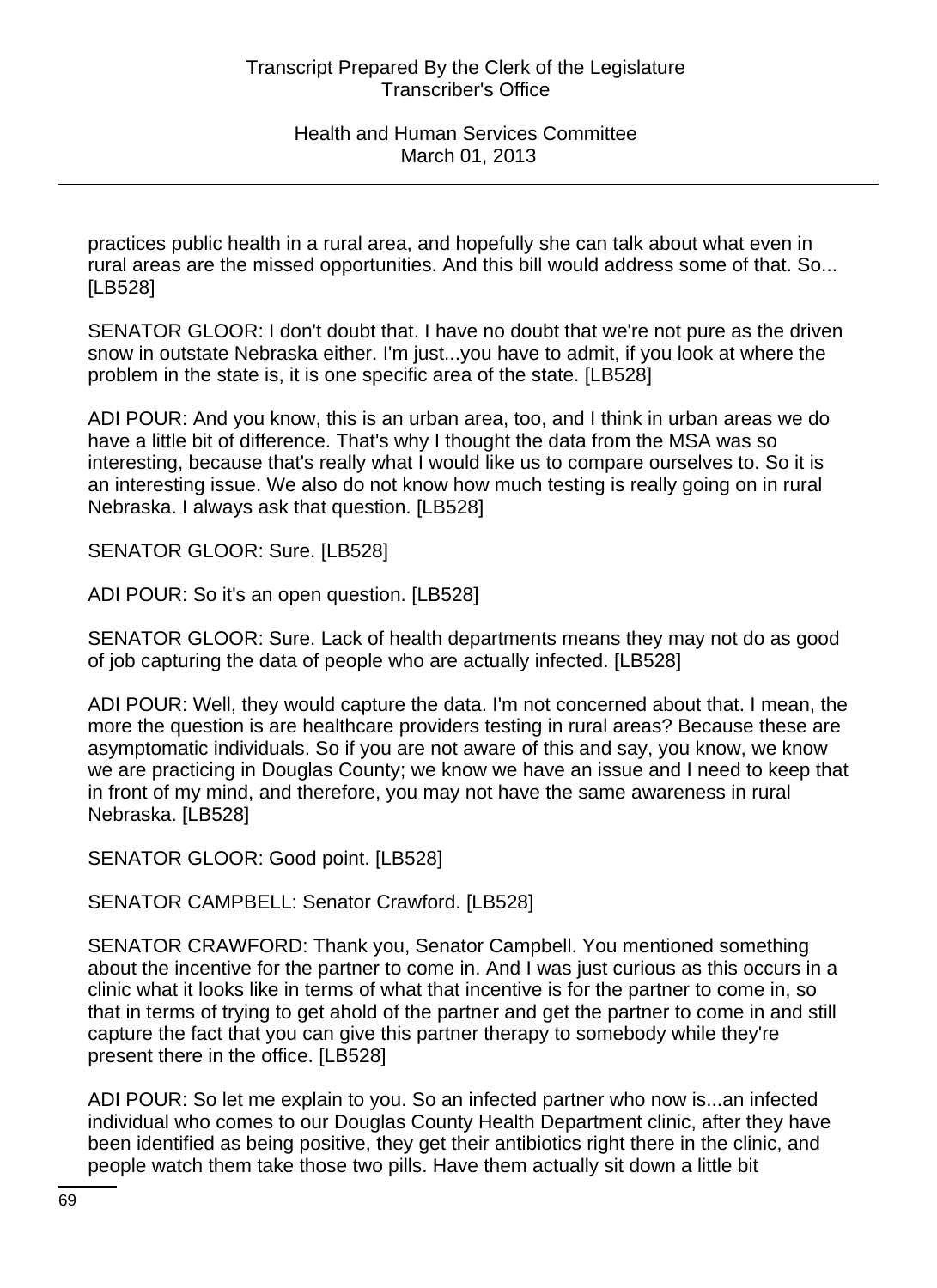practices public health in a rural area, and hopefully she can talk about what even in rural areas are the missed opportunities. And this bill would address some of that. So... [LB528]

SENATOR GLOOR: I don't doubt that. I have no doubt that we're not pure as the driven snow in outstate Nebraska either. I'm just...you have to admit, if you look at where the problem in the state is, it is one specific area of the state. [LB528]

ADI POUR: And you know, this is an urban area, too, and I think in urban areas we do have a little bit of difference. That's why I thought the data from the MSA was so interesting, because that's really what I would like us to compare ourselves to. So it is an interesting issue. We also do not know how much testing is really going on in rural Nebraska. I always ask that question. [LB528]

SENATOR GLOOR: Sure. [LB528]

ADI POUR: So it's an open question. [LB528]

SENATOR GLOOR: Sure. Lack of health departments means they may not do as good of job capturing the data of people who are actually infected. [LB528]

ADI POUR: Well, they would capture the data. I'm not concerned about that. I mean, the more the question is are healthcare providers testing in rural areas? Because these are asymptomatic individuals. So if you are not aware of this and say, you know, we know we are practicing in Douglas County; we know we have an issue and I need to keep that in front of my mind, and therefore, you may not have the same awareness in rural Nebraska. [LB528]

SENATOR GLOOR: Good point. [LB528]

SENATOR CAMPBELL: Senator Crawford. [LB528]

SENATOR CRAWFORD: Thank you, Senator Campbell. You mentioned something about the incentive for the partner to come in. And I was just curious as this occurs in a clinic what it looks like in terms of what that incentive is for the partner to come in, so that in terms of trying to get ahold of the partner and get the partner to come in and still capture the fact that you can give this partner therapy to somebody while they're present there in the office. [LB528]

ADI POUR: So let me explain to you. So an infected partner who now is...an infected individual who comes to our Douglas County Health Department clinic, after they have been identified as being positive, they get their antibiotics right there in the clinic, and people watch them take those two pills. Have them actually sit down a little bit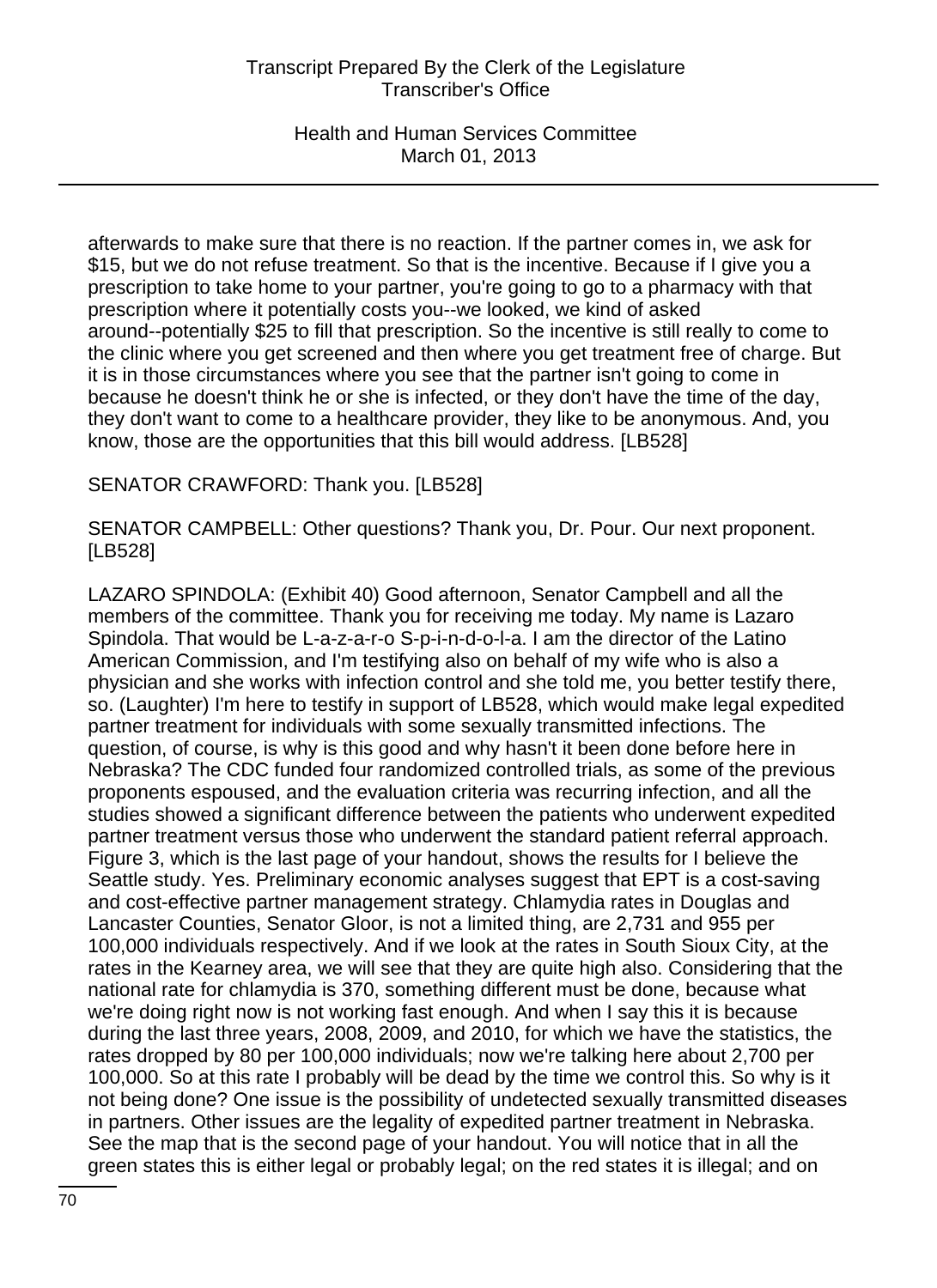afterwards to make sure that there is no reaction. If the partner comes in, we ask for $15, but we do not refuse treatment. So that is the incentive. Because if I give you a prescription to take home to your partner, you're going to go to a pharmacy with that prescription where it potentially costs you--we looked, we kind of asked around--potentially $25 to fill that prescription. So the incentive is still really to come to the clinic where you get screened and then where you get treatment free of charge. But it is in those circumstances where you see that the partner isn't going to come in because he doesn't think he or she is infected, or they don't have the time of the day, they don't want to come to a healthcare provider, they like to be anonymous. And, you know, those are the opportunities that this bill would address. [LB528]

SENATOR CRAWFORD: Thank you. [LB528]

SENATOR CAMPBELL: Other questions? Thank you, Dr. Pour. Our next proponent. [LB528]

LAZARO SPINDOLA: (Exhibit 40) Good afternoon, Senator Campbell and all the members of the committee. Thank you for receiving me today. My name is Lazaro Spindola. That would be L-a-z-a-r-o S-p-i-n-d-o-l-a. I am the director of the Latino American Commission, and I'm testifying also on behalf of my wife who is also a physician and she works with infection control and she told me, you better testify there, so. (Laughter) I'm here to testify in support of LB528, which would make legal expedited partner treatment for individuals with some sexually transmitted infections. The question, of course, is why is this good and why hasn't it been done before here in Nebraska? The CDC funded four randomized controlled trials, as some of the previous proponents espoused, and the evaluation criteria was recurring infection, and all the studies showed a significant difference between the patients who underwent expedited partner treatment versus those who underwent the standard patient referral approach. Figure 3, which is the last page of your handout, shows the results for I believe the Seattle study. Yes. Preliminary economic analyses suggest that EPT is a cost-saving and cost-effective partner management strategy. Chlamydia rates in Douglas and Lancaster Counties, Senator Gloor, is not a limited thing, are 2,731 and 955 per 100,000 individuals respectively. And if we look at the rates in South Sioux City, at the rates in the Kearney area, we will see that they are quite high also. Considering that the national rate for chlamydia is 370, something different must be done, because what we're doing right now is not working fast enough. And when I say this it is because during the last three years, 2008, 2009, and 2010, for which we have the statistics, the rates dropped by 80 per 100,000 individuals; now we're talking here about 2,700 per 100,000. So at this rate I probably will be dead by the time we control this. So why is it not being done? One issue is the possibility of undetected sexually transmitted diseases in partners. Other issues are the legality of expedited partner treatment in Nebraska. See the map that is the second page of your handout. You will notice that in all the green states this is either legal or probably legal; on the red states it is illegal; and on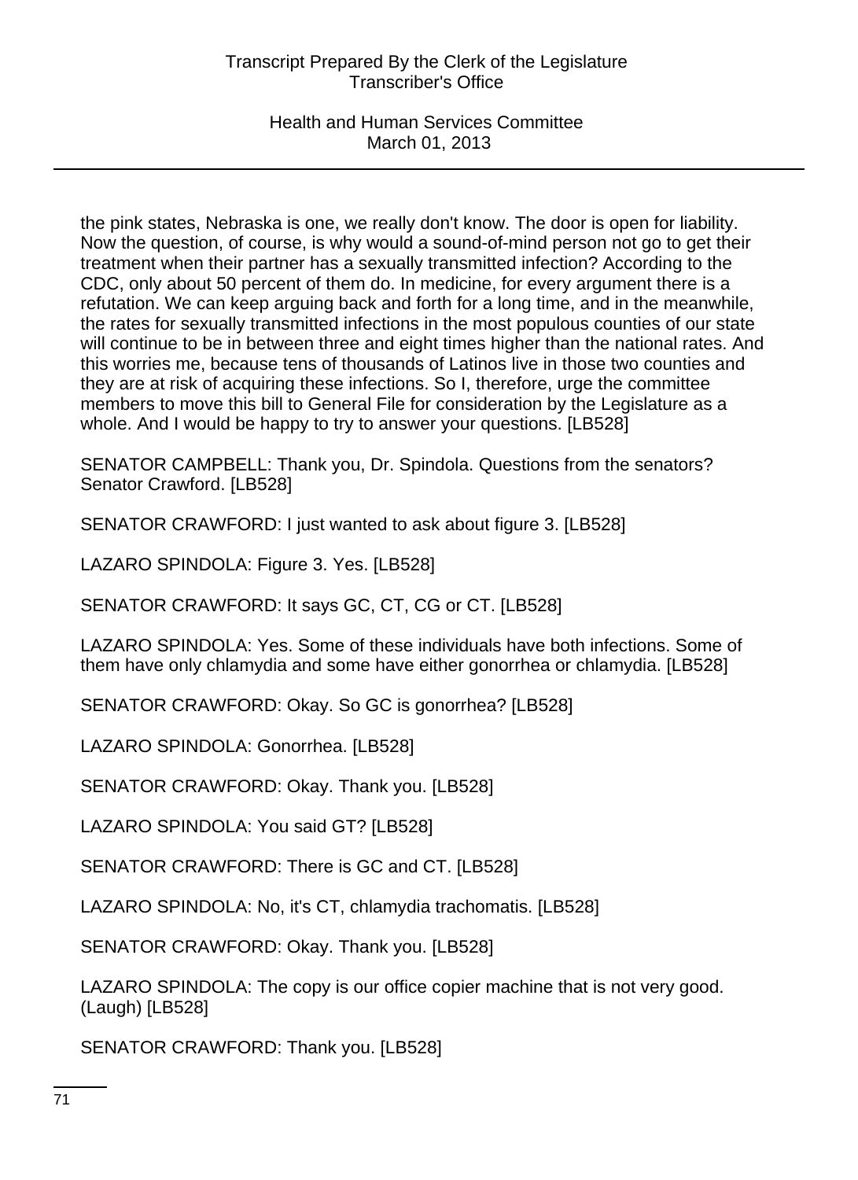the pink states, Nebraska is one, we really don't know. The door is open for liability. Now the question, of course, is why would a sound-of-mind person not go to get their treatment when their partner has a sexually transmitted infection? According to the CDC, only about 50 percent of them do. In medicine, for every argument there is a refutation. We can keep arguing back and forth for a long time, and in the meanwhile, the rates for sexually transmitted infections in the most populous counties of our state will continue to be in between three and eight times higher than the national rates. And this worries me, because tens of thousands of Latinos live in those two counties and they are at risk of acquiring these infections. So I, therefore, urge the committee members to move this bill to General File for consideration by the Legislature as a whole. And I would be happy to try to answer your questions. [LB528]

SENATOR CAMPBELL: Thank you, Dr. Spindola. Questions from the senators? Senator Crawford. [LB528]

SENATOR CRAWFORD: I just wanted to ask about figure 3. [LB528]

LAZARO SPINDOLA: Figure 3. Yes. [LB528]

SENATOR CRAWFORD: It says GC, CT, CG or CT. [LB528]

LAZARO SPINDOLA: Yes. Some of these individuals have both infections. Some of them have only chlamydia and some have either gonorrhea or chlamydia. [LB528]

SENATOR CRAWFORD: Okay. So GC is gonorrhea? [LB528]

LAZARO SPINDOLA: Gonorrhea. [LB528]

SENATOR CRAWFORD: Okay. Thank you. [LB528]

LAZARO SPINDOLA: You said GT? [LB528]

SENATOR CRAWFORD: There is GC and CT. [LB528]

LAZARO SPINDOLA: No, it's CT, chlamydia trachomatis. [LB528]

SENATOR CRAWFORD: Okay. Thank you. [LB528]

LAZARO SPINDOLA: The copy is our office copier machine that is not very good. (Laugh) [LB528]

SENATOR CRAWFORD: Thank you. [LB528]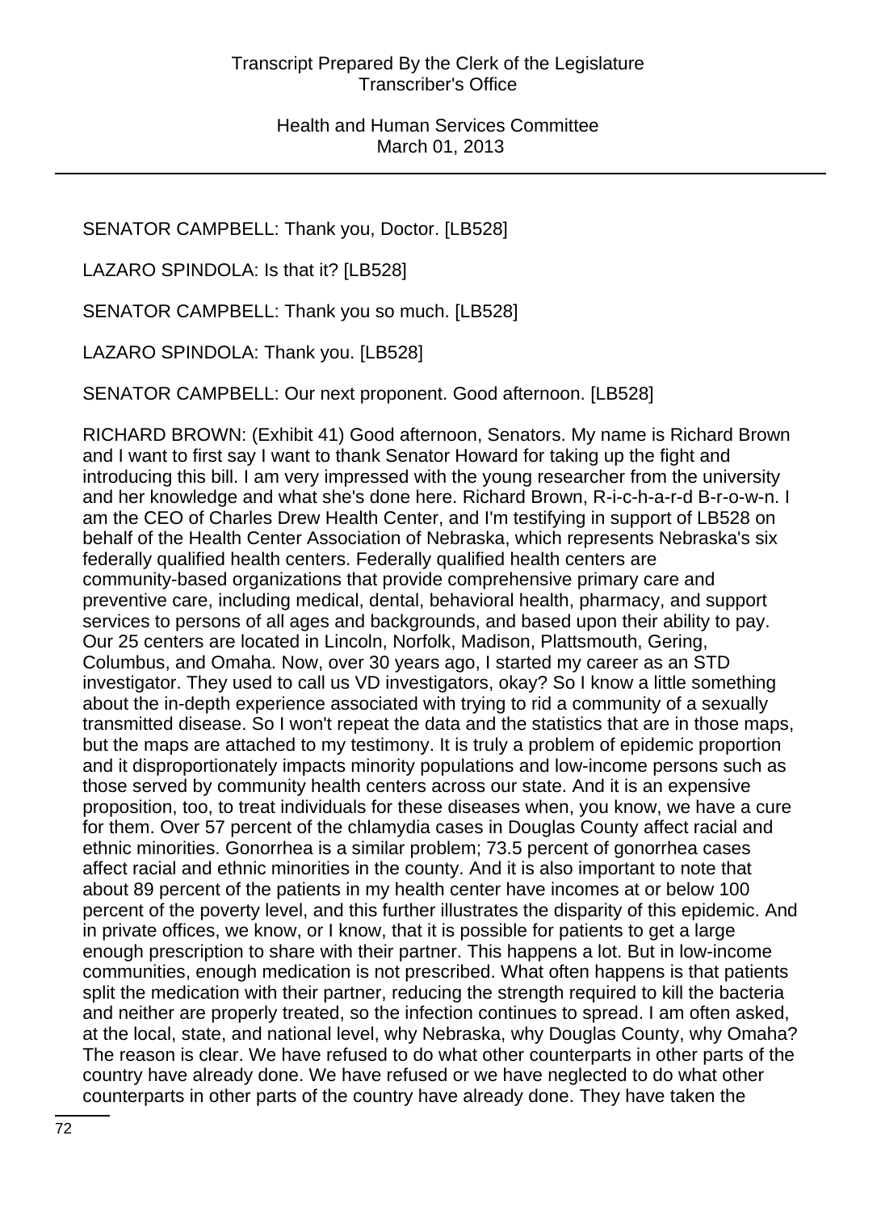SENATOR CAMPBELL: Thank you, Doctor. [LB528]

LAZARO SPINDOLA: Is that it? [LB528]

SENATOR CAMPBELL: Thank you so much. [LB528]

LAZARO SPINDOLA: Thank you. [LB528]

SENATOR CAMPBELL: Our next proponent. Good afternoon. [LB528]

RICHARD BROWN: (Exhibit 41) Good afternoon, Senators. My name is Richard Brown and I want to first say I want to thank Senator Howard for taking up the fight and introducing this bill. I am very impressed with the young researcher from the university and her knowledge and what she's done here. Richard Brown, R-i-c-h-a-r-d B-r-o-w-n. I am the CEO of Charles Drew Health Center, and I'm testifying in support of LB528 on behalf of the Health Center Association of Nebraska, which represents Nebraska's six federally qualified health centers. Federally qualified health centers are community-based organizations that provide comprehensive primary care and preventive care, including medical, dental, behavioral health, pharmacy, and support services to persons of all ages and backgrounds, and based upon their ability to pay. Our 25 centers are located in Lincoln, Norfolk, Madison, Plattsmouth, Gering, Columbus, and Omaha. Now, over 30 years ago, I started my career as an STD investigator. They used to call us VD investigators, okay? So I know a little something about the in-depth experience associated with trying to rid a community of a sexually transmitted disease. So I won't repeat the data and the statistics that are in those maps, but the maps are attached to my testimony. It is truly a problem of epidemic proportion and it disproportionately impacts minority populations and low-income persons such as those served by community health centers across our state. And it is an expensive proposition, too, to treat individuals for these diseases when, you know, we have a cure for them. Over 57 percent of the chlamydia cases in Douglas County affect racial and ethnic minorities. Gonorrhea is a similar problem; 73.5 percent of gonorrhea cases affect racial and ethnic minorities in the county. And it is also important to note that about 89 percent of the patients in my health center have incomes at or below 100 percent of the poverty level, and this further illustrates the disparity of this epidemic. And in private offices, we know, or I know, that it is possible for patients to get a large enough prescription to share with their partner. This happens a lot. But in low-income communities, enough medication is not prescribed. What often happens is that patients split the medication with their partner, reducing the strength required to kill the bacteria and neither are properly treated, so the infection continues to spread. I am often asked, at the local, state, and national level, why Nebraska, why Douglas County, why Omaha? The reason is clear. We have refused to do what other counterparts in other parts of the country have already done. We have refused or we have neglected to do what other counterparts in other parts of the country have already done. They have taken the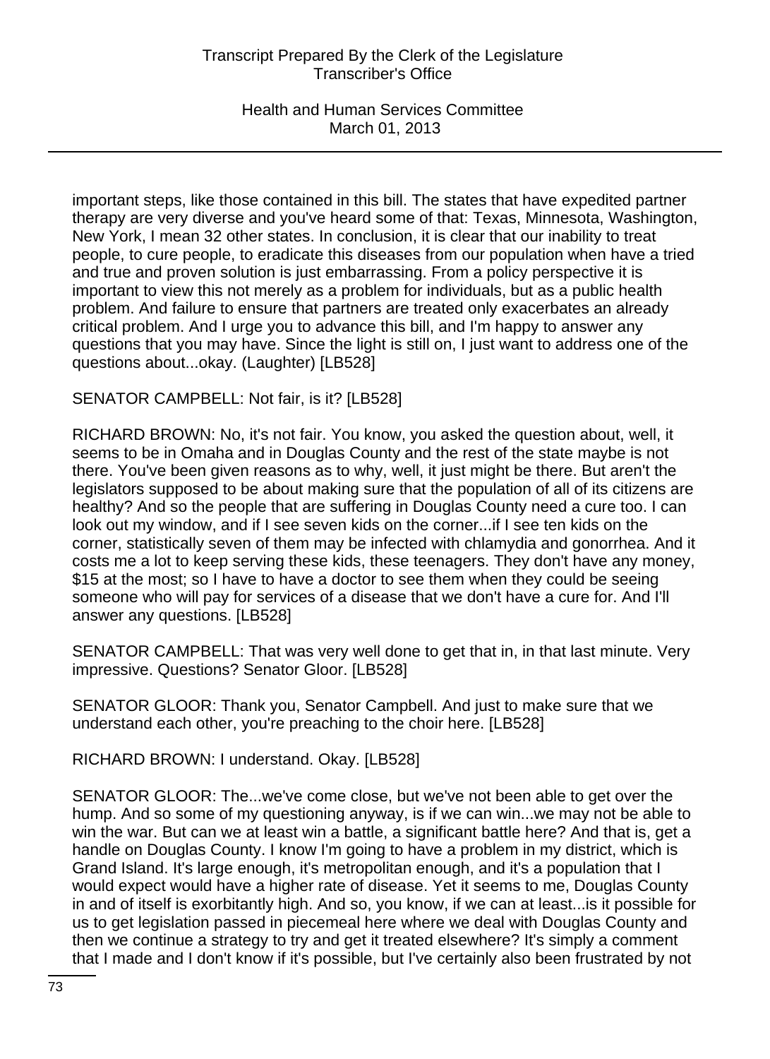important steps, like those contained in this bill. The states that have expedited partner therapy are very diverse and you've heard some of that: Texas, Minnesota, Washington, New York, I mean 32 other states. In conclusion, it is clear that our inability to treat people, to cure people, to eradicate this diseases from our population when have a tried and true and proven solution is just embarrassing. From a policy perspective it is important to view this not merely as a problem for individuals, but as a public health problem. And failure to ensure that partners are treated only exacerbates an already critical problem. And I urge you to advance this bill, and I'm happy to answer any questions that you may have. Since the light is still on, I just want to address one of the questions about...okay. (Laughter) [LB528]

SENATOR CAMPBELL: Not fair, is it? [LB528]

RICHARD BROWN: No, it's not fair. You know, you asked the question about, well, it seems to be in Omaha and in Douglas County and the rest of the state maybe is not there. You've been given reasons as to why, well, it just might be there. But aren't the legislators supposed to be about making sure that the population of all of its citizens are healthy? And so the people that are suffering in Douglas County need a cure too. I can look out my window, and if I see seven kids on the corner...if I see ten kids on the corner, statistically seven of them may be infected with chlamydia and gonorrhea. And it costs me a lot to keep serving these kids, these teenagers. They don't have any money, $15 at the most; so I have to have a doctor to see them when they could be seeing someone who will pay for services of a disease that we don't have a cure for. And I'll answer any questions. [LB528]

SENATOR CAMPBELL: That was very well done to get that in, in that last minute. Very impressive. Questions? Senator Gloor. [LB528]

SENATOR GLOOR: Thank you, Senator Campbell. And just to make sure that we understand each other, you're preaching to the choir here. [LB528]

RICHARD BROWN: I understand. Okay. [LB528]

SENATOR GLOOR: The...we've come close, but we've not been able to get over the hump. And so some of my questioning anyway, is if we can win...we may not be able to win the war. But can we at least win a battle, a significant battle here? And that is, get a handle on Douglas County. I know I'm going to have a problem in my district, which is Grand Island. It's large enough, it's metropolitan enough, and it's a population that I would expect would have a higher rate of disease. Yet it seems to me, Douglas County in and of itself is exorbitantly high. And so, you know, if we can at least...is it possible for us to get legislation passed in piecemeal here where we deal with Douglas County and then we continue a strategy to try and get it treated elsewhere? It's simply a comment that I made and I don't know if it's possible, but I've certainly also been frustrated by not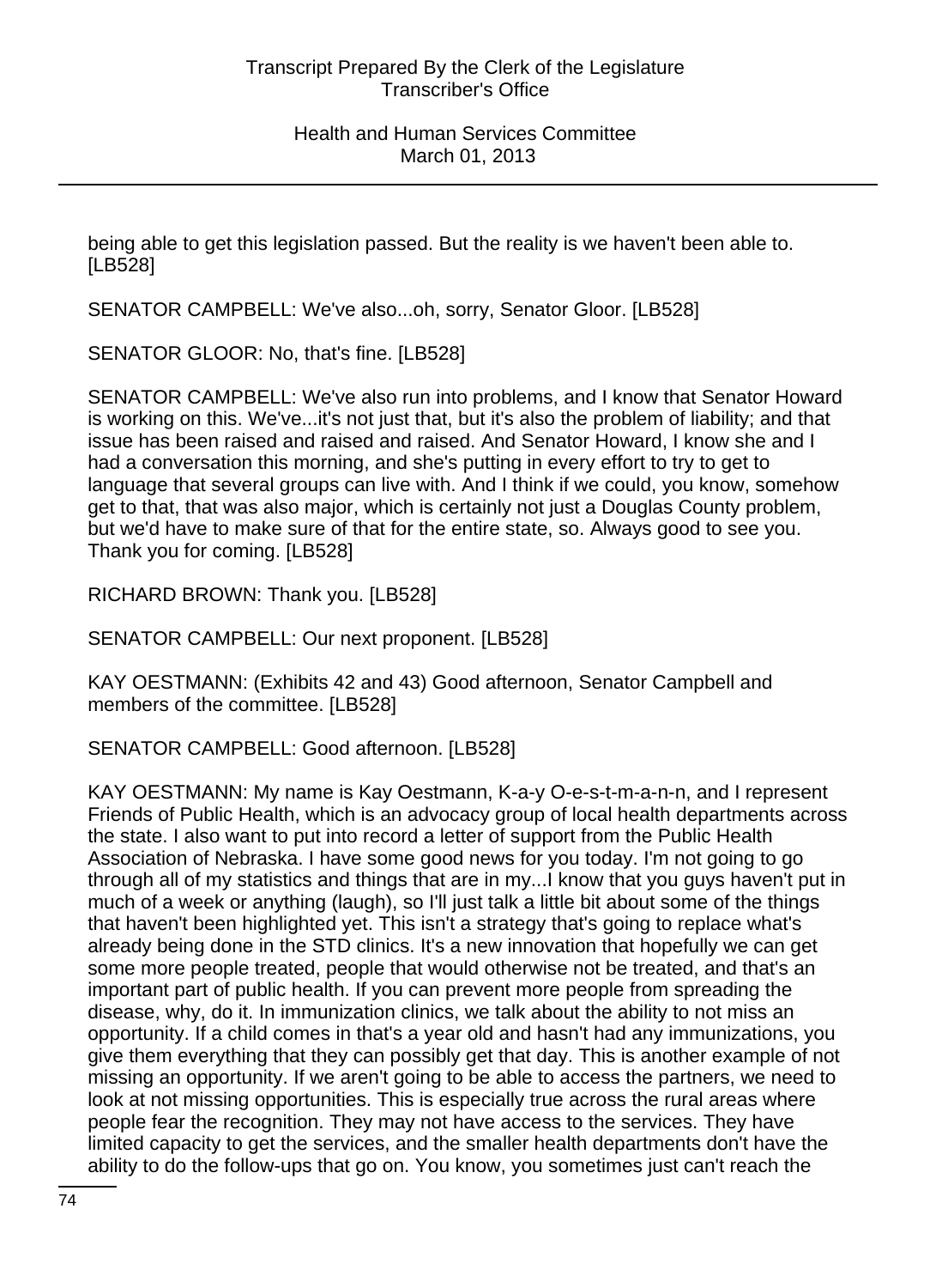being able to get this legislation passed. But the reality is we haven't been able to. [LB528]

SENATOR CAMPBELL: We've also...oh, sorry, Senator Gloor. [LB528]

SENATOR GLOOR: No, that's fine. [LB528]

SENATOR CAMPBELL: We've also run into problems, and I know that Senator Howard is working on this. We've...it's not just that, but it's also the problem of liability; and that issue has been raised and raised and raised. And Senator Howard, I know she and I had a conversation this morning, and she's putting in every effort to try to get to language that several groups can live with. And I think if we could, you know, somehow get to that, that was also major, which is certainly not just a Douglas County problem, but we'd have to make sure of that for the entire state, so. Always good to see you. Thank you for coming. [LB528]

RICHARD BROWN: Thank you. [LB528]

SENATOR CAMPBELL: Our next proponent. [LB528]

KAY OESTMANN: (Exhibits 42 and 43) Good afternoon, Senator Campbell and members of the committee. [LB528]

SENATOR CAMPBELL: Good afternoon. [LB528]

KAY OESTMANN: My name is Kay Oestmann, K-a-y O-e-s-t-m-a-n-n, and I represent Friends of Public Health, which is an advocacy group of local health departments across the state. I also want to put into record a letter of support from the Public Health Association of Nebraska. I have some good news for you today. I'm not going to go through all of my statistics and things that are in my...I know that you guys haven't put in much of a week or anything (laugh), so I'll just talk a little bit about some of the things that haven't been highlighted yet. This isn't a strategy that's going to replace what's already being done in the STD clinics. It's a new innovation that hopefully we can get some more people treated, people that would otherwise not be treated, and that's an important part of public health. If you can prevent more people from spreading the disease, why, do it. In immunization clinics, we talk about the ability to not miss an opportunity. If a child comes in that's a year old and hasn't had any immunizations, you give them everything that they can possibly get that day. This is another example of not missing an opportunity. If we aren't going to be able to access the partners, we need to look at not missing opportunities. This is especially true across the rural areas where people fear the recognition. They may not have access to the services. They have limited capacity to get the services, and the smaller health departments don't have the ability to do the follow-ups that go on. You know, you sometimes just can't reach the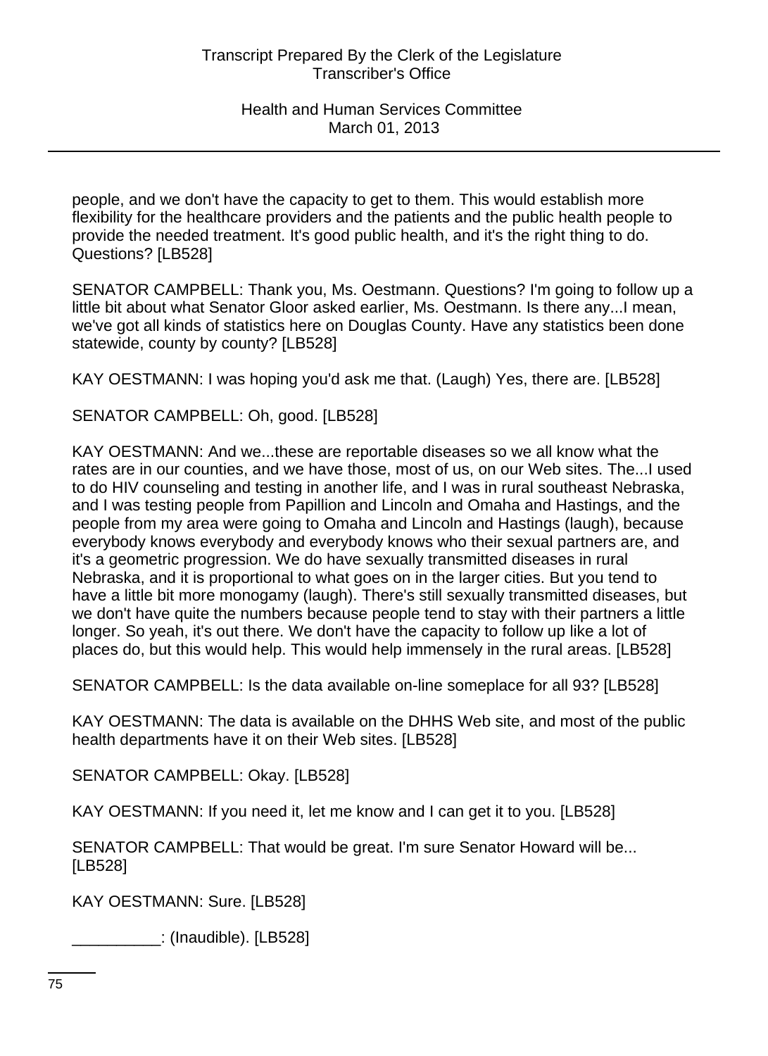people, and we don't have the capacity to get to them. This would establish more flexibility for the healthcare providers and the patients and the public health people to provide the needed treatment. It's good public health, and it's the right thing to do. Questions? [LB528]

SENATOR CAMPBELL: Thank you, Ms. Oestmann. Questions? I'm going to follow up a little bit about what Senator Gloor asked earlier, Ms. Oestmann. Is there any...I mean, we've got all kinds of statistics here on Douglas County. Have any statistics been done statewide, county by county? [LB528]

KAY OESTMANN: I was hoping you'd ask me that. (Laugh) Yes, there are. [LB528]

SENATOR CAMPBELL: Oh, good. [LB528]

KAY OESTMANN: And we...these are reportable diseases so we all know what the rates are in our counties, and we have those, most of us, on our Web sites. The...I used to do HIV counseling and testing in another life, and I was in rural southeast Nebraska, and I was testing people from Papillion and Lincoln and Omaha and Hastings, and the people from my area were going to Omaha and Lincoln and Hastings (laugh), because everybody knows everybody and everybody knows who their sexual partners are, and it's a geometric progression. We do have sexually transmitted diseases in rural Nebraska, and it is proportional to what goes on in the larger cities. But you tend to have a little bit more monogamy (laugh). There's still sexually transmitted diseases, but we don't have quite the numbers because people tend to stay with their partners a little longer. So yeah, it's out there. We don't have the capacity to follow up like a lot of places do, but this would help. This would help immensely in the rural areas. [LB528]

SENATOR CAMPBELL: Is the data available on-line someplace for all 93? [LB528]

KAY OESTMANN: The data is available on the DHHS Web site, and most of the public health departments have it on their Web sites. [LB528]

SENATOR CAMPBELL: Okay. [LB528]

KAY OESTMANN: If you need it, let me know and I can get it to you. [LB528]

SENATOR CAMPBELL: That would be great. I'm sure Senator Howard will be... [LB528]

KAY OESTMANN: Sure. [LB528]

__________: (Inaudible). [LB528]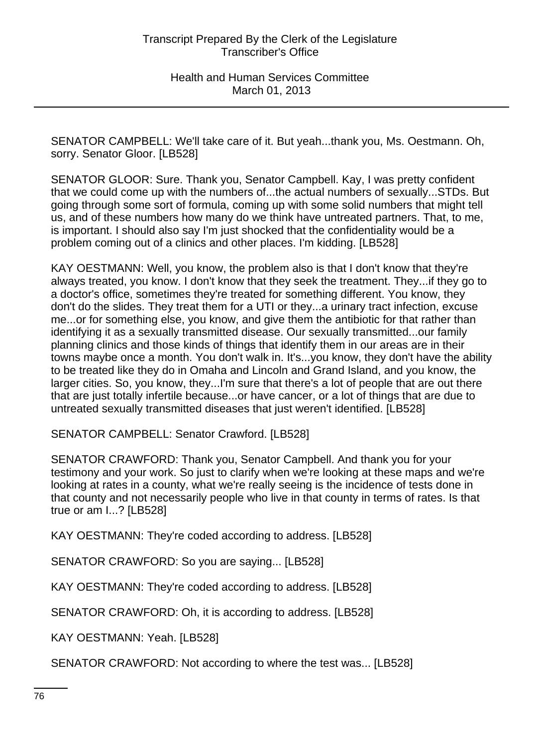SENATOR CAMPBELL: We'll take care of it. But yeah...thank you, Ms. Oestmann. Oh, sorry. Senator Gloor. [LB528]

SENATOR GLOOR: Sure. Thank you, Senator Campbell. Kay, I was pretty confident that we could come up with the numbers of...the actual numbers of sexually...STDs. But going through some sort of formula, coming up with some solid numbers that might tell us, and of these numbers how many do we think have untreated partners. That, to me, is important. I should also say I'm just shocked that the confidentiality would be a problem coming out of a clinics and other places. I'm kidding. [LB528]

KAY OESTMANN: Well, you know, the problem also is that I don't know that they're always treated, you know. I don't know that they seek the treatment. They...if they go to a doctor's office, sometimes they're treated for something different. You know, they don't do the slides. They treat them for a UTI or they...a urinary tract infection, excuse me...or for something else, you know, and give them the antibiotic for that rather than identifying it as a sexually transmitted disease. Our sexually transmitted...our family planning clinics and those kinds of things that identify them in our areas are in their towns maybe once a month. You don't walk in. It's...you know, they don't have the ability to be treated like they do in Omaha and Lincoln and Grand Island, and you know, the larger cities. So, you know, they...I'm sure that there's a lot of people that are out there that are just totally infertile because...or have cancer, or a lot of things that are due to untreated sexually transmitted diseases that just weren't identified. [LB528]

SENATOR CAMPBELL: Senator Crawford. [LB528]

SENATOR CRAWFORD: Thank you, Senator Campbell. And thank you for your testimony and your work. So just to clarify when we're looking at these maps and we're looking at rates in a county, what we're really seeing is the incidence of tests done in that county and not necessarily people who live in that county in terms of rates. Is that true or am I...? [LB528]

KAY OESTMANN: They're coded according to address. [LB528]

SENATOR CRAWFORD: So you are saying... [LB528]

KAY OESTMANN: They're coded according to address. [LB528]

SENATOR CRAWFORD: Oh, it is according to address. [LB528]

KAY OESTMANN: Yeah. [LB528]

SENATOR CRAWFORD: Not according to where the test was... [LB528]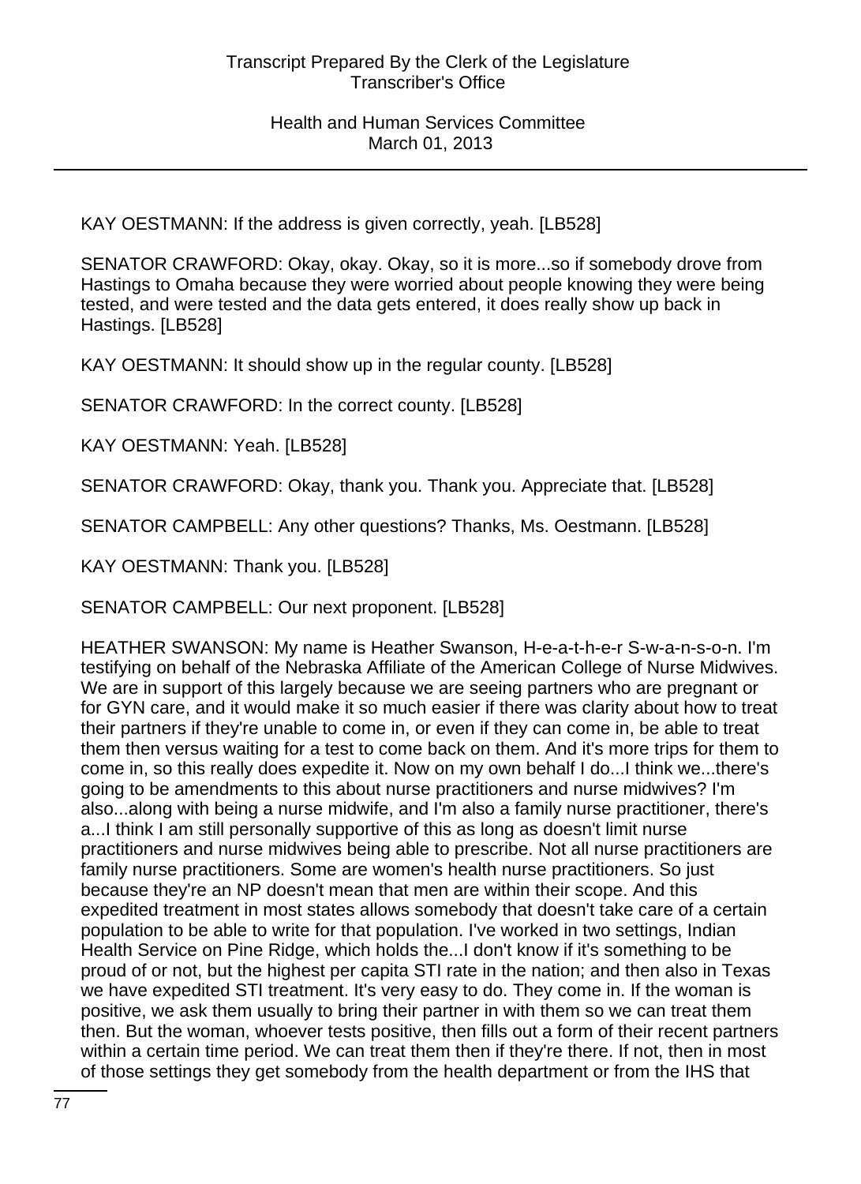KAY OESTMANN: If the address is given correctly, yeah. [LB528]

SENATOR CRAWFORD: Okay, okay. Okay, so it is more...so if somebody drove from Hastings to Omaha because they were worried about people knowing they were being tested, and were tested and the data gets entered, it does really show up back in Hastings. [LB528]

KAY OESTMANN: It should show up in the regular county. [LB528]

SENATOR CRAWFORD: In the correct county. [LB528]

KAY OESTMANN: Yeah. [LB528]

SENATOR CRAWFORD: Okay, thank you. Thank you. Appreciate that. [LB528]

SENATOR CAMPBELL: Any other questions? Thanks, Ms. Oestmann. [LB528]

KAY OESTMANN: Thank you. [LB528]

SENATOR CAMPBELL: Our next proponent. [LB528]

HEATHER SWANSON: My name is Heather Swanson, H-e-a-t-h-e-r S-w-a-n-s-o-n. I'm testifying on behalf of the Nebraska Affiliate of the American College of Nurse Midwives. We are in support of this largely because we are seeing partners who are pregnant or for GYN care, and it would make it so much easier if there was clarity about how to treat their partners if they're unable to come in, or even if they can come in, be able to treat them then versus waiting for a test to come back on them. And it's more trips for them to come in, so this really does expedite it. Now on my own behalf I do...I think we...there's going to be amendments to this about nurse practitioners and nurse midwives? I'm also...along with being a nurse midwife, and I'm also a family nurse practitioner, there's a...I think I am still personally supportive of this as long as doesn't limit nurse practitioners and nurse midwives being able to prescribe. Not all nurse practitioners are family nurse practitioners. Some are women's health nurse practitioners. So just because they're an NP doesn't mean that men are within their scope. And this expedited treatment in most states allows somebody that doesn't take care of a certain population to be able to write for that population. I've worked in two settings, Indian Health Service on Pine Ridge, which holds the...I don't know if it's something to be proud of or not, but the highest per capita STI rate in the nation; and then also in Texas we have expedited STI treatment. It's very easy to do. They come in. If the woman is positive, we ask them usually to bring their partner in with them so we can treat them then. But the woman, whoever tests positive, then fills out a form of their recent partners within a certain time period. We can treat them then if they're there. If not, then in most of those settings they get somebody from the health department or from the IHS that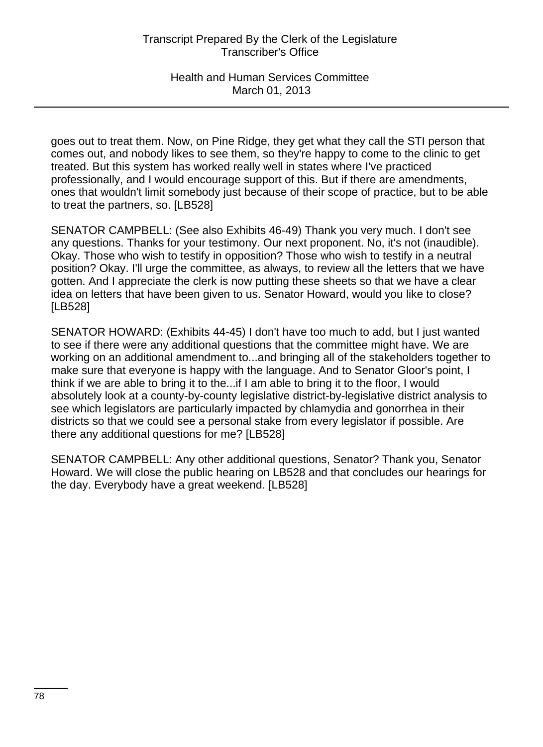goes out to treat them. Now, on Pine Ridge, they get what they call the STI person that comes out, and nobody likes to see them, so they're happy to come to the clinic to get treated. But this system has worked really well in states where I've practiced professionally, and I would encourage support of this. But if there are amendments, ones that wouldn't limit somebody just because of their scope of practice, but to be able to treat the partners, so. [LB528]

SENATOR CAMPBELL: (See also Exhibits 46-49) Thank you very much. I don't see any questions. Thanks for your testimony. Our next proponent. No, it's not (inaudible). Okay. Those who wish to testify in opposition? Those who wish to testify in a neutral position? Okay. I'll urge the committee, as always, to review all the letters that we have gotten. And I appreciate the clerk is now putting these sheets so that we have a clear idea on letters that have been given to us. Senator Howard, would you like to close? [LB528]

SENATOR HOWARD: (Exhibits 44-45) I don't have too much to add, but I just wanted to see if there were any additional questions that the committee might have. We are working on an additional amendment to...and bringing all of the stakeholders together to make sure that everyone is happy with the language. And to Senator Gloor's point, I think if we are able to bring it to the...if I am able to bring it to the floor, I would absolutely look at a county-by-county legislative district-by-legislative district analysis to see which legislators are particularly impacted by chlamydia and gonorrhea in their districts so that we could see a personal stake from every legislator if possible. Are there any additional questions for me? [LB528]

SENATOR CAMPBELL: Any other additional questions, Senator? Thank you, Senator Howard. We will close the public hearing on LB528 and that concludes our hearings for the day. Everybody have a great weekend. [LB528]